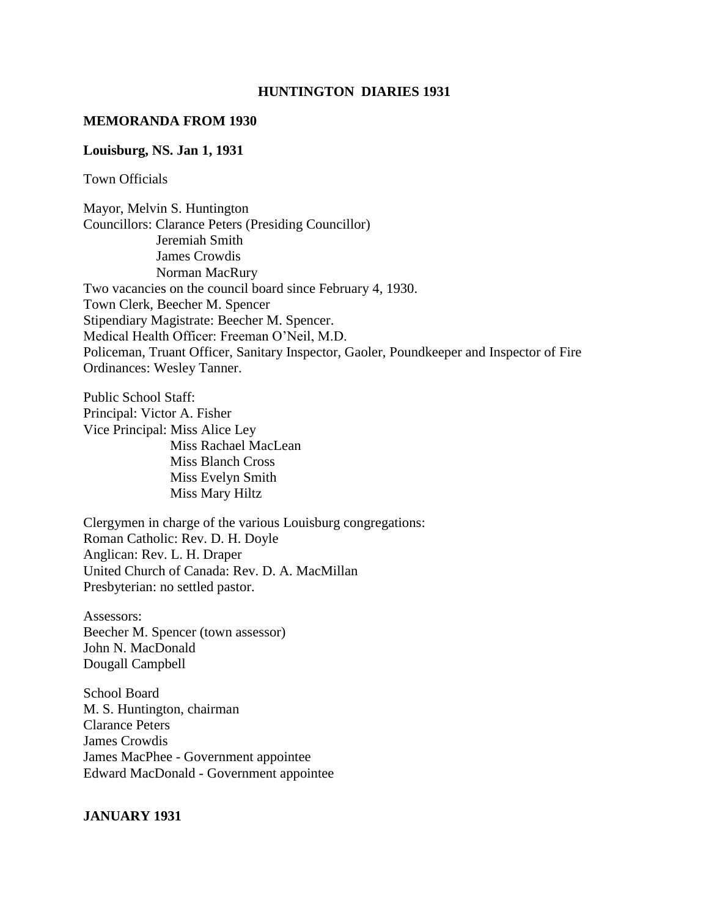# HUNTINGTON DIARIES 1931

## MEMORANDA FROM 1930

**Louisburg, NS. Jan 1, 1931**

Town Officials

Mayor, Melvin S. Huntington
Councillors: Clarance Peters (Presiding Councillor)
Jeremiah Smith
James Crowdis
Norman MacRury
Two vacancies on the council board since February 4, 1930.
Town Clerk, Beecher M. Spencer
Stipendiary Magistrate: Beecher M. Spencer.
Medical Health Officer: Freeman O'Neil, M.D.
Policeman, Truant Officer, Sanitary Inspector, Gaoler, Poundkeeper and Inspector of Fire Ordinances: Wesley Tanner.

Public School Staff:
Principal: Victor A. Fisher
Vice Principal: Miss Alice Ley
Miss Rachael MacLean
Miss Blanch Cross
Miss Evelyn Smith
Miss Mary Hiltz

Clergymen in charge of the various Louisburg congregations:
Roman Catholic: Rev. D. H. Doyle
Anglican: Rev. L. H. Draper
United Church of Canada: Rev. D. A. MacMillan
Presbyterian: no settled pastor.

Assessors:
Beecher M. Spencer (town assessor)
John N. MacDonald
Dougall Campbell

School Board
M. S. Huntington, chairman
Clarance Peters
James Crowdis
James MacPhee - Government appointee
Edward MacDonald - Government appointee

## JANUARY 1931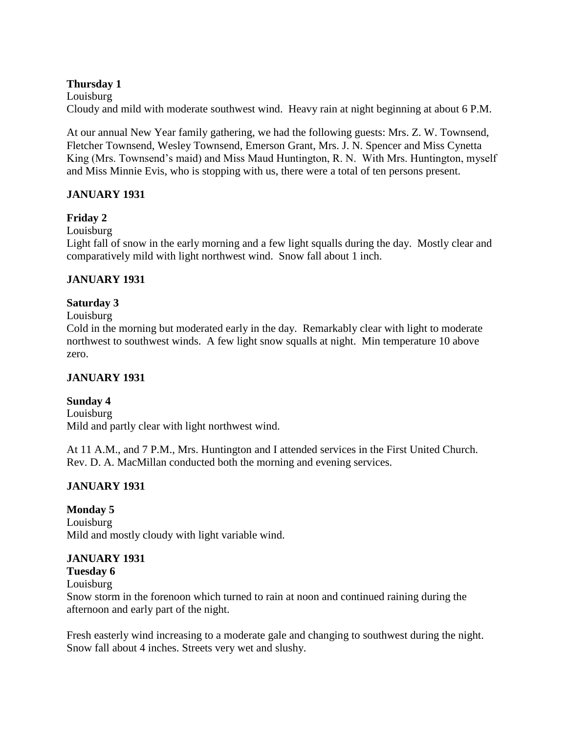**Thursday 1**

Louisburg

Cloudy and mild with moderate southwest wind. Heavy rain at night beginning at about 6 P.M.

At our annual New Year family gathering, we had the following guests: Mrs. Z. W. Townsend, Fletcher Townsend, Wesley Townsend, Emerson Grant, Mrs. J. N. Spencer and Miss Cynetta King (Mrs. Townsend's maid) and Miss Maud Huntington, R. N. With Mrs. Huntington, myself and Miss Minnie Evis, who is stopping with us, there were a total of ten persons present.

**JANUARY 1931**

**Friday 2**

Louisburg

Light fall of snow in the early morning and a few light squalls during the day. Mostly clear and comparatively mild with light northwest wind. Snow fall about 1 inch.

**JANUARY 1931**

**Saturday 3**

Louisburg

Cold in the morning but moderated early in the day. Remarkably clear with light to moderate northwest to southwest winds. A few light snow squalls at night. Min temperature 10 above zero.

**JANUARY 1931**

**Sunday 4**

Louisburg

Mild and partly clear with light northwest wind.

At 11 A.M., and 7 P.M., Mrs. Huntington and I attended services in the First United Church. Rev. D. A. MacMillan conducted both the morning and evening services.

**JANUARY 1931**

**Monday 5**

Louisburg

Mild and mostly cloudy with light variable wind.

**JANUARY 1931**

**Tuesday 6**

Louisburg

Snow storm in the forenoon which turned to rain at noon and continued raining during the afternoon and early part of the night.

Fresh easterly wind increasing to a moderate gale and changing to southwest during the night. Snow fall about 4 inches. Streets very wet and slushy.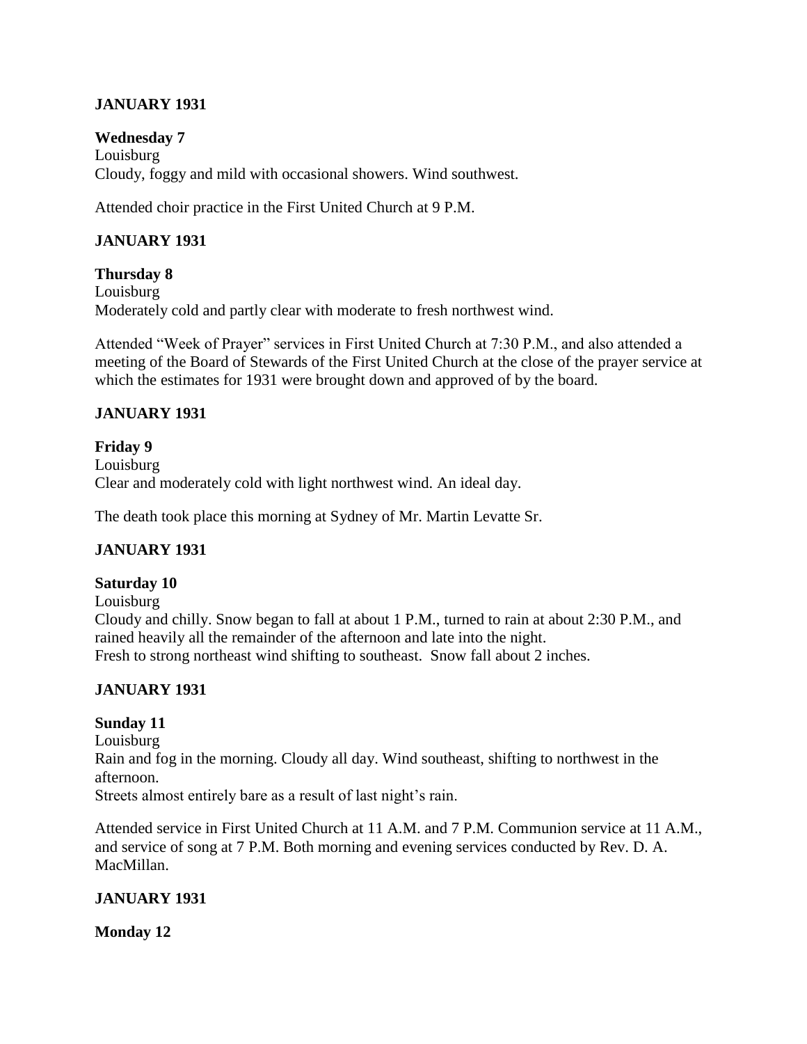**JANUARY 1931**

**Wednesday 7**
Louisburg
Cloudy, foggy and mild with occasional showers. Wind southwest.

Attended choir practice in the First United Church at 9 P.M.

**JANUARY 1931**

**Thursday 8**
Louisburg
Moderately cold and partly clear with moderate to fresh northwest wind.

Attended "Week of Prayer" services in First United Church at 7:30 P.M., and also attended a meeting of the Board of Stewards of the First United Church at the close of the prayer service at which the estimates for 1931 were brought down and approved of by the board.

**JANUARY 1931**

**Friday 9**
Louisburg
Clear and moderately cold with light northwest wind. An ideal day.

The death took place this morning at Sydney of Mr. Martin Levatte Sr.

**JANUARY 1931**

**Saturday 10**
Louisburg
Cloudy and chilly. Snow began to fall at about 1 P.M., turned to rain at about 2:30 P.M., and rained heavily all the remainder of the afternoon and late into the night.
Fresh to strong northeast wind shifting to southeast. Snow fall about 2 inches.

**JANUARY 1931**

**Sunday 11**
Louisburg
Rain and fog in the morning. Cloudy all day. Wind southeast, shifting to northwest in the afternoon.
Streets almost entirely bare as a result of last night's rain.

Attended service in First United Church at 11 A.M. and 7 P.M. Communion service at 11 A.M., and service of song at 7 P.M. Both morning and evening services conducted by Rev. D. A. MacMillan.

**JANUARY 1931**

**Monday 12**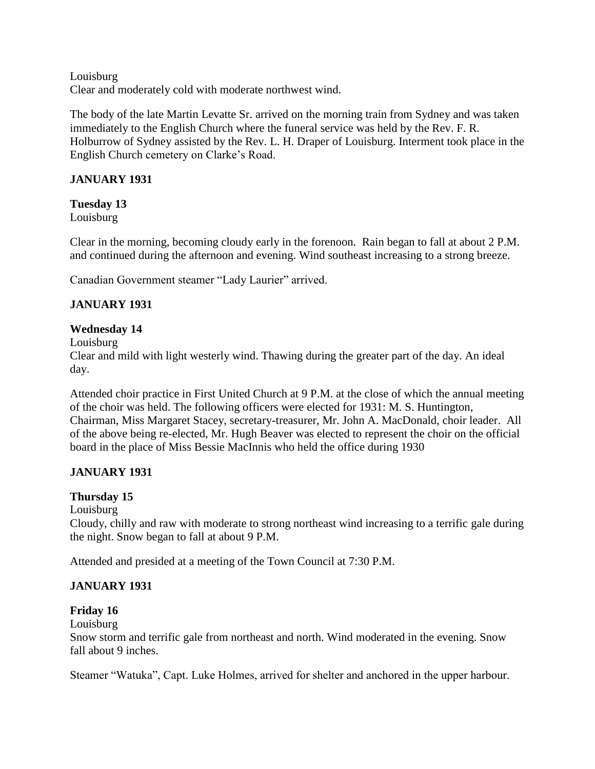Louisburg
Clear and moderately cold with moderate northwest wind.

The body of the late Martin Levatte Sr. arrived on the morning train from Sydney and was taken immediately to the English Church where the funeral service was held by the Rev. F. R. Holburrow of Sydney assisted by the Rev. L. H. Draper of Louisburg. Interment took place in the English Church cemetery on Clarke's Road.

**JANUARY 1931**

**Tuesday 13**
Louisburg

Clear in the morning, becoming cloudy early in the forenoon. Rain began to fall at about 2 P.M. and continued during the afternoon and evening. Wind southeast increasing to a strong breeze.

Canadian Government steamer "Lady Laurier" arrived.

**JANUARY 1931**

**Wednesday 14**
Louisburg
Clear and mild with light westerly wind. Thawing during the greater part of the day. An ideal day.

Attended choir practice in First United Church at 9 P.M. at the close of which the annual meeting of the choir was held. The following officers were elected for 1931: M. S. Huntington, Chairman, Miss Margaret Stacey, secretary-treasurer, Mr. John A. MacDonald, choir leader. All of the above being re-elected, Mr. Hugh Beaver was elected to represent the choir on the official board in the place of Miss Bessie MacInnis who held the office during 1930

**JANUARY 1931**

**Thursday 15**
Louisburg
Cloudy, chilly and raw with moderate to strong northeast wind increasing to a terrific gale during the night. Snow began to fall at about 9 P.M.

Attended and presided at a meeting of the Town Council at 7:30 P.M.

**JANUARY 1931**

**Friday 16**
Louisburg
Snow storm and terrific gale from northeast and north. Wind moderated in the evening. Snow fall about 9 inches.

Steamer "Watuka", Capt. Luke Holmes, arrived for shelter and anchored in the upper harbour.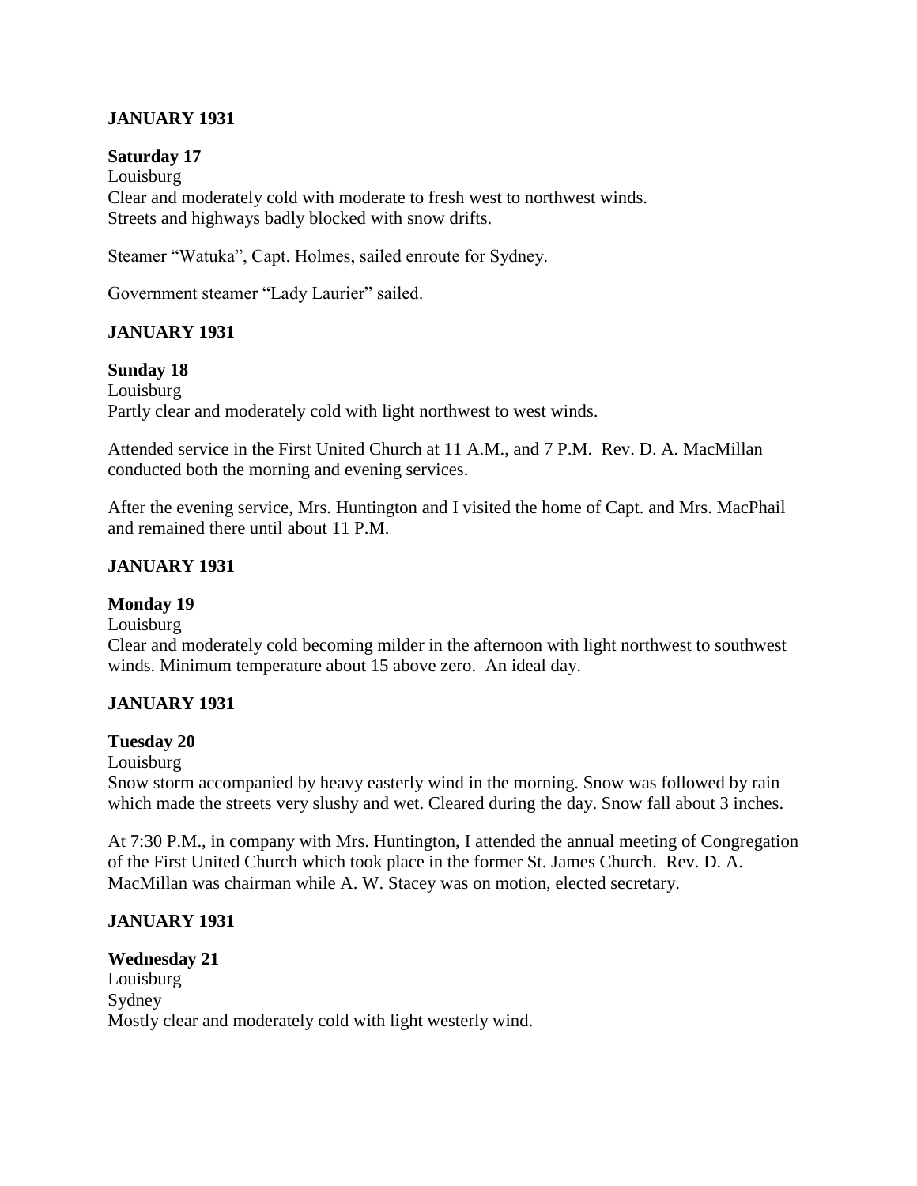## JANUARY 1931

**Saturday 17**
Louisburg
Clear and moderately cold with moderate to fresh west to northwest winds. Streets and highways badly blocked with snow drifts.

Steamer "Watuka", Capt. Holmes, sailed enroute for Sydney.

Government steamer "Lady Laurier" sailed.

## JANUARY 1931

**Sunday 18**
Louisburg
Partly clear and moderately cold with light northwest to west winds.

Attended service in the First United Church at 11 A.M., and 7 P.M. Rev. D. A. MacMillan conducted both the morning and evening services.

After the evening service, Mrs. Huntington and I visited the home of Capt. and Mrs. MacPhail and remained there until about 11 P.M.

## JANUARY 1931

**Monday 19**
Louisburg
Clear and moderately cold becoming milder in the afternoon with light northwest to southwest winds. Minimum temperature about 15 above zero. An ideal day.

## JANUARY 1931

**Tuesday 20**
Louisburg
Snow storm accompanied by heavy easterly wind in the morning. Snow was followed by rain which made the streets very slushy and wet. Cleared during the day. Snow fall about 3 inches.

At 7:30 P.M., in company with Mrs. Huntington, I attended the annual meeting of Congregation of the First United Church which took place in the former St. James Church. Rev. D. A. MacMillan was chairman while A. W. Stacey was on motion, elected secretary.

## JANUARY 1931

**Wednesday 21**
Louisburg
Sydney
Mostly clear and moderately cold with light westerly wind.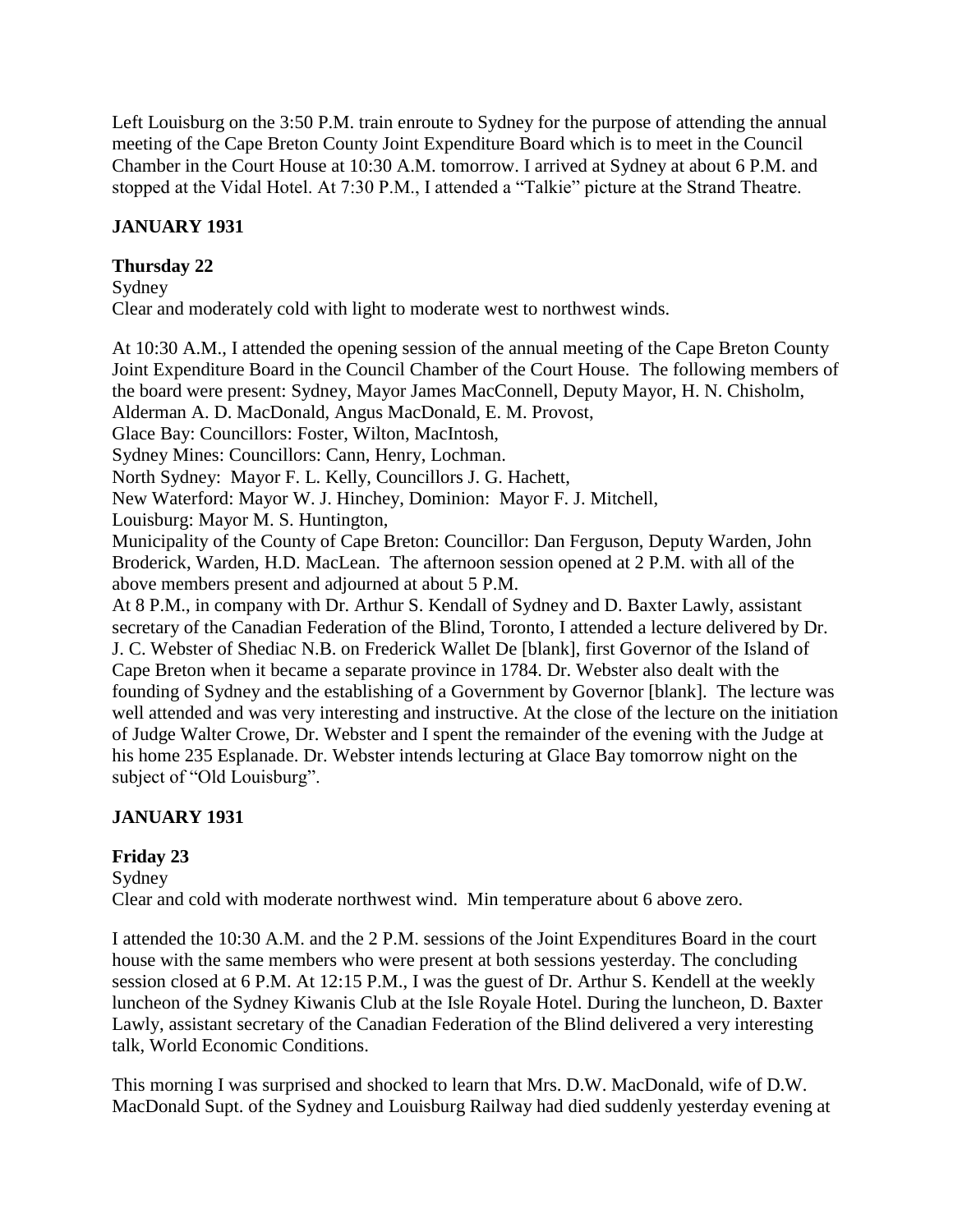Left Louisburg on the 3:50 P.M. train enroute to Sydney for the purpose of attending the annual meeting of the Cape Breton County Joint Expenditure Board which is to meet in the Council Chamber in the Court House at 10:30 A.M. tomorrow. I arrived at Sydney at about 6 P.M. and stopped at the Vidal Hotel. At 7:30 P.M., I attended a "Talkie" picture at the Strand Theatre.

## JANUARY 1931

### Thursday 22

Sydney

Clear and moderately cold with light to moderate west to northwest winds.

At 10:30 A.M., I attended the opening session of the annual meeting of the Cape Breton County Joint Expenditure Board in the Council Chamber of the Court House. The following members of the board were present: Sydney, Mayor James MacConnell, Deputy Mayor, H. N. Chisholm, Alderman A. D. MacDonald, Angus MacDonald, E. M. Provost,
Glace Bay: Councillors: Foster, Wilton, MacIntosh,
Sydney Mines: Councillors: Cann, Henry, Lochman.
North Sydney: Mayor F. L. Kelly, Councillors J. G. Hachett,
New Waterford: Mayor W. J. Hinchey, Dominion: Mayor F. J. Mitchell,
Louisburg: Mayor M. S. Huntington,
Municipality of the County of Cape Breton: Councillor: Dan Ferguson, Deputy Warden, John Broderick, Warden, H.D. MacLean. The afternoon session opened at 2 P.M. with all of the above members present and adjourned at about 5 P.M.
At 8 P.M., in company with Dr. Arthur S. Kendall of Sydney and D. Baxter Lawly, assistant secretary of the Canadian Federation of the Blind, Toronto, I attended a lecture delivered by Dr. J. C. Webster of Shediac N.B. on Frederick Wallet De [blank], first Governor of the Island of Cape Breton when it became a separate province in 1784. Dr. Webster also dealt with the founding of Sydney and the establishing of a Government by Governor [blank]. The lecture was well attended and was very interesting and instructive. At the close of the lecture on the initiation of Judge Walter Crowe, Dr. Webster and I spent the remainder of the evening with the Judge at his home 235 Esplanade. Dr. Webster intends lecturing at Glace Bay tomorrow night on the subject of "Old Louisburg".

## JANUARY 1931

### Friday 23

Sydney

Clear and cold with moderate northwest wind. Min temperature about 6 above zero.

I attended the 10:30 A.M. and the 2 P.M. sessions of the Joint Expenditures Board in the court house with the same members who were present at both sessions yesterday. The concluding session closed at 6 P.M. At 12:15 P.M., I was the guest of Dr. Arthur S. Kendell at the weekly luncheon of the Sydney Kiwanis Club at the Isle Royale Hotel. During the luncheon, D. Baxter Lawly, assistant secretary of the Canadian Federation of the Blind delivered a very interesting talk, World Economic Conditions.

This morning I was surprised and shocked to learn that Mrs. D.W. MacDonald, wife of D.W. MacDonald Supt. of the Sydney and Louisburg Railway had died suddenly yesterday evening at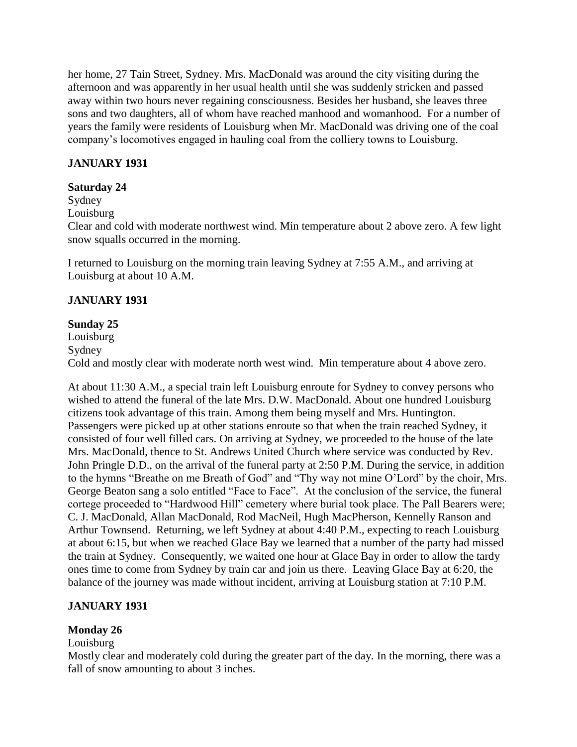her home, 27 Tain Street, Sydney. Mrs. MacDonald was around the city visiting during the afternoon and was apparently in her usual health until she was suddenly stricken and passed away within two hours never regaining consciousness. Besides her husband, she leaves three sons and two daughters, all of whom have reached manhood and womanhood. For a number of years the family were residents of Louisburg when Mr. MacDonald was driving one of the coal company's locomotives engaged in hauling coal from the colliery towns to Louisburg.

## JANUARY 1931

**Saturday 24**

Sydney
Louisburg
Clear and cold with moderate northwest wind. Min temperature about 2 above zero. A few light snow squalls occurred in the morning.

I returned to Louisburg on the morning train leaving Sydney at 7:55 A.M., and arriving at Louisburg at about 10 A.M.

## JANUARY 1931

**Sunday 25**

Louisburg
Sydney
Cold and mostly clear with moderate north west wind. Min temperature about 4 above zero.

At about 11:30 A.M., a special train left Louisburg enroute for Sydney to convey persons who wished to attend the funeral of the late Mrs. D.W. MacDonald. About one hundred Louisburg citizens took advantage of this train. Among them being myself and Mrs. Huntington. Passengers were picked up at other stations enroute so that when the train reached Sydney, it consisted of four well filled cars. On arriving at Sydney, we proceeded to the house of the late Mrs. MacDonald, thence to St. Andrews United Church where service was conducted by Rev. John Pringle D.D., on the arrival of the funeral party at 2:50 P.M. During the service, in addition to the hymns "Breathe on me Breath of God" and "Thy way not mine O'Lord" by the choir, Mrs. George Beaton sang a solo entitled "Face to Face". At the conclusion of the service, the funeral cortege proceeded to "Hardwood Hill" cemetery where burial took place. The Pall Bearers were; C. J. MacDonald, Allan MacDonald, Rod MacNeil, Hugh MacPherson, Kennelly Ranson and Arthur Townsend. Returning, we left Sydney at about 4:40 P.M., expecting to reach Louisburg at about 6:15, but when we reached Glace Bay we learned that a number of the party had missed the train at Sydney. Consequently, we waited one hour at Glace Bay in order to allow the tardy ones time to come from Sydney by train car and join us there. Leaving Glace Bay at 6:20, the balance of the journey was made without incident, arriving at Louisburg station at 7:10 P.M.

## JANUARY 1931

**Monday 26**

Louisburg
Mostly clear and moderately cold during the greater part of the day. In the morning, there was a fall of snow amounting to about 3 inches.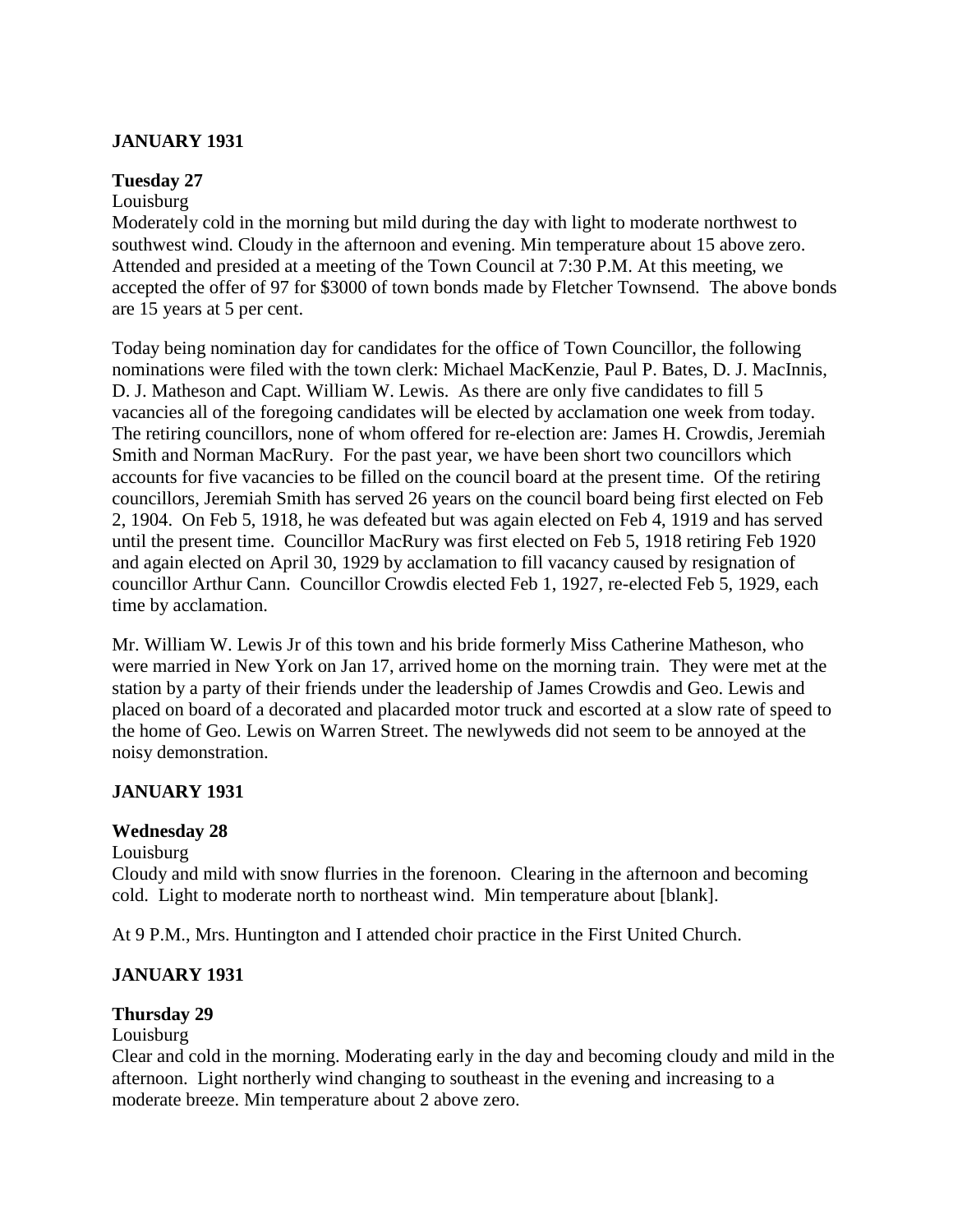**JANUARY 1931**

**Tuesday 27**

Louisburg

Moderately cold in the morning but mild during the day with light to moderate northwest to southwest wind. Cloudy in the afternoon and evening. Min temperature about 15 above zero. Attended and presided at a meeting of the Town Council at 7:30 P.M. At this meeting, we accepted the offer of 97 for $3000 of town bonds made by Fletcher Townsend. The above bonds are 15 years at 5 per cent.

Today being nomination day for candidates for the office of Town Councillor, the following nominations were filed with the town clerk: Michael MacKenzie, Paul P. Bates, D. J. MacInnis, D. J. Matheson and Capt. William W. Lewis. As there are only five candidates to fill 5 vacancies all of the foregoing candidates will be elected by acclamation one week from today. The retiring councillors, none of whom offered for re-election are: James H. Crowdis, Jeremiah Smith and Norman MacRury. For the past year, we have been short two councillors which accounts for five vacancies to be filled on the council board at the present time. Of the retiring councillors, Jeremiah Smith has served 26 years on the council board being first elected on Feb 2, 1904. On Feb 5, 1918, he was defeated but was again elected on Feb 4, 1919 and has served until the present time. Councillor MacRury was first elected on Feb 5, 1918 retiring Feb 1920 and again elected on April 30, 1929 by acclamation to fill vacancy caused by resignation of councillor Arthur Cann. Councillor Crowdis elected Feb 1, 1927, re-elected Feb 5, 1929, each time by acclamation.

Mr. William W. Lewis Jr of this town and his bride formerly Miss Catherine Matheson, who were married in New York on Jan 17, arrived home on the morning train. They were met at the station by a party of their friends under the leadership of James Crowdis and Geo. Lewis and placed on board of a decorated and placarded motor truck and escorted at a slow rate of speed to the home of Geo. Lewis on Warren Street. The newlyweds did not seem to be annoyed at the noisy demonstration.

**JANUARY 1931**

**Wednesday 28**

Louisburg

Cloudy and mild with snow flurries in the forenoon. Clearing in the afternoon and becoming cold. Light to moderate north to northeast wind. Min temperature about [blank].

At 9 P.M., Mrs. Huntington and I attended choir practice in the First United Church.

**JANUARY 1931**

**Thursday 29**

Louisburg

Clear and cold in the morning. Moderating early in the day and becoming cloudy and mild in the afternoon. Light northerly wind changing to southeast in the evening and increasing to a moderate breeze. Min temperature about 2 above zero.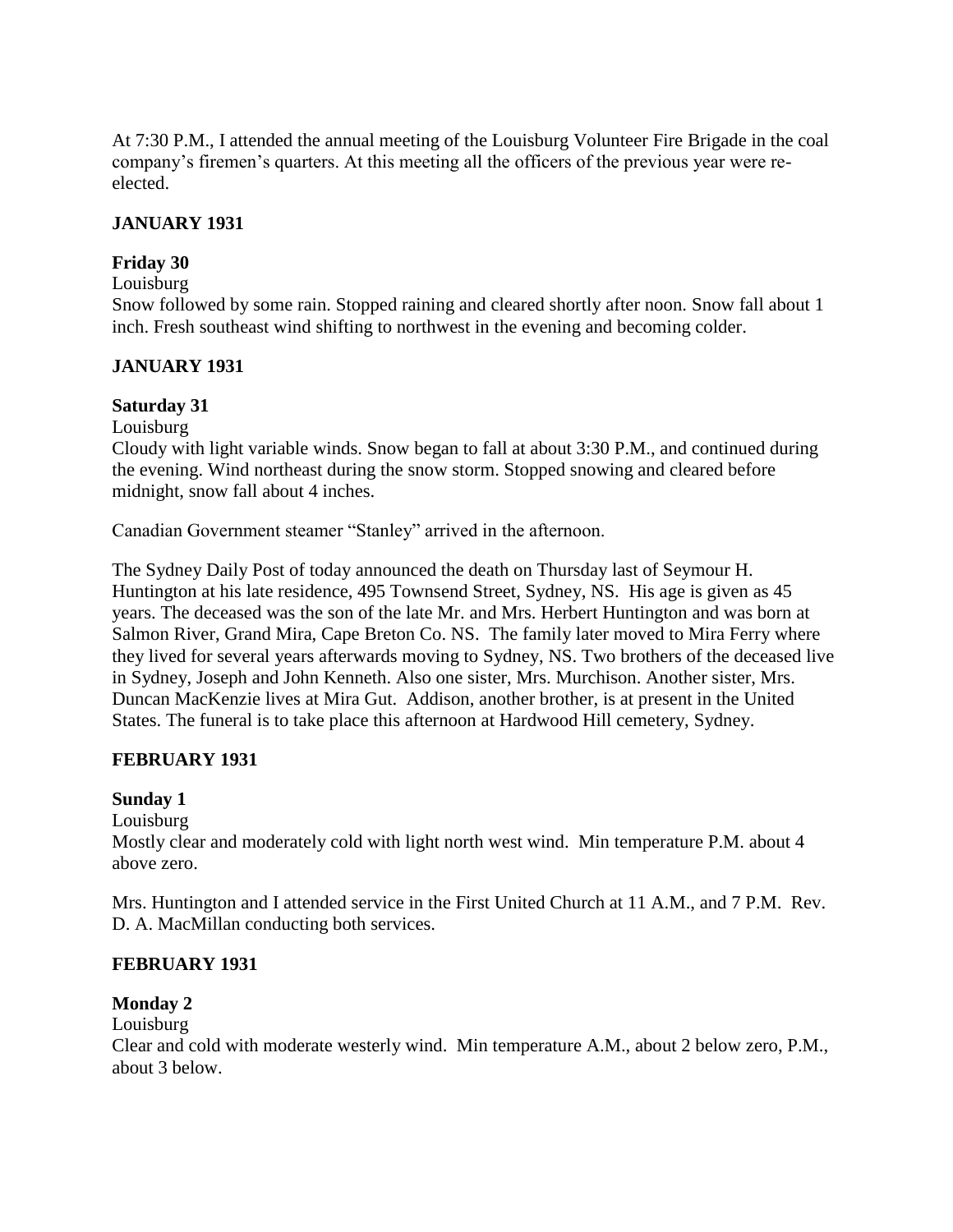At 7:30 P.M., I attended the annual meeting of the Louisburg Volunteer Fire Brigade in the coal company's firemen's quarters. At this meeting all the officers of the previous year were re-elected.

**JANUARY 1931**

**Friday 30**

Louisburg

Snow followed by some rain. Stopped raining and cleared shortly after noon. Snow fall about 1 inch. Fresh southeast wind shifting to northwest in the evening and becoming colder.

**JANUARY 1931**

**Saturday 31**

Louisburg

Cloudy with light variable winds. Snow began to fall at about 3:30 P.M., and continued during the evening. Wind northeast during the snow storm. Stopped snowing and cleared before midnight, snow fall about 4 inches.

Canadian Government steamer "Stanley" arrived in the afternoon.

The Sydney Daily Post of today announced the death on Thursday last of Seymour H. Huntington at his late residence, 495 Townsend Street, Sydney, NS. His age is given as 45 years. The deceased was the son of the late Mr. and Mrs. Herbert Huntington and was born at Salmon River, Grand Mira, Cape Breton Co. NS. The family later moved to Mira Ferry where they lived for several years afterwards moving to Sydney, NS. Two brothers of the deceased live in Sydney, Joseph and John Kenneth. Also one sister, Mrs. Murchison. Another sister, Mrs. Duncan MacKenzie lives at Mira Gut. Addison, another brother, is at present in the United States. The funeral is to take place this afternoon at Hardwood Hill cemetery, Sydney.

**FEBRUARY 1931**

**Sunday 1**

Louisburg

Mostly clear and moderately cold with light north west wind. Min temperature P.M. about 4 above zero.

Mrs. Huntington and I attended service in the First United Church at 11 A.M., and 7 P.M. Rev. D. A. MacMillan conducting both services.

**FEBRUARY 1931**

**Monday 2**

Louisburg

Clear and cold with moderate westerly wind. Min temperature A.M., about 2 below zero, P.M., about 3 below.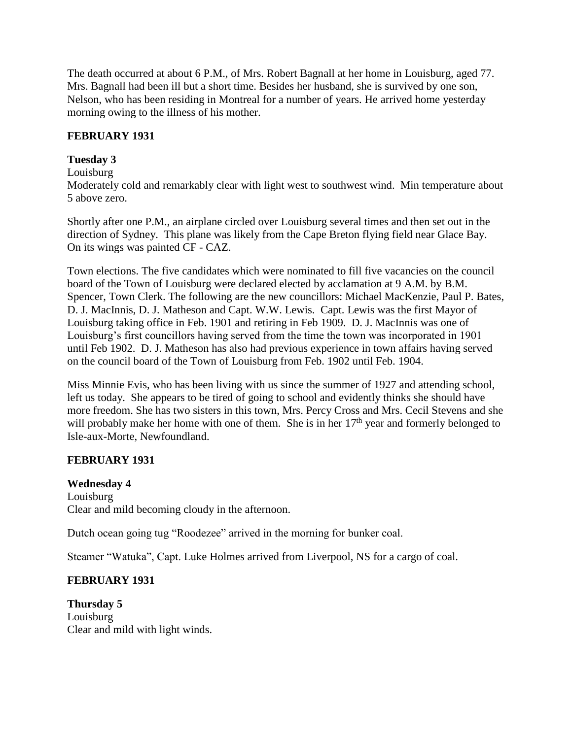The death occurred at about 6 P.M., of Mrs. Robert Bagnall at her home in Louisburg, aged 77. Mrs. Bagnall had been ill but a short time. Besides her husband, she is survived by one son, Nelson, who has been residing in Montreal for a number of years. He arrived home yesterday morning owing to the illness of his mother.

**FEBRUARY 1931**

**Tuesday 3**

Louisburg

Moderately cold and remarkably clear with light west to southwest wind. Min temperature about 5 above zero.

Shortly after one P.M., an airplane circled over Louisburg several times and then set out in the direction of Sydney. This plane was likely from the Cape Breton flying field near Glace Bay. On its wings was painted CF - CAZ.

Town elections. The five candidates which were nominated to fill five vacancies on the council board of the Town of Louisburg were declared elected by acclamation at 9 A.M. by B.M. Spencer, Town Clerk. The following are the new councillors: Michael MacKenzie, Paul P. Bates, D. J. MacInnis, D. J. Matheson and Capt. W.W. Lewis. Capt. Lewis was the first Mayor of Louisburg taking office in Feb. 1901 and retiring in Feb 1909. D. J. MacInnis was one of Louisburg's first councillors having served from the time the town was incorporated in 1901 until Feb 1902. D. J. Matheson has also had previous experience in town affairs having served on the council board of the Town of Louisburg from Feb. 1902 until Feb. 1904.

Miss Minnie Evis, who has been living with us since the summer of 1927 and attending school, left us today. She appears to be tired of going to school and evidently thinks she should have more freedom. She has two sisters in this town, Mrs. Percy Cross and Mrs. Cecil Stevens and she will probably make her home with one of them. She is in her 17th year and formerly belonged to Isle-aux-Morte, Newfoundland.

**FEBRUARY 1931**

**Wednesday 4**

Louisburg

Clear and mild becoming cloudy in the afternoon.

Dutch ocean going tug "Roodezee" arrived in the morning for bunker coal.

Steamer "Watuka", Capt. Luke Holmes arrived from Liverpool, NS for a cargo of coal.

**FEBRUARY 1931**

**Thursday 5**

Louisburg

Clear and mild with light winds.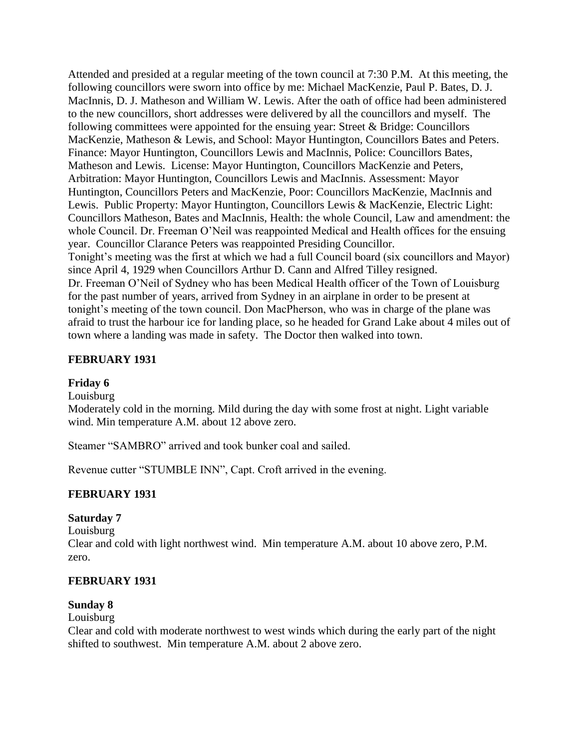Attended and presided at a regular meeting of the town council at 7:30 P.M. At this meeting, the following councillors were sworn into office by me: Michael MacKenzie, Paul P. Bates, D. J. MacInnis, D. J. Matheson and William W. Lewis. After the oath of office had been administered to the new councillors, short addresses were delivered by all the councillors and myself. The following committees were appointed for the ensuing year: Street & Bridge: Councillors MacKenzie, Matheson & Lewis, and School: Mayor Huntington, Councillors Bates and Peters. Finance: Mayor Huntington, Councillors Lewis and MacInnis, Police: Councillors Bates, Matheson and Lewis. License: Mayor Huntington, Councillors MacKenzie and Peters, Arbitration: Mayor Huntington, Councillors Lewis and MacInnis. Assessment: Mayor Huntington, Councillors Peters and MacKenzie, Poor: Councillors MacKenzie, MacInnis and Lewis. Public Property: Mayor Huntington, Councillors Lewis & MacKenzie, Electric Light: Councillors Matheson, Bates and MacInnis, Health: the whole Council, Law and amendment: the whole Council. Dr. Freeman O'Neil was reappointed Medical and Health offices for the ensuing year. Councillor Clarance Peters was reappointed Presiding Councillor.
Tonight's meeting was the first at which we had a full Council board (six councillors and Mayor) since April 4, 1929 when Councillors Arthur D. Cann and Alfred Tilley resigned.
Dr. Freeman O'Neil of Sydney who has been Medical Health officer of the Town of Louisburg for the past number of years, arrived from Sydney in an airplane in order to be present at tonight's meeting of the town council. Don MacPherson, who was in charge of the plane was afraid to trust the harbour ice for landing place, so he headed for Grand Lake about 4 miles out of town where a landing was made in safety. The Doctor then walked into town.

**FEBRUARY 1931**

**Friday 6**

Louisburg

Moderately cold in the morning. Mild during the day with some frost at night. Light variable wind. Min temperature A.M. about 12 above zero.

Steamer "SAMBRO" arrived and took bunker coal and sailed.

Revenue cutter "STUMBLE INN", Capt. Croft arrived in the evening.

**FEBRUARY 1931**

**Saturday 7**

Louisburg

Clear and cold with light northwest wind. Min temperature A.M. about 10 above zero, P.M. zero.

**FEBRUARY 1931**

**Sunday 8**

Louisburg

Clear and cold with moderate northwest to west winds which during the early part of the night shifted to southwest. Min temperature A.M. about 2 above zero.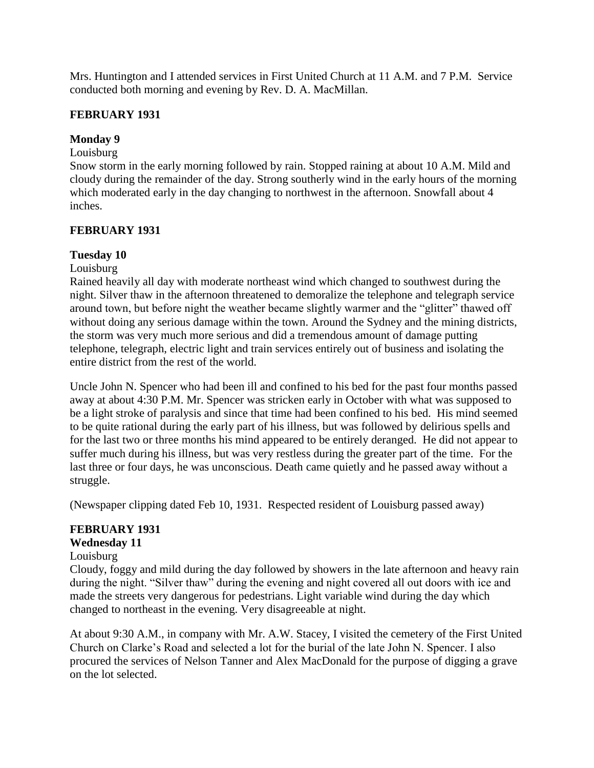Mrs. Huntington and I attended services in First United Church at 11 A.M. and 7 P.M. Service conducted both morning and evening by Rev. D. A. MacMillan.

**FEBRUARY 1931**

**Monday 9**

Louisburg

Snow storm in the early morning followed by rain. Stopped raining at about 10 A.M. Mild and cloudy during the remainder of the day. Strong southerly wind in the early hours of the morning which moderated early in the day changing to northwest in the afternoon. Snowfall about 4 inches.

**FEBRUARY 1931**

**Tuesday 10**

Louisburg

Rained heavily all day with moderate northeast wind which changed to southwest during the night. Silver thaw in the afternoon threatened to demoralize the telephone and telegraph service around town, but before night the weather became slightly warmer and the "glitter" thawed off without doing any serious damage within the town. Around the Sydney and the mining districts, the storm was very much more serious and did a tremendous amount of damage putting telephone, telegraph, electric light and train services entirely out of business and isolating the entire district from the rest of the world.

Uncle John N. Spencer who had been ill and confined to his bed for the past four months passed away at about 4:30 P.M. Mr. Spencer was stricken early in October with what was supposed to be a light stroke of paralysis and since that time had been confined to his bed. His mind seemed to be quite rational during the early part of his illness, but was followed by delirious spells and for the last two or three months his mind appeared to be entirely deranged. He did not appear to suffer much during his illness, but was very restless during the greater part of the time. For the last three or four days, he was unconscious. Death came quietly and he passed away without a struggle.

(Newspaper clipping dated Feb 10, 1931. Respected resident of Louisburg passed away)

**FEBRUARY 1931**

**Wednesday 11**

Louisburg

Cloudy, foggy and mild during the day followed by showers in the late afternoon and heavy rain during the night. "Silver thaw" during the evening and night covered all out doors with ice and made the streets very dangerous for pedestrians. Light variable wind during the day which changed to northeast in the evening. Very disagreeable at night.

At about 9:30 A.M., in company with Mr. A.W. Stacey, I visited the cemetery of the First United Church on Clarke's Road and selected a lot for the burial of the late John N. Spencer. I also procured the services of Nelson Tanner and Alex MacDonald for the purpose of digging a grave on the lot selected.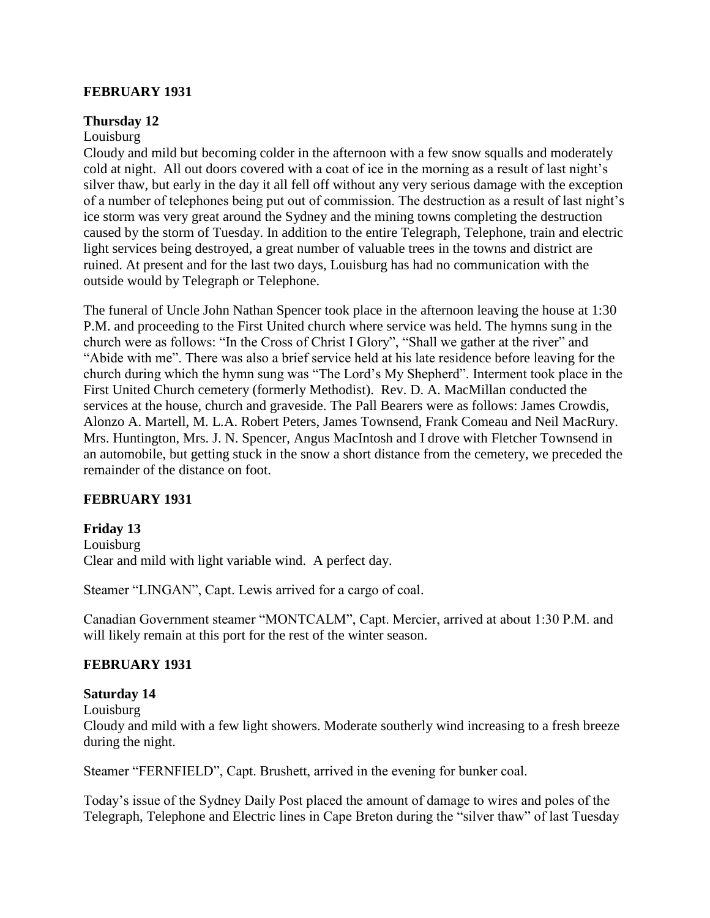**FEBRUARY 1931**

**Thursday 12**

Louisburg

Cloudy and mild but becoming colder in the afternoon with a few snow squalls and moderately cold at night. All out doors covered with a coat of ice in the morning as a result of last night's silver thaw, but early in the day it all fell off without any very serious damage with the exception of a number of telephones being put out of commission. The destruction as a result of last night's ice storm was very great around the Sydney and the mining towns completing the destruction caused by the storm of Tuesday. In addition to the entire Telegraph, Telephone, train and electric light services being destroyed, a great number of valuable trees in the towns and district are ruined. At present and for the last two days, Louisburg has had no communication with the outside would by Telegraph or Telephone.

The funeral of Uncle John Nathan Spencer took place in the afternoon leaving the house at 1:30 P.M. and proceeding to the First United church where service was held. The hymns sung in the church were as follows: "In the Cross of Christ I Glory", "Shall we gather at the river" and "Abide with me". There was also a brief service held at his late residence before leaving for the church during which the hymn sung was "The Lord's My Shepherd". Interment took place in the First United Church cemetery (formerly Methodist). Rev. D. A. MacMillan conducted the services at the house, church and graveside. The Pall Bearers were as follows: James Crowdis, Alonzo A. Martell, M. L.A. Robert Peters, James Townsend, Frank Comeau and Neil MacRury. Mrs. Huntington, Mrs. J. N. Spencer, Angus MacIntosh and I drove with Fletcher Townsend in an automobile, but getting stuck in the snow a short distance from the cemetery, we preceded the remainder of the distance on foot.

**FEBRUARY 1931**

**Friday 13**

Louisburg

Clear and mild with light variable wind. A perfect day.

Steamer "LINGAN", Capt. Lewis arrived for a cargo of coal.

Canadian Government steamer "MONTCALM", Capt. Mercier, arrived at about 1:30 P.M. and will likely remain at this port for the rest of the winter season.

**FEBRUARY 1931**

**Saturday 14**

Louisburg

Cloudy and mild with a few light showers. Moderate southerly wind increasing to a fresh breeze during the night.

Steamer "FERNFIELD", Capt. Brushett, arrived in the evening for bunker coal.

Today's issue of the Sydney Daily Post placed the amount of damage to wires and poles of the Telegraph, Telephone and Electric lines in Cape Breton during the "silver thaw" of last Tuesday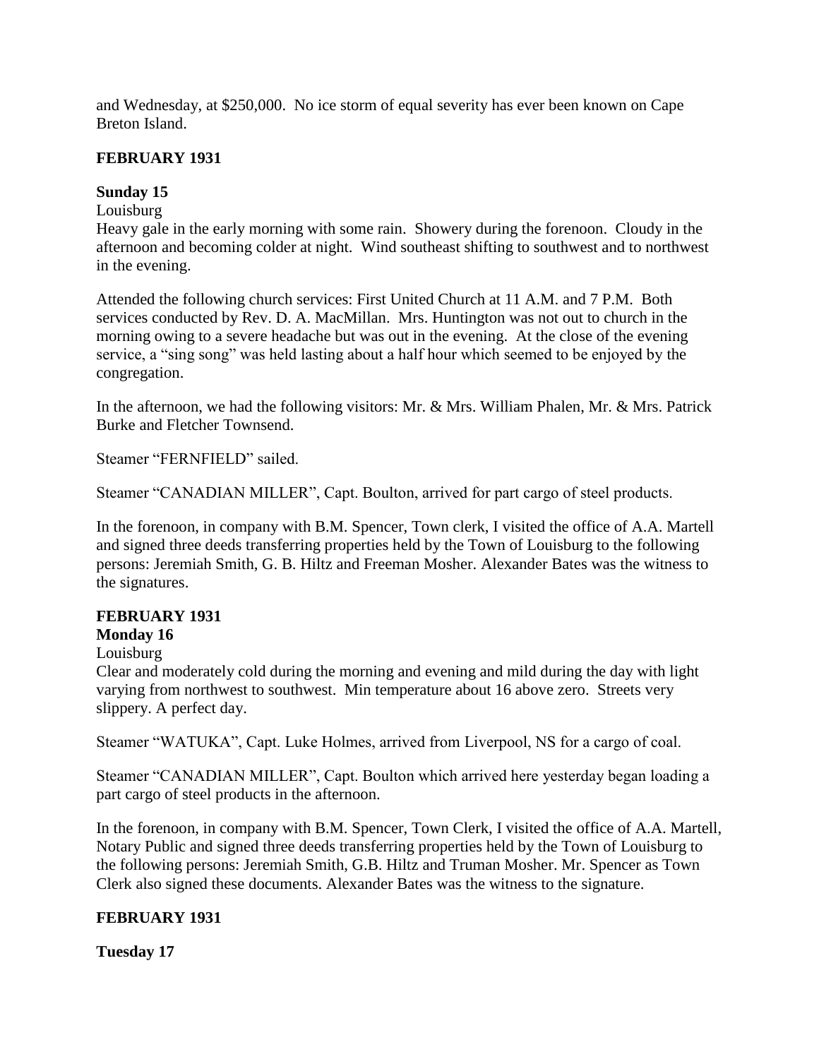and Wednesday, at $250,000. No ice storm of equal severity has ever been known on Cape Breton Island.

**FEBRUARY 1931**

**Sunday 15**

Louisburg

Heavy gale in the early morning with some rain. Showery during the forenoon. Cloudy in the afternoon and becoming colder at night. Wind southeast shifting to southwest and to northwest in the evening.

Attended the following church services: First United Church at 11 A.M. and 7 P.M. Both services conducted by Rev. D. A. MacMillan. Mrs. Huntington was not out to church in the morning owing to a severe headache but was out in the evening. At the close of the evening service, a "sing song" was held lasting about a half hour which seemed to be enjoyed by the congregation.

In the afternoon, we had the following visitors: Mr. & Mrs. William Phalen, Mr. & Mrs. Patrick Burke and Fletcher Townsend.

Steamer "FERNFIELD" sailed.

Steamer "CANADIAN MILLER", Capt. Boulton, arrived for part cargo of steel products.

In the forenoon, in company with B.M. Spencer, Town clerk, I visited the office of A.A. Martell and signed three deeds transferring properties held by the Town of Louisburg to the following persons: Jeremiah Smith, G. B. Hiltz and Freeman Mosher. Alexander Bates was the witness to the signatures.

**FEBRUARY 1931**

**Monday 16**

Louisburg

Clear and moderately cold during the morning and evening and mild during the day with light varying from northwest to southwest. Min temperature about 16 above zero. Streets very slippery. A perfect day.

Steamer "WATUKA", Capt. Luke Holmes, arrived from Liverpool, NS for a cargo of coal.

Steamer "CANADIAN MILLER", Capt. Boulton which arrived here yesterday began loading a part cargo of steel products in the afternoon.

In the forenoon, in company with B.M. Spencer, Town Clerk, I visited the office of A.A. Martell, Notary Public and signed three deeds transferring properties held by the Town of Louisburg to the following persons: Jeremiah Smith, G.B. Hiltz and Truman Mosher. Mr. Spencer as Town Clerk also signed these documents. Alexander Bates was the witness to the signature.

**FEBRUARY 1931**

**Tuesday 17**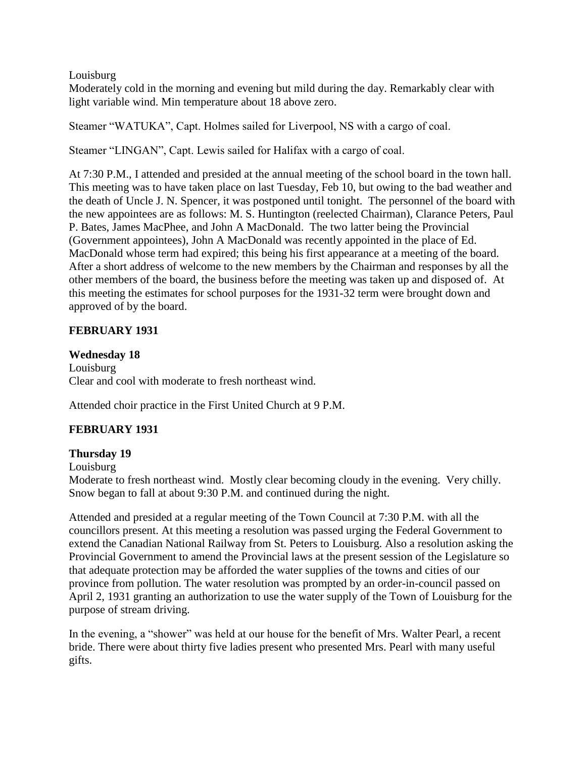Louisburg
Moderately cold in the morning and evening but mild during the day. Remarkably clear with light variable wind. Min temperature about 18 above zero.

Steamer "WATUKA", Capt. Holmes sailed for Liverpool, NS with a cargo of coal.

Steamer "LINGAN", Capt. Lewis sailed for Halifax with a cargo of coal.

At 7:30 P.M., I attended and presided at the annual meeting of the school board in the town hall. This meeting was to have taken place on last Tuesday, Feb 10, but owing to the bad weather and the death of Uncle J. N. Spencer, it was postponed until tonight. The personnel of the board with the new appointees are as follows: M. S. Huntington (reelected Chairman), Clarance Peters, Paul P. Bates, James MacPhee, and John A MacDonald. The two latter being the Provincial (Government appointees), John A MacDonald was recently appointed in the place of Ed. MacDonald whose term had expired; this being his first appearance at a meeting of the board. After a short address of welcome to the new members by the Chairman and responses by all the other members of the board, the business before the meeting was taken up and disposed of. At this meeting the estimates for school purposes for the 1931-32 term were brought down and approved of by the board.

**FEBRUARY 1931**

**Wednesday 18**
Louisburg
Clear and cool with moderate to fresh northeast wind.

Attended choir practice in the First United Church at 9 P.M.

**FEBRUARY 1931**

**Thursday 19**
Louisburg
Moderate to fresh northeast wind. Mostly clear becoming cloudy in the evening. Very chilly. Snow began to fall at about 9:30 P.M. and continued during the night.

Attended and presided at a regular meeting of the Town Council at 7:30 P.M. with all the councillors present. At this meeting a resolution was passed urging the Federal Government to extend the Canadian National Railway from St. Peters to Louisburg. Also a resolution asking the Provincial Government to amend the Provincial laws at the present session of the Legislature so that adequate protection may be afforded the water supplies of the towns and cities of our province from pollution. The water resolution was prompted by an order-in-council passed on April 2, 1931 granting an authorization to use the water supply of the Town of Louisburg for the purpose of stream driving.

In the evening, a "shower" was held at our house for the benefit of Mrs. Walter Pearl, a recent bride. There were about thirty five ladies present who presented Mrs. Pearl with many useful gifts.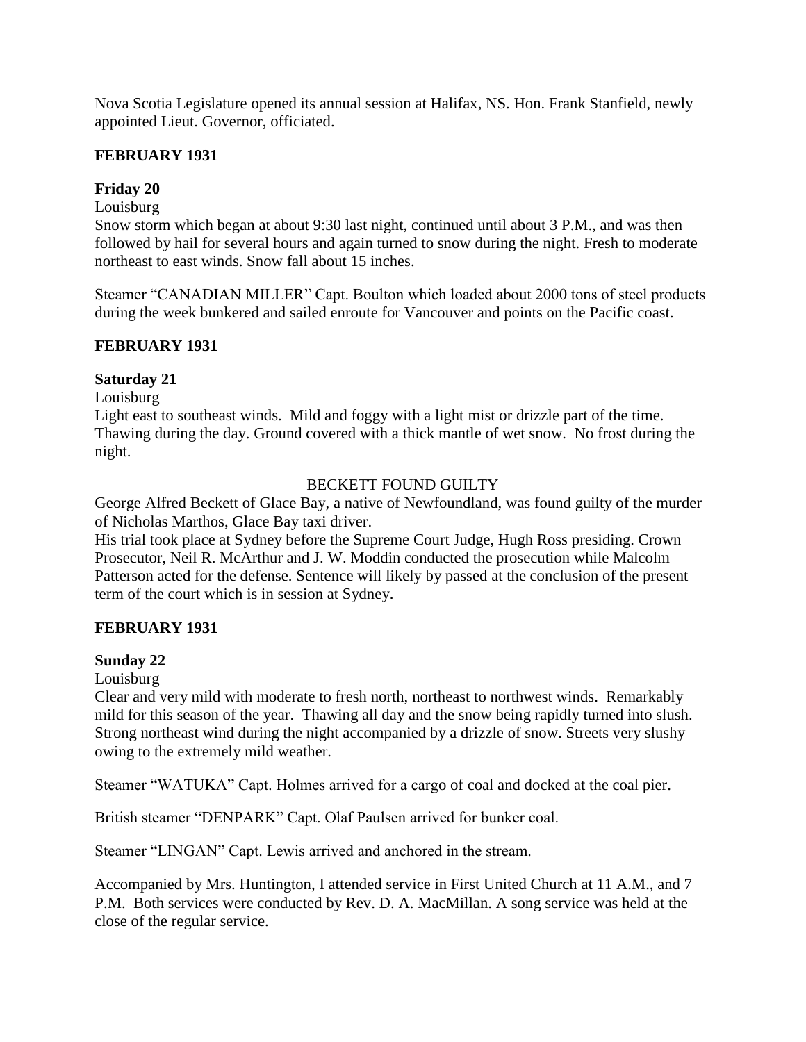Nova Scotia Legislature opened its annual session at Halifax, NS. Hon. Frank Stanfield, newly appointed Lieut. Governor, officiated.

## FEBRUARY 1931

### Friday 20

Louisburg

Snow storm which began at about 9:30 last night, continued until about 3 P.M., and was then followed by hail for several hours and again turned to snow during the night. Fresh to moderate northeast to east winds. Snow fall about 15 inches.

Steamer "CANADIAN MILLER" Capt. Boulton which loaded about 2000 tons of steel products during the week bunkered and sailed enroute for Vancouver and points on the Pacific coast.

## FEBRUARY 1931

### Saturday 21

Louisburg

Light east to southeast winds. Mild and foggy with a light mist or drizzle part of the time. Thawing during the day. Ground covered with a thick mantle of wet snow. No frost during the night.

BECKETT FOUND GUILTY

George Alfred Beckett of Glace Bay, a native of Newfoundland, was found guilty of the murder of Nicholas Marthos, Glace Bay taxi driver.

His trial took place at Sydney before the Supreme Court Judge, Hugh Ross presiding. Crown Prosecutor, Neil R. McArthur and J. W. Moddin conducted the prosecution while Malcolm Patterson acted for the defense. Sentence will likely by passed at the conclusion of the present term of the court which is in session at Sydney.

## FEBRUARY 1931

### Sunday 22

Louisburg

Clear and very mild with moderate to fresh north, northeast to northwest winds. Remarkably mild for this season of the year. Thawing all day and the snow being rapidly turned into slush. Strong northeast wind during the night accompanied by a drizzle of snow. Streets very slushy owing to the extremely mild weather.

Steamer "WATUKA" Capt. Holmes arrived for a cargo of coal and docked at the coal pier.

British steamer "DENPARK" Capt. Olaf Paulsen arrived for bunker coal.

Steamer "LINGAN" Capt. Lewis arrived and anchored in the stream.

Accompanied by Mrs. Huntington, I attended service in First United Church at 11 A.M., and 7 P.M. Both services were conducted by Rev. D. A. MacMillan. A song service was held at the close of the regular service.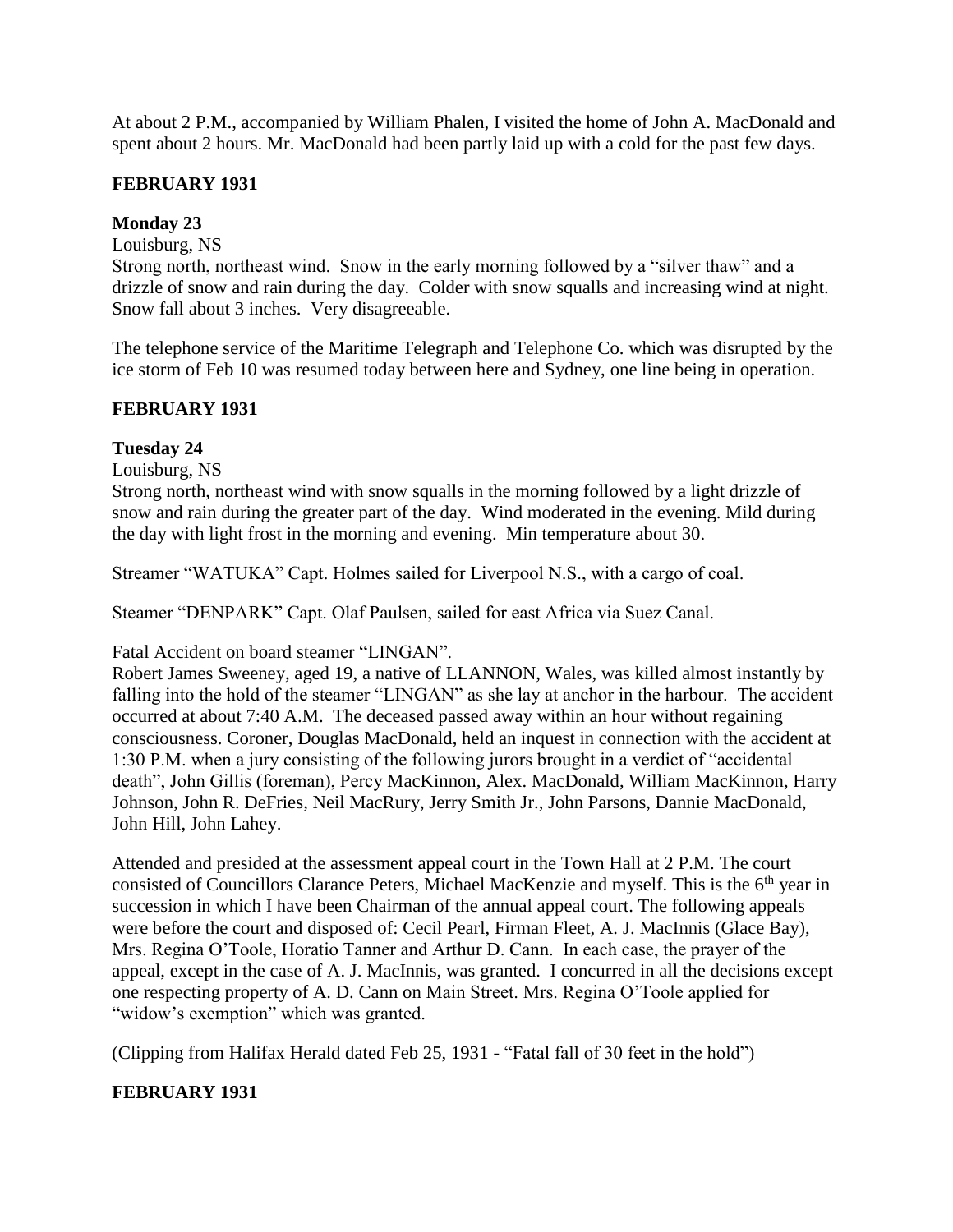At about 2 P.M., accompanied by William Phalen, I visited the home of John A. MacDonald and spent about 2 hours. Mr. MacDonald had been partly laid up with a cold for the past few days.

**FEBRUARY 1931**

**Monday 23**

Louisburg, NS

Strong north, northeast wind. Snow in the early morning followed by a "silver thaw" and a drizzle of snow and rain during the day. Colder with snow squalls and increasing wind at night. Snow fall about 3 inches. Very disagreeable.

The telephone service of the Maritime Telegraph and Telephone Co. which was disrupted by the ice storm of Feb 10 was resumed today between here and Sydney, one line being in operation.

**FEBRUARY 1931**

**Tuesday 24**

Louisburg, NS

Strong north, northeast wind with snow squalls in the morning followed by a light drizzle of snow and rain during the greater part of the day. Wind moderated in the evening. Mild during the day with light frost in the morning and evening. Min temperature about 30.

Streamer "WATUKA" Capt. Holmes sailed for Liverpool N.S., with a cargo of coal.

Steamer "DENPARK" Capt. Olaf Paulsen, sailed for east Africa via Suez Canal.

Fatal Accident on board steamer "LINGAN".

Robert James Sweeney, aged 19, a native of LLANNON, Wales, was killed almost instantly by falling into the hold of the steamer "LINGAN" as she lay at anchor in the harbour. The accident occurred at about 7:40 A.M. The deceased passed away within an hour without regaining consciousness. Coroner, Douglas MacDonald, held an inquest in connection with the accident at 1:30 P.M. when a jury consisting of the following jurors brought in a verdict of "accidental death", John Gillis (foreman), Percy MacKinnon, Alex. MacDonald, William MacKinnon, Harry Johnson, John R. DeFries, Neil MacRury, Jerry Smith Jr., John Parsons, Dannie MacDonald, John Hill, John Lahey.

Attended and presided at the assessment appeal court in the Town Hall at 2 P.M. The court consisted of Councillors Clarance Peters, Michael MacKenzie and myself. This is the 6th year in succession in which I have been Chairman of the annual appeal court. The following appeals were before the court and disposed of: Cecil Pearl, Firman Fleet, A. J. MacInnis (Glace Bay), Mrs. Regina O'Toole, Horatio Tanner and Arthur D. Cann. In each case, the prayer of the appeal, except in the case of A. J. MacInnis, was granted. I concurred in all the decisions except one respecting property of A. D. Cann on Main Street. Mrs. Regina O'Toole applied for "widow's exemption" which was granted.

(Clipping from Halifax Herald dated Feb 25, 1931 - "Fatal fall of 30 feet in the hold")

**FEBRUARY 1931**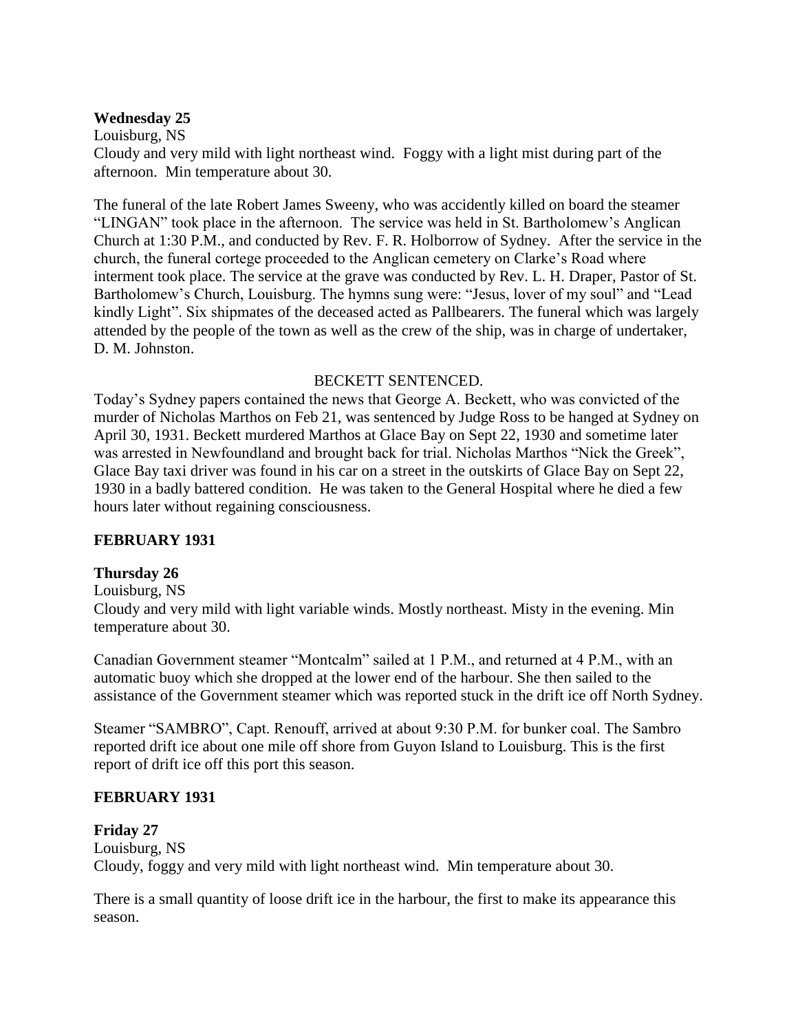**Wednesday 25**

Louisburg, NS

Cloudy and very mild with light northeast wind. Foggy with a light mist during part of the afternoon. Min temperature about 30.

The funeral of the late Robert James Sweeny, who was accidently killed on board the steamer "LINGAN" took place in the afternoon. The service was held in St. Bartholomew's Anglican Church at 1:30 P.M., and conducted by Rev. F. R. Holborrow of Sydney. After the service in the church, the funeral cortege proceeded to the Anglican cemetery on Clarke's Road where interment took place. The service at the grave was conducted by Rev. L. H. Draper, Pastor of St. Bartholomew's Church, Louisburg. The hymns sung were: "Jesus, lover of my soul" and "Lead kindly Light". Six shipmates of the deceased acted as Pallbearers. The funeral which was largely attended by the people of the town as well as the crew of the ship, was in charge of undertaker, D. M. Johnston.

BECKETT SENTENCED.

Today's Sydney papers contained the news that George A. Beckett, who was convicted of the murder of Nicholas Marthos on Feb 21, was sentenced by Judge Ross to be hanged at Sydney on April 30, 1931. Beckett murdered Marthos at Glace Bay on Sept 22, 1930 and sometime later was arrested in Newfoundland and brought back for trial. Nicholas Marthos "Nick the Greek", Glace Bay taxi driver was found in his car on a street in the outskirts of Glace Bay on Sept 22, 1930 in a badly battered condition. He was taken to the General Hospital where he died a few hours later without regaining consciousness.

**FEBRUARY 1931**

**Thursday 26**

Louisburg, NS

Cloudy and very mild with light variable winds. Mostly northeast. Misty in the evening. Min temperature about 30.

Canadian Government steamer "Montcalm" sailed at 1 P.M., and returned at 4 P.M., with an automatic buoy which she dropped at the lower end of the harbour. She then sailed to the assistance of the Government steamer which was reported stuck in the drift ice off North Sydney.

Steamer "SAMBRO", Capt. Renouff, arrived at about 9:30 P.M. for bunker coal. The Sambro reported drift ice about one mile off shore from Guyon Island to Louisburg. This is the first report of drift ice off this port this season.

**FEBRUARY 1931**

**Friday 27**

Louisburg, NS

Cloudy, foggy and very mild with light northeast wind. Min temperature about 30.

There is a small quantity of loose drift ice in the harbour, the first to make its appearance this season.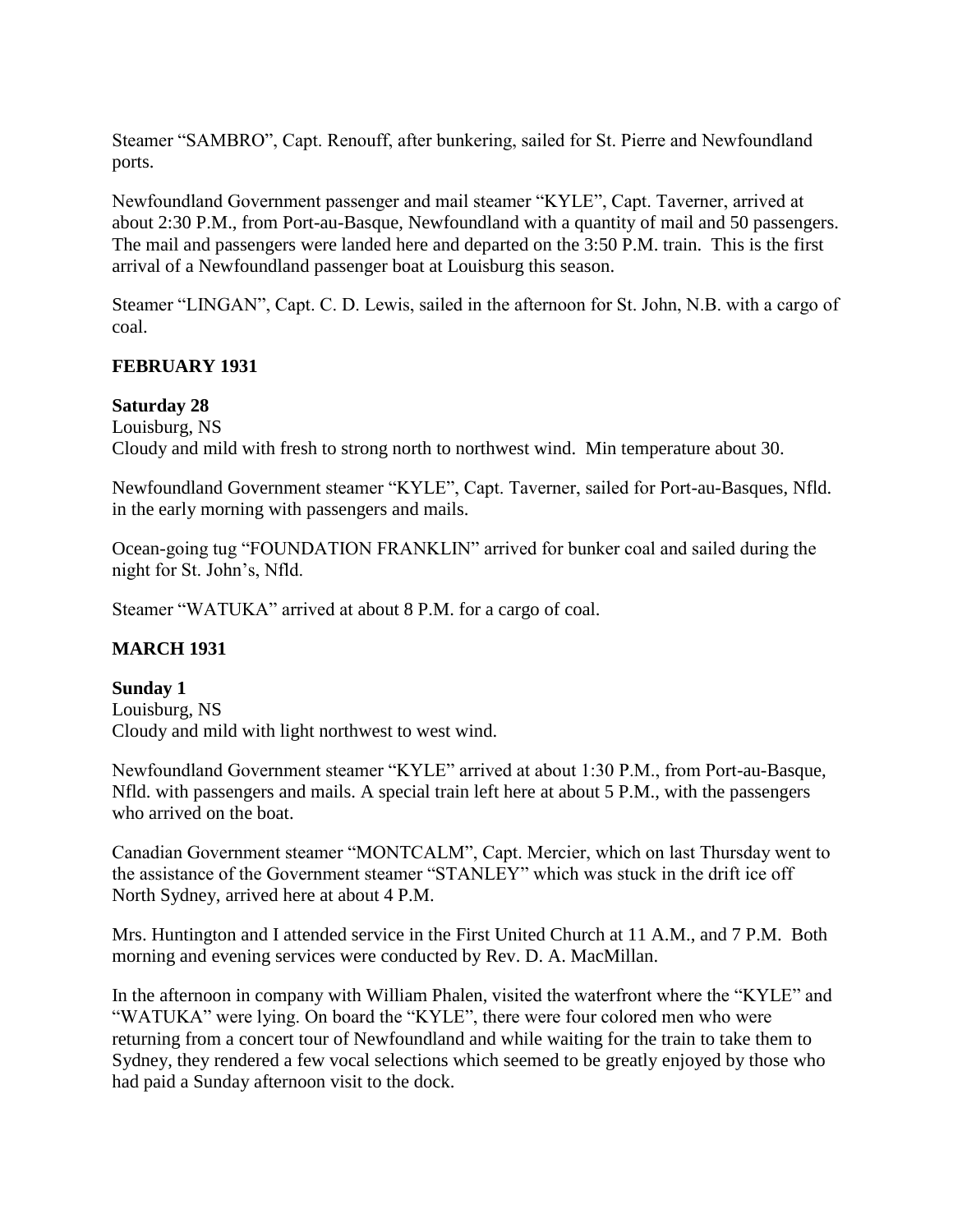Steamer "SAMBRO", Capt. Renouff, after bunkering, sailed for St. Pierre and Newfoundland ports.

Newfoundland Government passenger and mail steamer "KYLE", Capt. Taverner, arrived at about 2:30 P.M., from Port-au-Basque, Newfoundland with a quantity of mail and 50 passengers. The mail and passengers were landed here and departed on the 3:50 P.M. train. This is the first arrival of a Newfoundland passenger boat at Louisburg this season.

Steamer "LINGAN", Capt. C. D. Lewis, sailed in the afternoon for St. John, N.B. with a cargo of coal.

## FEBRUARY 1931

**Saturday 28**
Louisburg, NS
Cloudy and mild with fresh to strong north to northwest wind. Min temperature about 30.

Newfoundland Government steamer "KYLE", Capt. Taverner, sailed for Port-au-Basques, Nfld. in the early morning with passengers and mails.

Ocean-going tug "FOUNDATION FRANKLIN" arrived for bunker coal and sailed during the night for St. John's, Nfld.

Steamer "WATUKA" arrived at about 8 P.M. for a cargo of coal.

## MARCH 1931

**Sunday 1**
Louisburg, NS
Cloudy and mild with light northwest to west wind.

Newfoundland Government steamer "KYLE" arrived at about 1:30 P.M., from Port-au-Basque, Nfld. with passengers and mails. A special train left here at about 5 P.M., with the passengers who arrived on the boat.

Canadian Government steamer "MONTCALM", Capt. Mercier, which on last Thursday went to the assistance of the Government steamer "STANLEY" which was stuck in the drift ice off North Sydney, arrived here at about 4 P.M.

Mrs. Huntington and I attended service in the First United Church at 11 A.M., and 7 P.M. Both morning and evening services were conducted by Rev. D. A. MacMillan.

In the afternoon in company with William Phalen, visited the waterfront where the "KYLE" and "WATUKA" were lying. On board the "KYLE", there were four colored men who were returning from a concert tour of Newfoundland and while waiting for the train to take them to Sydney, they rendered a few vocal selections which seemed to be greatly enjoyed by those who had paid a Sunday afternoon visit to the dock.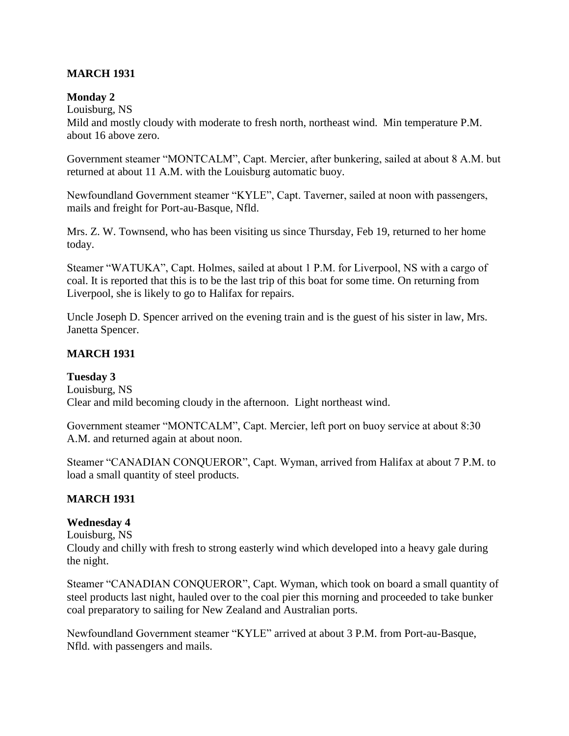**MARCH 1931**

**Monday 2**

Louisburg, NS

Mild and mostly cloudy with moderate to fresh north, northeast wind. Min temperature P.M. about 16 above zero.

Government steamer "MONTCALM", Capt. Mercier, after bunkering, sailed at about 8 A.M. but returned at about 11 A.M. with the Louisburg automatic buoy.

Newfoundland Government steamer "KYLE", Capt. Taverner, sailed at noon with passengers, mails and freight for Port-au-Basque, Nfld.

Mrs. Z. W. Townsend, who has been visiting us since Thursday, Feb 19, returned to her home today.

Steamer "WATUKA", Capt. Holmes, sailed at about 1 P.M. for Liverpool, NS with a cargo of coal. It is reported that this is to be the last trip of this boat for some time. On returning from Liverpool, she is likely to go to Halifax for repairs.

Uncle Joseph D. Spencer arrived on the evening train and is the guest of his sister in law, Mrs. Janetta Spencer.

**MARCH 1931**

**Tuesday 3**

Louisburg, NS

Clear and mild becoming cloudy in the afternoon. Light northeast wind.

Government steamer "MONTCALM", Capt. Mercier, left port on buoy service at about 8:30 A.M. and returned again at about noon.

Steamer "CANADIAN CONQUEROR", Capt. Wyman, arrived from Halifax at about 7 P.M. to load a small quantity of steel products.

**MARCH 1931**

**Wednesday 4**

Louisburg, NS

Cloudy and chilly with fresh to strong easterly wind which developed into a heavy gale during the night.

Steamer "CANADIAN CONQUEROR", Capt. Wyman, which took on board a small quantity of steel products last night, hauled over to the coal pier this morning and proceeded to take bunker coal preparatory to sailing for New Zealand and Australian ports.

Newfoundland Government steamer "KYLE" arrived at about 3 P.M. from Port-au-Basque, Nfld. with passengers and mails.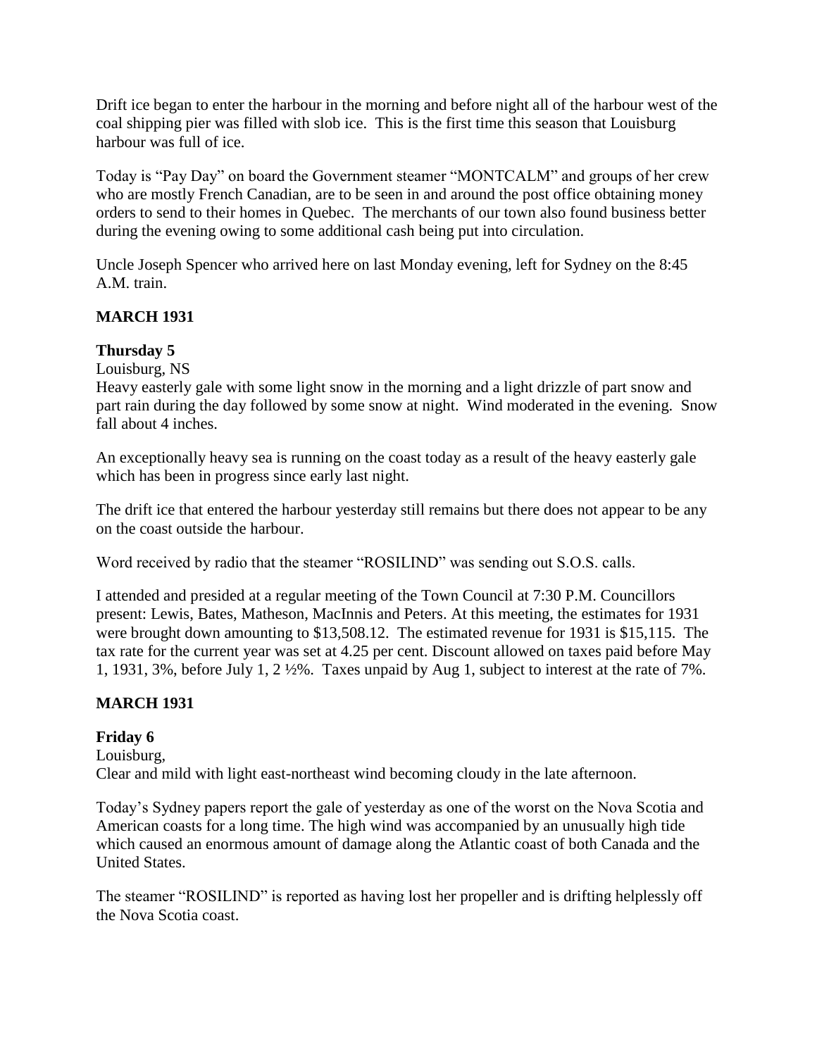Drift ice began to enter the harbour in the morning and before night all of the harbour west of the coal shipping pier was filled with slob ice. This is the first time this season that Louisburg harbour was full of ice.

Today is "Pay Day" on board the Government steamer "MONTCALM" and groups of her crew who are mostly French Canadian, are to be seen in and around the post office obtaining money orders to send to their homes in Quebec. The merchants of our town also found business better during the evening owing to some additional cash being put into circulation.

Uncle Joseph Spencer who arrived here on last Monday evening, left for Sydney on the 8:45 A.M. train.

**MARCH 1931**

**Thursday 5**

Louisburg, NS

Heavy easterly gale with some light snow in the morning and a light drizzle of part snow and part rain during the day followed by some snow at night. Wind moderated in the evening. Snow fall about 4 inches.

An exceptionally heavy sea is running on the coast today as a result of the heavy easterly gale which has been in progress since early last night.

The drift ice that entered the harbour yesterday still remains but there does not appear to be any on the coast outside the harbour.

Word received by radio that the steamer "ROSILIND" was sending out S.O.S. calls.

I attended and presided at a regular meeting of the Town Council at 7:30 P.M. Councillors present: Lewis, Bates, Matheson, MacInnis and Peters. At this meeting, the estimates for 1931 were brought down amounting to $13,508.12. The estimated revenue for 1931 is $15,115. The tax rate for the current year was set at 4.25 per cent. Discount allowed on taxes paid before May 1, 1931, 3%, before July 1, 2 ½%. Taxes unpaid by Aug 1, subject to interest at the rate of 7%.

**MARCH 1931**

**Friday 6**

Louisburg,

Clear and mild with light east-northeast wind becoming cloudy in the late afternoon.

Today's Sydney papers report the gale of yesterday as one of the worst on the Nova Scotia and American coasts for a long time. The high wind was accompanied by an unusually high tide which caused an enormous amount of damage along the Atlantic coast of both Canada and the United States.

The steamer "ROSILIND" is reported as having lost her propeller and is drifting helplessly off the Nova Scotia coast.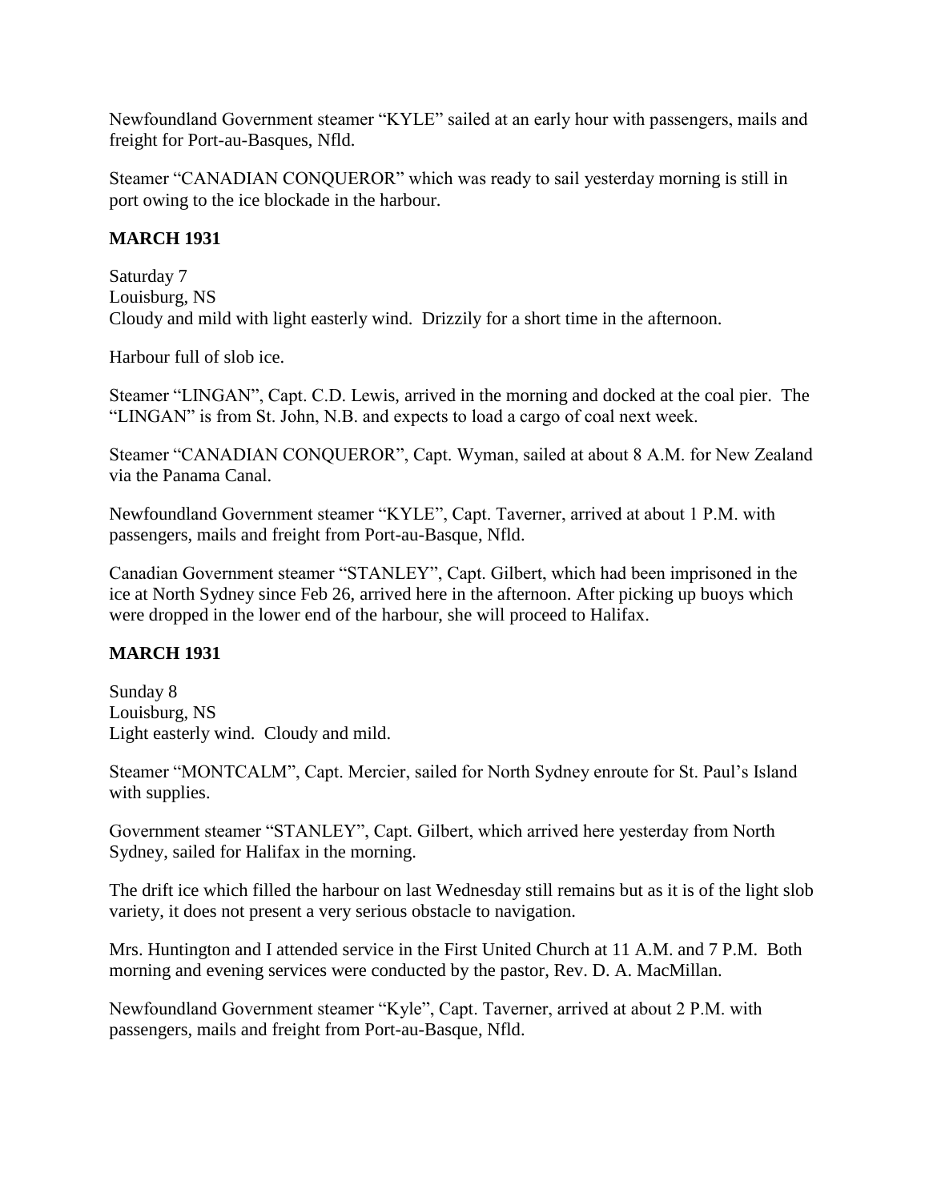Newfoundland Government steamer "KYLE" sailed at an early hour with passengers, mails and freight for Port-au-Basques, Nfld.

Steamer "CANADIAN CONQUEROR" which was ready to sail yesterday morning is still in port owing to the ice blockade in the harbour.

**MARCH 1931**

Saturday 7
Louisburg, NS
Cloudy and mild with light easterly wind. Drizzily for a short time in the afternoon.

Harbour full of slob ice.

Steamer "LINGAN", Capt. C.D. Lewis, arrived in the morning and docked at the coal pier. The "LINGAN" is from St. John, N.B. and expects to load a cargo of coal next week.

Steamer "CANADIAN CONQUEROR", Capt. Wyman, sailed at about 8 A.M. for New Zealand via the Panama Canal.

Newfoundland Government steamer "KYLE", Capt. Taverner, arrived at about 1 P.M. with passengers, mails and freight from Port-au-Basque, Nfld.

Canadian Government steamer "STANLEY", Capt. Gilbert, which had been imprisoned in the ice at North Sydney since Feb 26, arrived here in the afternoon. After picking up buoys which were dropped in the lower end of the harbour, she will proceed to Halifax.

**MARCH 1931**

Sunday 8
Louisburg, NS
Light easterly wind. Cloudy and mild.

Steamer "MONTCALM", Capt. Mercier, sailed for North Sydney enroute for St. Paul's Island with supplies.

Government steamer "STANLEY", Capt. Gilbert, which arrived here yesterday from North Sydney, sailed for Halifax in the morning.

The drift ice which filled the harbour on last Wednesday still remains but as it is of the light slob variety, it does not present a very serious obstacle to navigation.

Mrs. Huntington and I attended service in the First United Church at 11 A.M. and 7 P.M. Both morning and evening services were conducted by the pastor, Rev. D. A. MacMillan.

Newfoundland Government steamer "Kyle", Capt. Taverner, arrived at about 2 P.M. with passengers, mails and freight from Port-au-Basque, Nfld.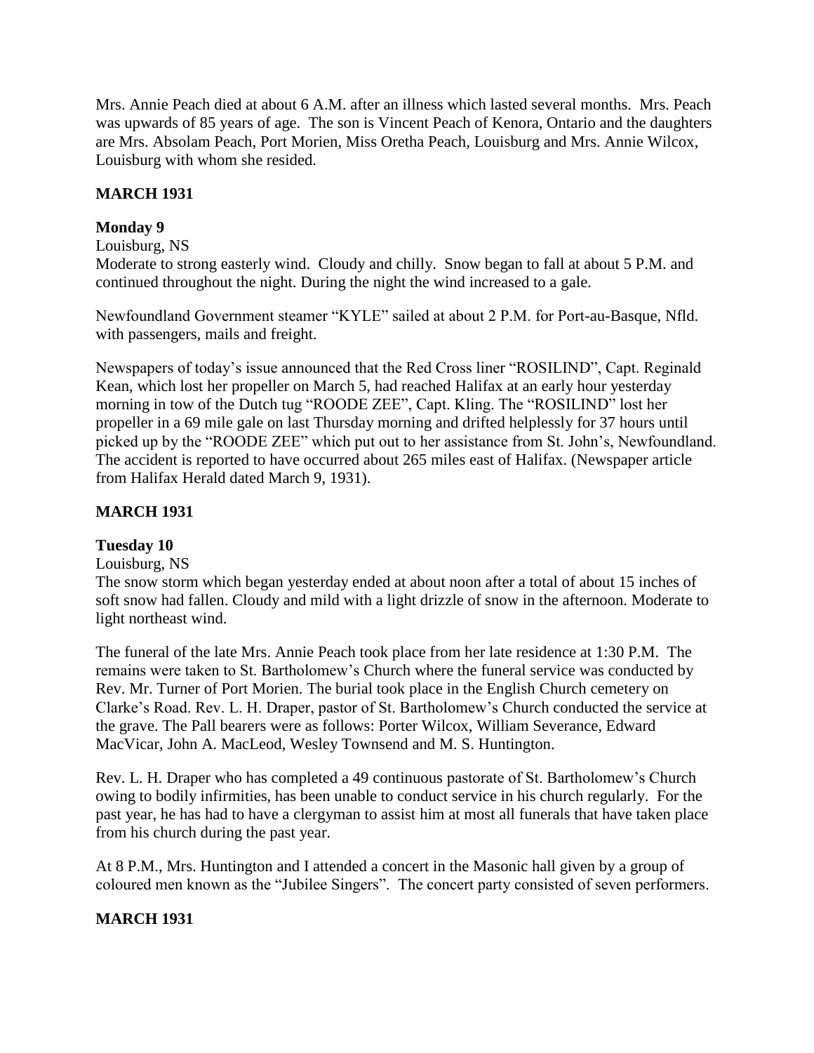Mrs. Annie Peach died at about 6 A.M. after an illness which lasted several months. Mrs. Peach was upwards of 85 years of age. The son is Vincent Peach of Kenora, Ontario and the daughters are Mrs. Absolam Peach, Port Morien, Miss Oretha Peach, Louisburg and Mrs. Annie Wilcox, Louisburg with whom she resided.

**MARCH 1931**

**Monday 9**

Louisburg, NS

Moderate to strong easterly wind. Cloudy and chilly. Snow began to fall at about 5 P.M. and continued throughout the night. During the night the wind increased to a gale.

Newfoundland Government steamer "KYLE" sailed at about 2 P.M. for Port-au-Basque, Nfld. with passengers, mails and freight.

Newspapers of today's issue announced that the Red Cross liner "ROSILIND", Capt. Reginald Kean, which lost her propeller on March 5, had reached Halifax at an early hour yesterday morning in tow of the Dutch tug "ROODE ZEE", Capt. Kling. The "ROSILIND" lost her propeller in a 69 mile gale on last Thursday morning and drifted helplessly for 37 hours until picked up by the "ROODE ZEE" which put out to her assistance from St. John's, Newfoundland. The accident is reported to have occurred about 265 miles east of Halifax. (Newspaper article from Halifax Herald dated March 9, 1931).

**MARCH 1931**

**Tuesday 10**

Louisburg, NS

The snow storm which began yesterday ended at about noon after a total of about 15 inches of soft snow had fallen. Cloudy and mild with a light drizzle of snow in the afternoon. Moderate to light northeast wind.

The funeral of the late Mrs. Annie Peach took place from her late residence at 1:30 P.M. The remains were taken to St. Bartholomew's Church where the funeral service was conducted by Rev. Mr. Turner of Port Morien. The burial took place in the English Church cemetery on Clarke's Road. Rev. L. H. Draper, pastor of St. Bartholomew's Church conducted the service at the grave. The Pall bearers were as follows: Porter Wilcox, William Severance, Edward MacVicar, John A. MacLeod, Wesley Townsend and M. S. Huntington.

Rev. L. H. Draper who has completed a 49 continuous pastorate of St. Bartholomew's Church owing to bodily infirmities, has been unable to conduct service in his church regularly. For the past year, he has had to have a clergyman to assist him at most all funerals that have taken place from his church during the past year.

At 8 P.M., Mrs. Huntington and I attended a concert in the Masonic hall given by a group of coloured men known as the "Jubilee Singers". The concert party consisted of seven performers.

**MARCH 1931**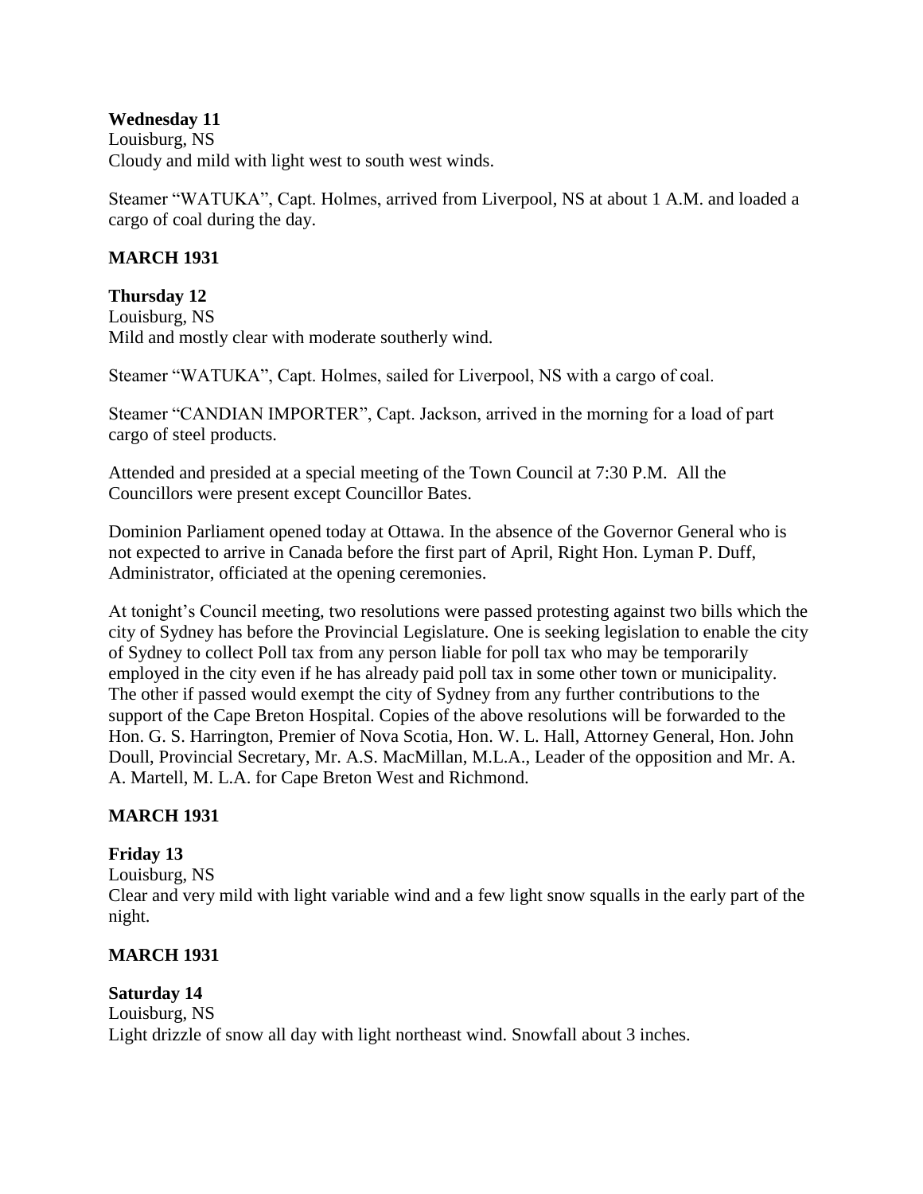**Wednesday 11**
Louisburg, NS
Cloudy and mild with light west to south west winds.

Steamer "WATUKA", Capt. Holmes, arrived from Liverpool, NS at about 1 A.M. and loaded a cargo of coal during the day.

**MARCH 1931**

**Thursday 12**
Louisburg, NS
Mild and mostly clear with moderate southerly wind.

Steamer "WATUKA", Capt. Holmes, sailed for Liverpool, NS with a cargo of coal.

Steamer "CANDIAN IMPORTER", Capt. Jackson, arrived in the morning for a load of part cargo of steel products.

Attended and presided at a special meeting of the Town Council at 7:30 P.M. All the Councillors were present except Councillor Bates.

Dominion Parliament opened today at Ottawa. In the absence of the Governor General who is not expected to arrive in Canada before the first part of April, Right Hon. Lyman P. Duff, Administrator, officiated at the opening ceremonies.

At tonight's Council meeting, two resolutions were passed protesting against two bills which the city of Sydney has before the Provincial Legislature. One is seeking legislation to enable the city of Sydney to collect Poll tax from any person liable for poll tax who may be temporarily employed in the city even if he has already paid poll tax in some other town or municipality. The other if passed would exempt the city of Sydney from any further contributions to the support of the Cape Breton Hospital. Copies of the above resolutions will be forwarded to the Hon. G. S. Harrington, Premier of Nova Scotia, Hon. W. L. Hall, Attorney General, Hon. John Doull, Provincial Secretary, Mr. A.S. MacMillan, M.L.A., Leader of the opposition and Mr. A. A. Martell, M. L.A. for Cape Breton West and Richmond.

**MARCH 1931**

**Friday 13**
Louisburg, NS
Clear and very mild with light variable wind and a few light snow squalls in the early part of the night.

**MARCH 1931**

**Saturday 14**
Louisburg, NS
Light drizzle of snow all day with light northeast wind. Snowfall about 3 inches.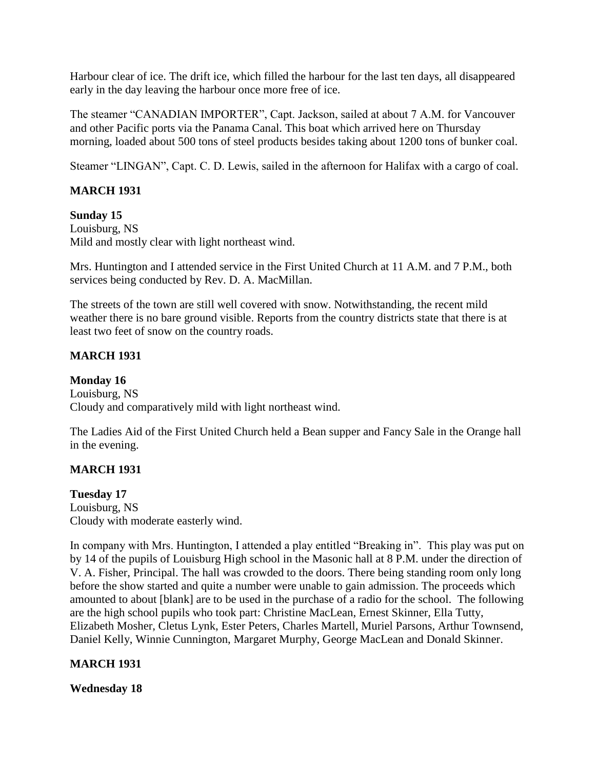Harbour clear of ice. The drift ice, which filled the harbour for the last ten days, all disappeared early in the day leaving the harbour once more free of ice.

The steamer "CANADIAN IMPORTER", Capt. Jackson, sailed at about 7 A.M. for Vancouver and other Pacific ports via the Panama Canal. This boat which arrived here on Thursday morning, loaded about 500 tons of steel products besides taking about 1200 tons of bunker coal.

Steamer "LINGAN", Capt. C. D. Lewis, sailed in the afternoon for Halifax with a cargo of coal.

**MARCH 1931**

**Sunday 15**
Louisburg, NS
Mild and mostly clear with light northeast wind.

Mrs. Huntington and I attended service in the First United Church at 11 A.M. and 7 P.M., both services being conducted by Rev. D. A. MacMillan.

The streets of the town are still well covered with snow. Notwithstanding, the recent mild weather there is no bare ground visible. Reports from the country districts state that there is at least two feet of snow on the country roads.

**MARCH 1931**

**Monday 16**
Louisburg, NS
Cloudy and comparatively mild with light northeast wind.

The Ladies Aid of the First United Church held a Bean supper and Fancy Sale in the Orange hall in the evening.

**MARCH 1931**

**Tuesday 17**
Louisburg, NS
Cloudy with moderate easterly wind.

In company with Mrs. Huntington, I attended a play entitled "Breaking in". This play was put on by 14 of the pupils of Louisburg High school in the Masonic hall at 8 P.M. under the direction of V. A. Fisher, Principal. The hall was crowded to the doors. There being standing room only long before the show started and quite a number were unable to gain admission. The proceeds which amounted to about [blank] are to be used in the purchase of a radio for the school. The following are the high school pupils who took part: Christine MacLean, Ernest Skinner, Ella Tutty, Elizabeth Mosher, Cletus Lynk, Ester Peters, Charles Martell, Muriel Parsons, Arthur Townsend, Daniel Kelly, Winnie Cunnington, Margaret Murphy, George MacLean and Donald Skinner.

**MARCH 1931**

**Wednesday 18**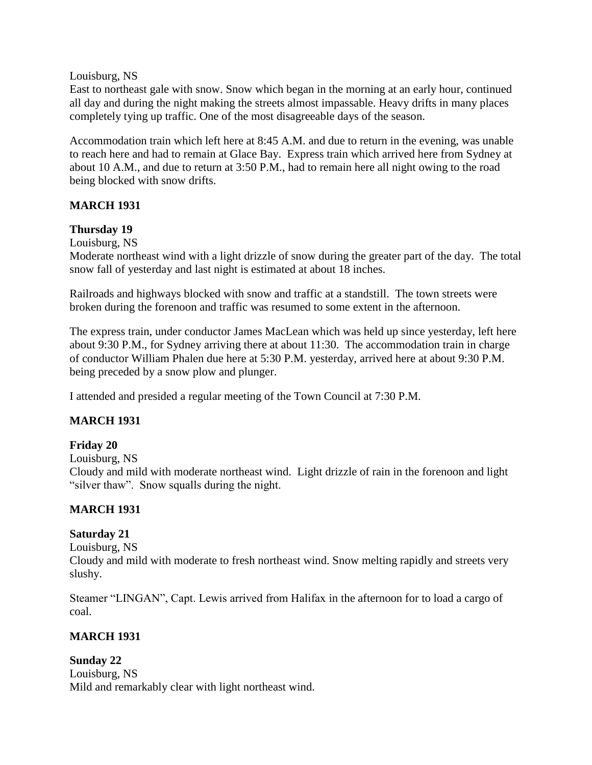Louisburg, NS

East to northeast gale with snow. Snow which began in the morning at an early hour, continued all day and during the night making the streets almost impassable. Heavy drifts in many places completely tying up traffic. One of the most disagreeable days of the season.

Accommodation train which left here at 8:45 A.M. and due to return in the evening, was unable to reach here and had to remain at Glace Bay. Express train which arrived here from Sydney at about 10 A.M., and due to return at 3:50 P.M., had to remain here all night owing to the road being blocked with snow drifts.

**MARCH 1931**

**Thursday 19**

Louisburg, NS

Moderate northeast wind with a light drizzle of snow during the greater part of the day. The total snow fall of yesterday and last night is estimated at about 18 inches.

Railroads and highways blocked with snow and traffic at a standstill. The town streets were broken during the forenoon and traffic was resumed to some extent in the afternoon.

The express train, under conductor James MacLean which was held up since yesterday, left here about 9:30 P.M., for Sydney arriving there at about 11:30. The accommodation train in charge of conductor William Phalen due here at 5:30 P.M. yesterday, arrived here at about 9:30 P.M. being preceded by a snow plow and plunger.

I attended and presided a regular meeting of the Town Council at 7:30 P.M.

**MARCH 1931**

**Friday 20**

Louisburg, NS

Cloudy and mild with moderate northeast wind. Light drizzle of rain in the forenoon and light "silver thaw". Snow squalls during the night.

**MARCH 1931**

**Saturday 21**

Louisburg, NS

Cloudy and mild with moderate to fresh northeast wind. Snow melting rapidly and streets very slushy.

Steamer "LINGAN", Capt. Lewis arrived from Halifax in the afternoon for to load a cargo of coal.

**MARCH 1931**

**Sunday 22**

Louisburg, NS

Mild and remarkably clear with light northeast wind.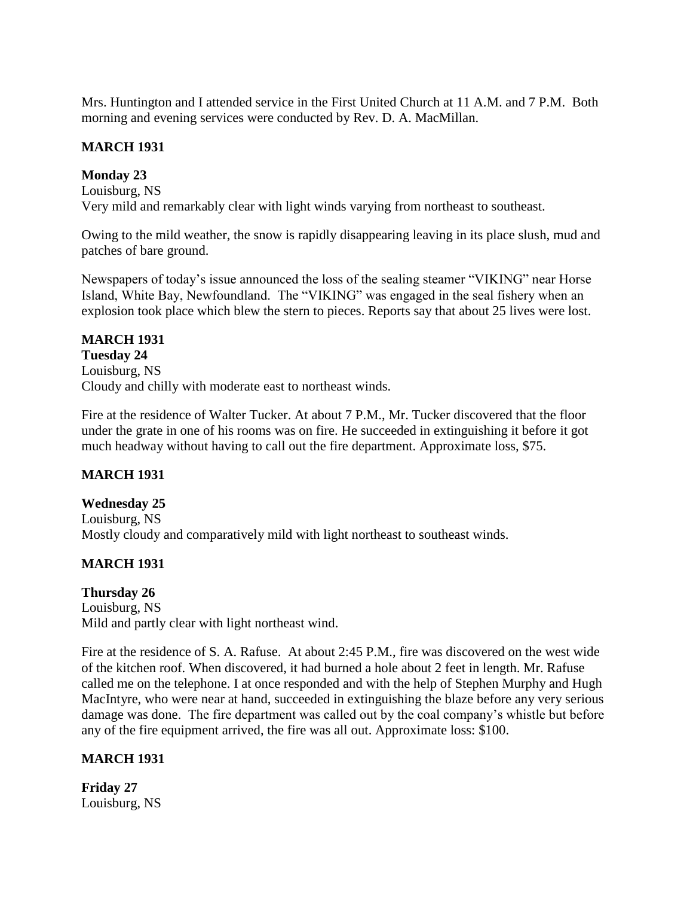Mrs. Huntington and I attended service in the First United Church at 11 A.M. and 7 P.M. Both morning and evening services were conducted by Rev. D. A. MacMillan.

**MARCH 1931**

**Monday 23**
Louisburg, NS
Very mild and remarkably clear with light winds varying from northeast to southeast.

Owing to the mild weather, the snow is rapidly disappearing leaving in its place slush, mud and patches of bare ground.

Newspapers of today's issue announced the loss of the sealing steamer "VIKING" near Horse Island, White Bay, Newfoundland. The "VIKING" was engaged in the seal fishery when an explosion took place which blew the stern to pieces. Reports say that about 25 lives were lost.

**MARCH 1931**
**Tuesday 24**
Louisburg, NS
Cloudy and chilly with moderate east to northeast winds.

Fire at the residence of Walter Tucker. At about 7 P.M., Mr. Tucker discovered that the floor under the grate in one of his rooms was on fire. He succeeded in extinguishing it before it got much headway without having to call out the fire department. Approximate loss, $75.

**MARCH 1931**

**Wednesday 25**
Louisburg, NS
Mostly cloudy and comparatively mild with light northeast to southeast winds.

**MARCH 1931**

**Thursday 26**
Louisburg, NS
Mild and partly clear with light northeast wind.

Fire at the residence of S. A. Rafuse. At about 2:45 P.M., fire was discovered on the west wide of the kitchen roof. When discovered, it had burned a hole about 2 feet in length. Mr. Rafuse called me on the telephone. I at once responded and with the help of Stephen Murphy and Hugh MacIntyre, who were near at hand, succeeded in extinguishing the blaze before any very serious damage was done. The fire department was called out by the coal company's whistle but before any of the fire equipment arrived, the fire was all out. Approximate loss: $100.

**MARCH 1931**

**Friday 27**
Louisburg, NS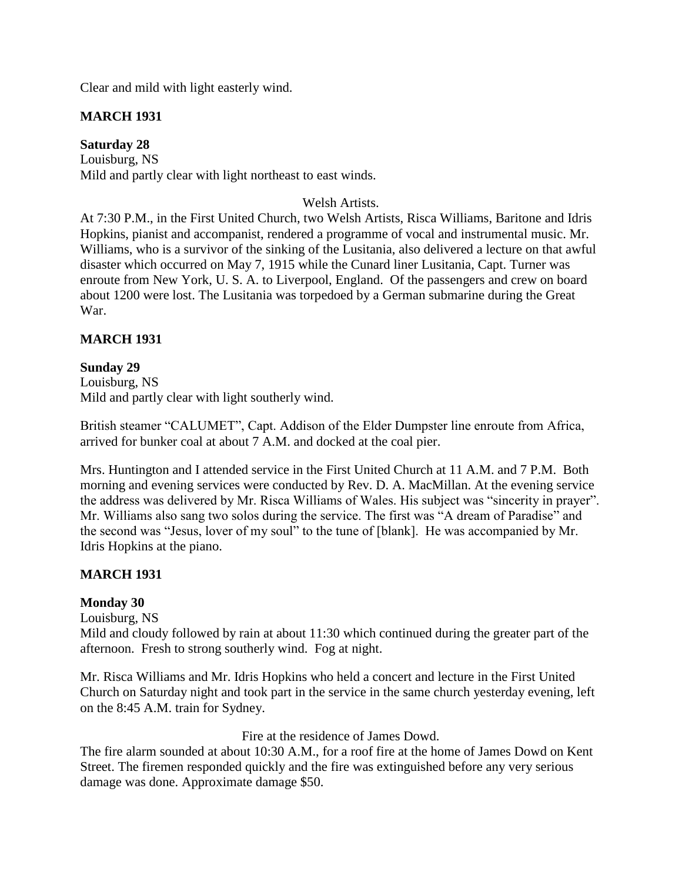Clear and mild with light easterly wind.

**MARCH 1931**

**Saturday 28**
Louisburg, NS
Mild and partly clear with light northeast to east winds.

Welsh Artists.

At 7:30 P.M., in the First United Church, two Welsh Artists, Risca Williams, Baritone and Idris Hopkins, pianist and accompanist, rendered a programme of vocal and instrumental music. Mr. Williams, who is a survivor of the sinking of the Lusitania, also delivered a lecture on that awful disaster which occurred on May 7, 1915 while the Cunard liner Lusitania, Capt. Turner was enroute from New York, U. S. A. to Liverpool, England. Of the passengers and crew on board about 1200 were lost. The Lusitania was torpedoed by a German submarine during the Great War.

**MARCH 1931**

**Sunday 29**
Louisburg, NS
Mild and partly clear with light southerly wind.

British steamer "CALUMET", Capt. Addison of the Elder Dumpster line enroute from Africa, arrived for bunker coal at about 7 A.M. and docked at the coal pier.

Mrs. Huntington and I attended service in the First United Church at 11 A.M. and 7 P.M. Both morning and evening services were conducted by Rev. D. A. MacMillan. At the evening service the address was delivered by Mr. Risca Williams of Wales. His subject was "sincerity in prayer". Mr. Williams also sang two solos during the service. The first was "A dream of Paradise" and the second was "Jesus, lover of my soul" to the tune of [blank]. He was accompanied by Mr. Idris Hopkins at the piano.

**MARCH 1931**

**Monday 30**
Louisburg, NS
Mild and cloudy followed by rain at about 11:30 which continued during the greater part of the afternoon. Fresh to strong southerly wind. Fog at night.

Mr. Risca Williams and Mr. Idris Hopkins who held a concert and lecture in the First United Church on Saturday night and took part in the service in the same church yesterday evening, left on the 8:45 A.M. train for Sydney.

Fire at the residence of James Dowd.

The fire alarm sounded at about 10:30 A.M., for a roof fire at the home of James Dowd on Kent Street. The firemen responded quickly and the fire was extinguished before any very serious damage was done. Approximate damage $50.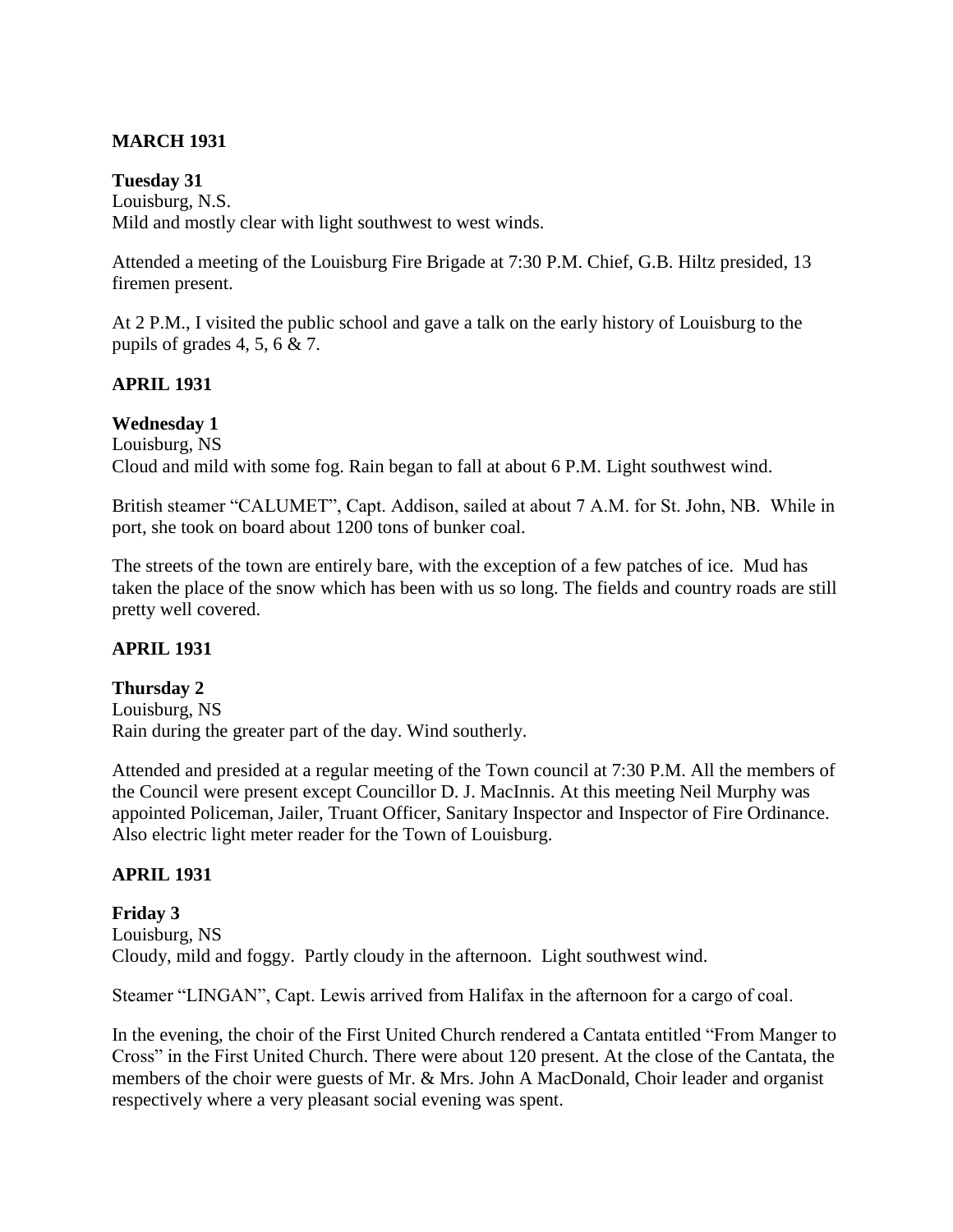**MARCH 1931**

**Tuesday 31**
Louisburg, N.S.
Mild and mostly clear with light southwest to west winds.

Attended a meeting of the Louisburg Fire Brigade at 7:30 P.M. Chief, G.B. Hiltz presided, 13 firemen present.

At 2 P.M., I visited the public school and gave a talk on the early history of Louisburg to the pupils of grades 4, 5, 6 & 7.

**APRIL 1931**

**Wednesday 1**
Louisburg, NS
Cloud and mild with some fog. Rain began to fall at about 6 P.M. Light southwest wind.

British steamer "CALUMET", Capt. Addison, sailed at about 7 A.M. for St. John, NB. While in port, she took on board about 1200 tons of bunker coal.

The streets of the town are entirely bare, with the exception of a few patches of ice. Mud has taken the place of the snow which has been with us so long. The fields and country roads are still pretty well covered.

**APRIL 1931**

**Thursday 2**
Louisburg, NS
Rain during the greater part of the day. Wind southerly.

Attended and presided at a regular meeting of the Town council at 7:30 P.M. All the members of the Council were present except Councillor D. J. MacInnis. At this meeting Neil Murphy was appointed Policeman, Jailer, Truant Officer, Sanitary Inspector and Inspector of Fire Ordinance. Also electric light meter reader for the Town of Louisburg.

**APRIL 1931**

**Friday 3**
Louisburg, NS
Cloudy, mild and foggy. Partly cloudy in the afternoon. Light southwest wind.

Steamer "LINGAN", Capt. Lewis arrived from Halifax in the afternoon for a cargo of coal.

In the evening, the choir of the First United Church rendered a Cantata entitled "From Manger to Cross" in the First United Church. There were about 120 present. At the close of the Cantata, the members of the choir were guests of Mr. & Mrs. John A MacDonald, Choir leader and organist respectively where a very pleasant social evening was spent.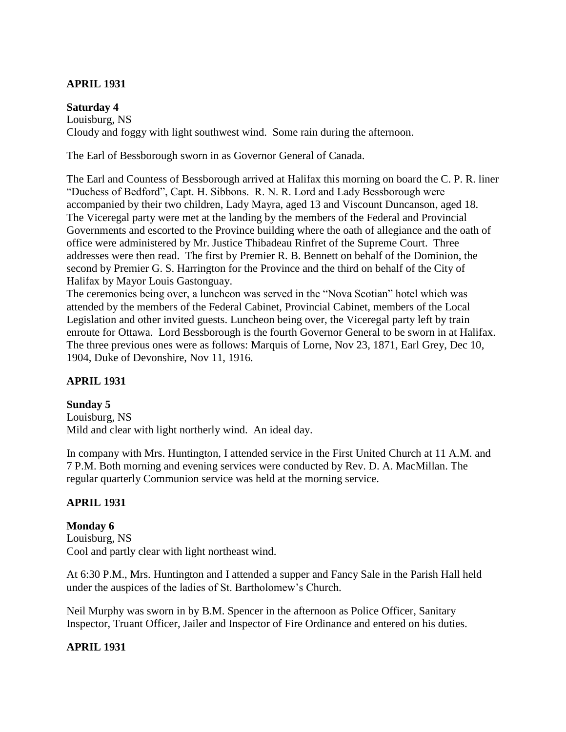**APRIL 1931**

**Saturday 4**
Louisburg, NS
Cloudy and foggy with light southwest wind. Some rain during the afternoon.

The Earl of Bessborough sworn in as Governor General of Canada.

The Earl and Countess of Bessborough arrived at Halifax this morning on board the C. P. R. liner "Duchess of Bedford", Capt. H. Sibbons. R. N. R. Lord and Lady Bessborough were accompanied by their two children, Lady Mayra, aged 13 and Viscount Duncanson, aged 18. The Viceregal party were met at the landing by the members of the Federal and Provincial Governments and escorted to the Province building where the oath of allegiance and the oath of office were administered by Mr. Justice Thibadeau Rinfret of the Supreme Court. Three addresses were then read. The first by Premier R. B. Bennett on behalf of the Dominion, the second by Premier G. S. Harrington for the Province and the third on behalf of the City of Halifax by Mayor Louis Gastonguay.
The ceremonies being over, a luncheon was served in the "Nova Scotian" hotel which was attended by the members of the Federal Cabinet, Provincial Cabinet, members of the Local Legislation and other invited guests. Luncheon being over, the Viceregal party left by train enroute for Ottawa. Lord Bessborough is the fourth Governor General to be sworn in at Halifax. The three previous ones were as follows: Marquis of Lorne, Nov 23, 1871, Earl Grey, Dec 10, 1904, Duke of Devonshire, Nov 11, 1916.

**APRIL 1931**

**Sunday 5**
Louisburg, NS
Mild and clear with light northerly wind. An ideal day.

In company with Mrs. Huntington, I attended service in the First United Church at 11 A.M. and 7 P.M. Both morning and evening services were conducted by Rev. D. A. MacMillan. The regular quarterly Communion service was held at the morning service.

**APRIL 1931**

**Monday 6**
Louisburg, NS
Cool and partly clear with light northeast wind.

At 6:30 P.M., Mrs. Huntington and I attended a supper and Fancy Sale in the Parish Hall held under the auspices of the ladies of St. Bartholomew's Church.

Neil Murphy was sworn in by B.M. Spencer in the afternoon as Police Officer, Sanitary Inspector, Truant Officer, Jailer and Inspector of Fire Ordinance and entered on his duties.

**APRIL 1931**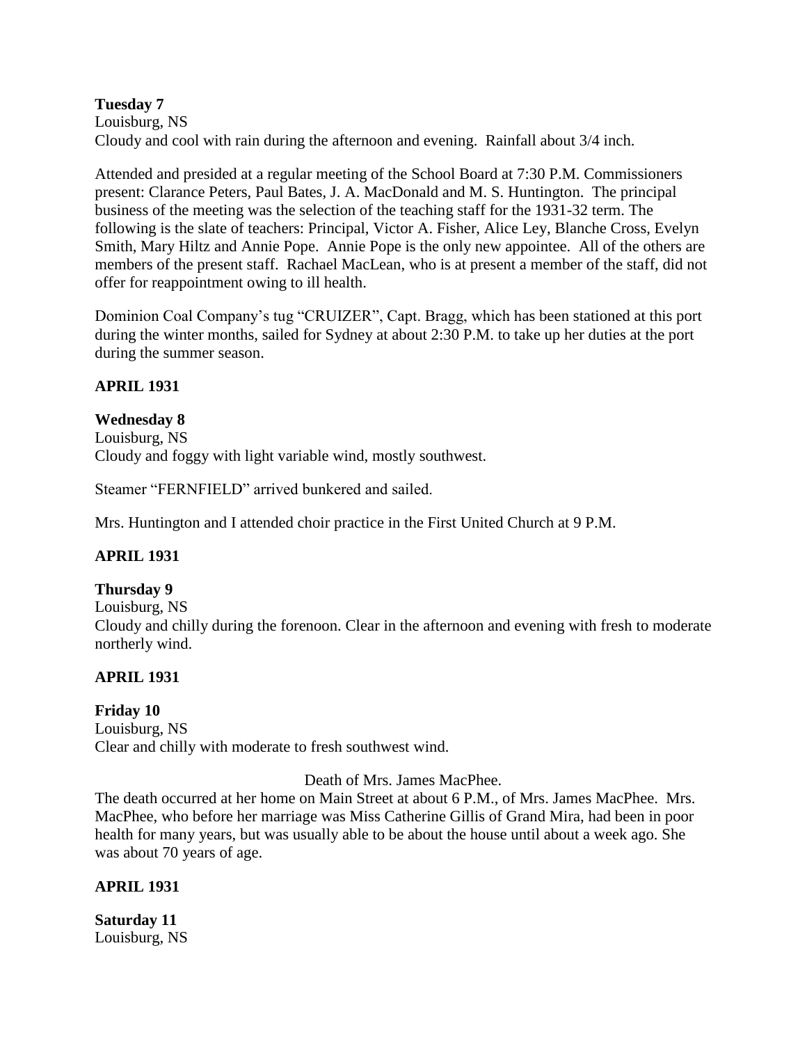**Tuesday 7**
Louisburg, NS
Cloudy and cool with rain during the afternoon and evening. Rainfall about 3/4 inch.

Attended and presided at a regular meeting of the School Board at 7:30 P.M. Commissioners present: Clarance Peters, Paul Bates, J. A. MacDonald and M. S. Huntington. The principal business of the meeting was the selection of the teaching staff for the 1931-32 term. The following is the slate of teachers: Principal, Victor A. Fisher, Alice Ley, Blanche Cross, Evelyn Smith, Mary Hiltz and Annie Pope. Annie Pope is the only new appointee. All of the others are members of the present staff. Rachael MacLean, who is at present a member of the staff, did not offer for reappointment owing to ill health.

Dominion Coal Company's tug "CRUIZER", Capt. Bragg, which has been stationed at this port during the winter months, sailed for Sydney at about 2:30 P.M. to take up her duties at the port during the summer season.

**APRIL 1931**

**Wednesday 8**
Louisburg, NS
Cloudy and foggy with light variable wind, mostly southwest.

Steamer "FERNFIELD" arrived bunkered and sailed.

Mrs. Huntington and I attended choir practice in the First United Church at 9 P.M.

**APRIL 1931**

**Thursday 9**
Louisburg, NS
Cloudy and chilly during the forenoon. Clear in the afternoon and evening with fresh to moderate northerly wind.

**APRIL 1931**

**Friday 10**
Louisburg, NS
Clear and chilly with moderate to fresh southwest wind.

Death of Mrs. James MacPhee.

The death occurred at her home on Main Street at about 6 P.M., of Mrs. James MacPhee. Mrs. MacPhee, who before her marriage was Miss Catherine Gillis of Grand Mira, had been in poor health for many years, but was usually able to be about the house until about a week ago. She was about 70 years of age.

**APRIL 1931**

**Saturday 11**
Louisburg, NS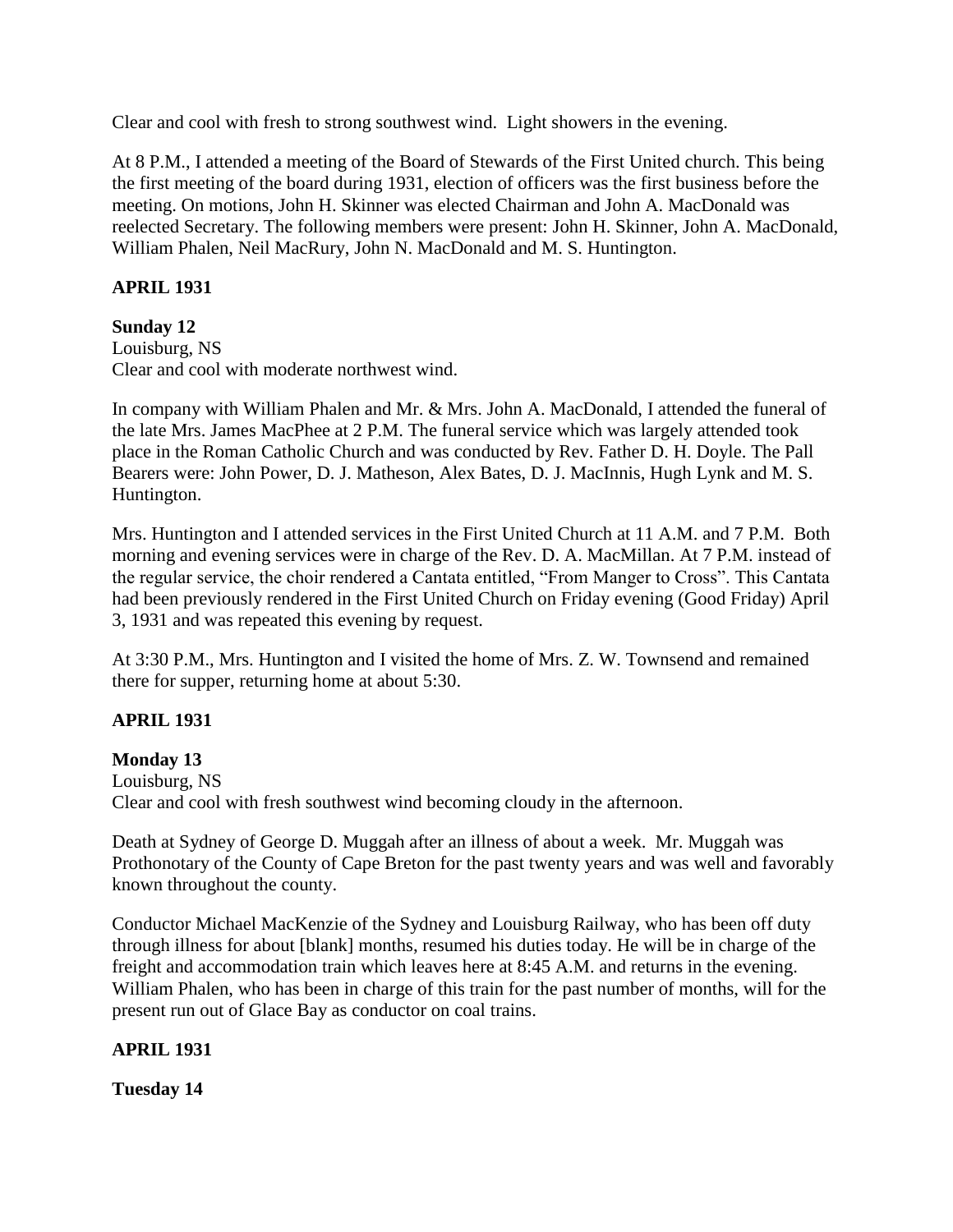Clear and cool with fresh to strong southwest wind.  Light showers in the evening.

At 8 P.M., I attended a meeting of the Board of Stewards of the First United church. This being the first meeting of the board during 1931, election of officers was the first business before the meeting. On motions, John H. Skinner was elected Chairman and John A. MacDonald was reelected Secretary. The following members were present: John H. Skinner, John A. MacDonald, William Phalen, Neil MacRury, John N. MacDonald and M. S. Huntington.

**APRIL 1931**

**Sunday 12**
Louisburg, NS
Clear and cool with moderate northwest wind.

In company with William Phalen and Mr. & Mrs. John A. MacDonald, I attended the funeral of the late Mrs. James MacPhee at 2 P.M. The funeral service which was largely attended took place in the Roman Catholic Church and was conducted by Rev. Father D. H. Doyle. The Pall Bearers were: John Power, D. J. Matheson, Alex Bates, D. J. MacInnis, Hugh Lynk and M. S. Huntington.

Mrs. Huntington and I attended services in the First United Church at 11 A.M. and 7 P.M.  Both morning and evening services were in charge of the Rev. D. A. MacMillan. At 7 P.M. instead of the regular service, the choir rendered a Cantata entitled, "From Manger to Cross". This Cantata had been previously rendered in the First United Church on Friday evening (Good Friday) April 3, 1931 and was repeated this evening by request.

At 3:30 P.M., Mrs. Huntington and I visited the home of Mrs. Z. W. Townsend and remained there for supper, returning home at about 5:30.

**APRIL 1931**

**Monday 13**
Louisburg, NS
Clear and cool with fresh southwest wind becoming cloudy in the afternoon.

Death at Sydney of George D. Muggah after an illness of about a week.  Mr. Muggah was Prothonotary of the County of Cape Breton for the past twenty years and was well and favorably known throughout the county.

Conductor Michael MacKenzie of the Sydney and Louisburg Railway, who has been off duty through illness for about [blank] months, resumed his duties today. He will be in charge of the freight and accommodation train which leaves here at 8:45 A.M. and returns in the evening. William Phalen, who has been in charge of this train for the past number of months, will for the present run out of Glace Bay as conductor on coal trains.

**APRIL 1931**

**Tuesday 14**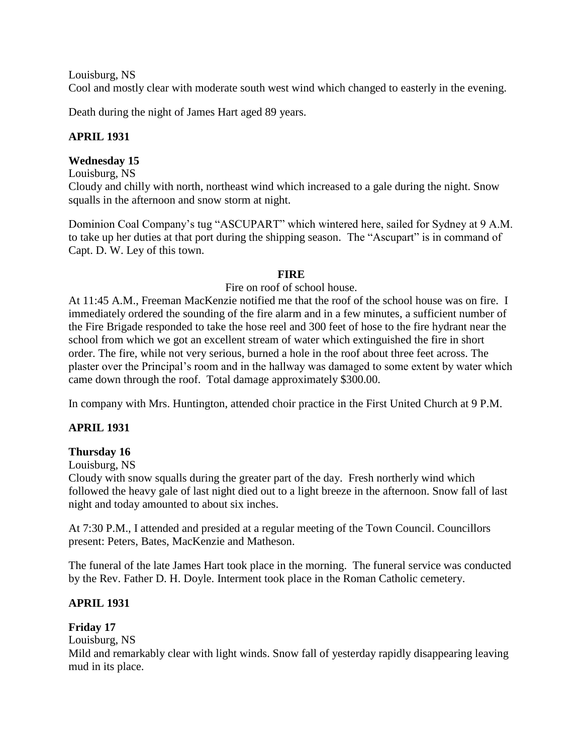Louisburg, NS
Cool and mostly clear with moderate south west wind which changed to easterly in the evening.

Death during the night of James Hart aged 89 years.

**APRIL 1931**

**Wednesday 15**

Louisburg, NS
Cloudy and chilly with north, northeast wind which increased to a gale during the night. Snow squalls in the afternoon and snow storm at night.

Dominion Coal Company's tug "ASCUPART" which wintered here, sailed for Sydney at 9 A.M. to take up her duties at that port during the shipping season. The "Ascupart" is in command of Capt. D. W. Ley of this town.

**FIRE**

Fire on roof of school house.

At 11:45 A.M., Freeman MacKenzie notified me that the roof of the school house was on fire. I immediately ordered the sounding of the fire alarm and in a few minutes, a sufficient number of the Fire Brigade responded to take the hose reel and 300 feet of hose to the fire hydrant near the school from which we got an excellent stream of water which extinguished the fire in short order. The fire, while not very serious, burned a hole in the roof about three feet across. The plaster over the Principal's room and in the hallway was damaged to some extent by water which came down through the roof. Total damage approximately $300.00.

In company with Mrs. Huntington, attended choir practice in the First United Church at 9 P.M.

**APRIL 1931**

**Thursday 16**

Louisburg, NS
Cloudy with snow squalls during the greater part of the day. Fresh northerly wind which followed the heavy gale of last night died out to a light breeze in the afternoon. Snow fall of last night and today amounted to about six inches.

At 7:30 P.M., I attended and presided at a regular meeting of the Town Council. Councillors present: Peters, Bates, MacKenzie and Matheson.

The funeral of the late James Hart took place in the morning. The funeral service was conducted by the Rev. Father D. H. Doyle. Interment took place in the Roman Catholic cemetery.

**APRIL 1931**

**Friday 17**

Louisburg, NS
Mild and remarkably clear with light winds. Snow fall of yesterday rapidly disappearing leaving mud in its place.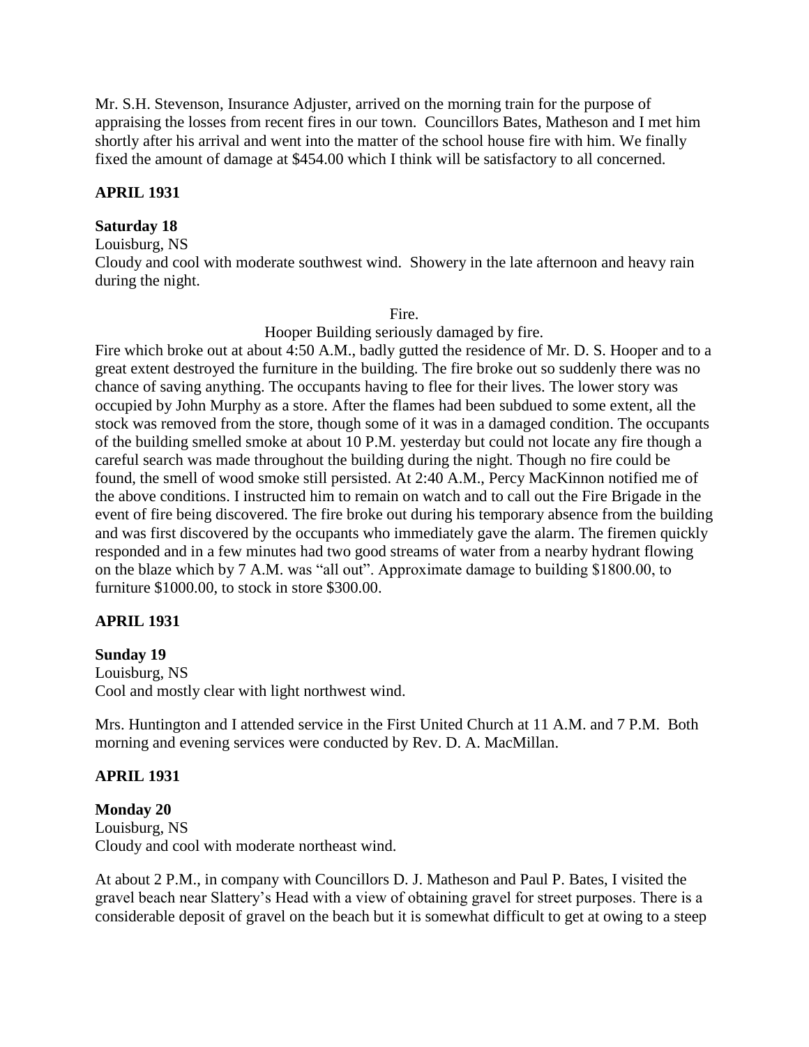Mr. S.H. Stevenson, Insurance Adjuster, arrived on the morning train for the purpose of appraising the losses from recent fires in our town. Councillors Bates, Matheson and I met him shortly after his arrival and went into the matter of the school house fire with him. We finally fixed the amount of damage at $454.00 which I think will be satisfactory to all concerned.

**APRIL 1931**

**Saturday 18**

Louisburg, NS

Cloudy and cool with moderate southwest wind. Showery in the late afternoon and heavy rain during the night.

Fire.

Hooper Building seriously damaged by fire.

Fire which broke out at about 4:50 A.M., badly gutted the residence of Mr. D. S. Hooper and to a great extent destroyed the furniture in the building. The fire broke out so suddenly there was no chance of saving anything. The occupants having to flee for their lives. The lower story was occupied by John Murphy as a store. After the flames had been subdued to some extent, all the stock was removed from the store, though some of it was in a damaged condition. The occupants of the building smelled smoke at about 10 P.M. yesterday but could not locate any fire though a careful search was made throughout the building during the night. Though no fire could be found, the smell of wood smoke still persisted. At 2:40 A.M., Percy MacKinnon notified me of the above conditions. I instructed him to remain on watch and to call out the Fire Brigade in the event of fire being discovered. The fire broke out during his temporary absence from the building and was first discovered by the occupants who immediately gave the alarm. The firemen quickly responded and in a few minutes had two good streams of water from a nearby hydrant flowing on the blaze which by 7 A.M. was "all out". Approximate damage to building $1800.00, to furniture $1000.00, to stock in store $300.00.

**APRIL 1931**

**Sunday 19**

Louisburg, NS

Cool and mostly clear with light northwest wind.

Mrs. Huntington and I attended service in the First United Church at 11 A.M. and 7 P.M. Both morning and evening services were conducted by Rev. D. A. MacMillan.

**APRIL 1931**

**Monday 20**

Louisburg, NS

Cloudy and cool with moderate northeast wind.

At about 2 P.M., in company with Councillors D. J. Matheson and Paul P. Bates, I visited the gravel beach near Slattery's Head with a view of obtaining gravel for street purposes. There is a considerable deposit of gravel on the beach but it is somewhat difficult to get at owing to a steep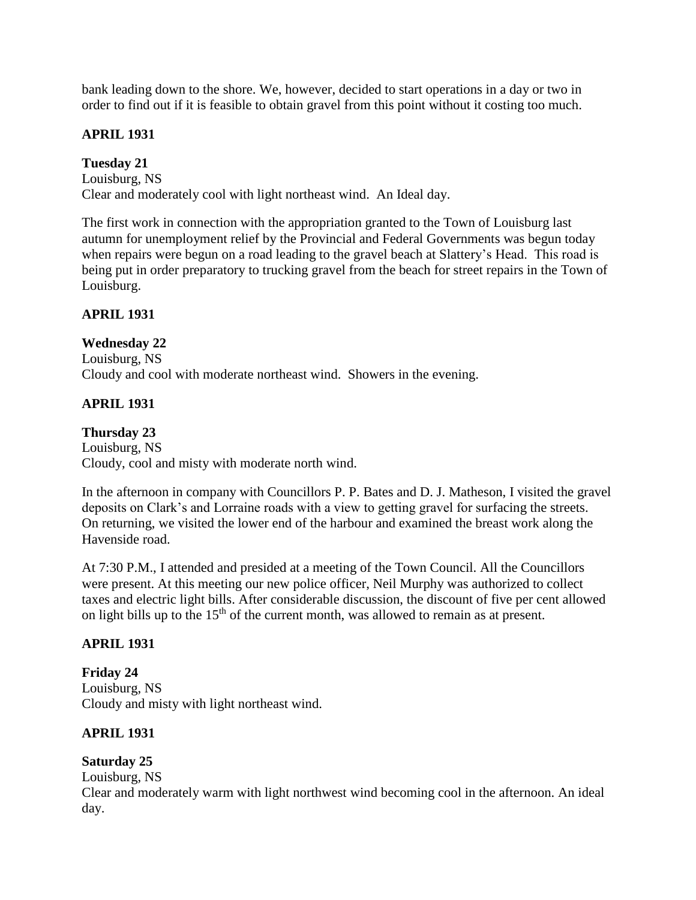bank leading down to the shore. We, however, decided to start operations in a day or two in order to find out if it is feasible to obtain gravel from this point without it costing too much.

**APRIL 1931**

**Tuesday 21**
Louisburg, NS
Clear and moderately cool with light northeast wind. An Ideal day.

The first work in connection with the appropriation granted to the Town of Louisburg last autumn for unemployment relief by the Provincial and Federal Governments was begun today when repairs were begun on a road leading to the gravel beach at Slattery's Head. This road is being put in order preparatory to trucking gravel from the beach for street repairs in the Town of Louisburg.

**APRIL 1931**

**Wednesday 22**
Louisburg, NS
Cloudy and cool with moderate northeast wind. Showers in the evening.

**APRIL 1931**

**Thursday 23**
Louisburg, NS
Cloudy, cool and misty with moderate north wind.

In the afternoon in company with Councillors P. P. Bates and D. J. Matheson, I visited the gravel deposits on Clark's and Lorraine roads with a view to getting gravel for surfacing the streets. On returning, we visited the lower end of the harbour and examined the breast work along the Havenside road.

At 7:30 P.M., I attended and presided at a meeting of the Town Council. All the Councillors were present. At this meeting our new police officer, Neil Murphy was authorized to collect taxes and electric light bills. After considerable discussion, the discount of five per cent allowed on light bills up to the 15th of the current month, was allowed to remain as at present.

**APRIL 1931**

**Friday 24**
Louisburg, NS
Cloudy and misty with light northeast wind.

**APRIL 1931**

**Saturday 25**
Louisburg, NS
Clear and moderately warm with light northwest wind becoming cool in the afternoon. An ideal day.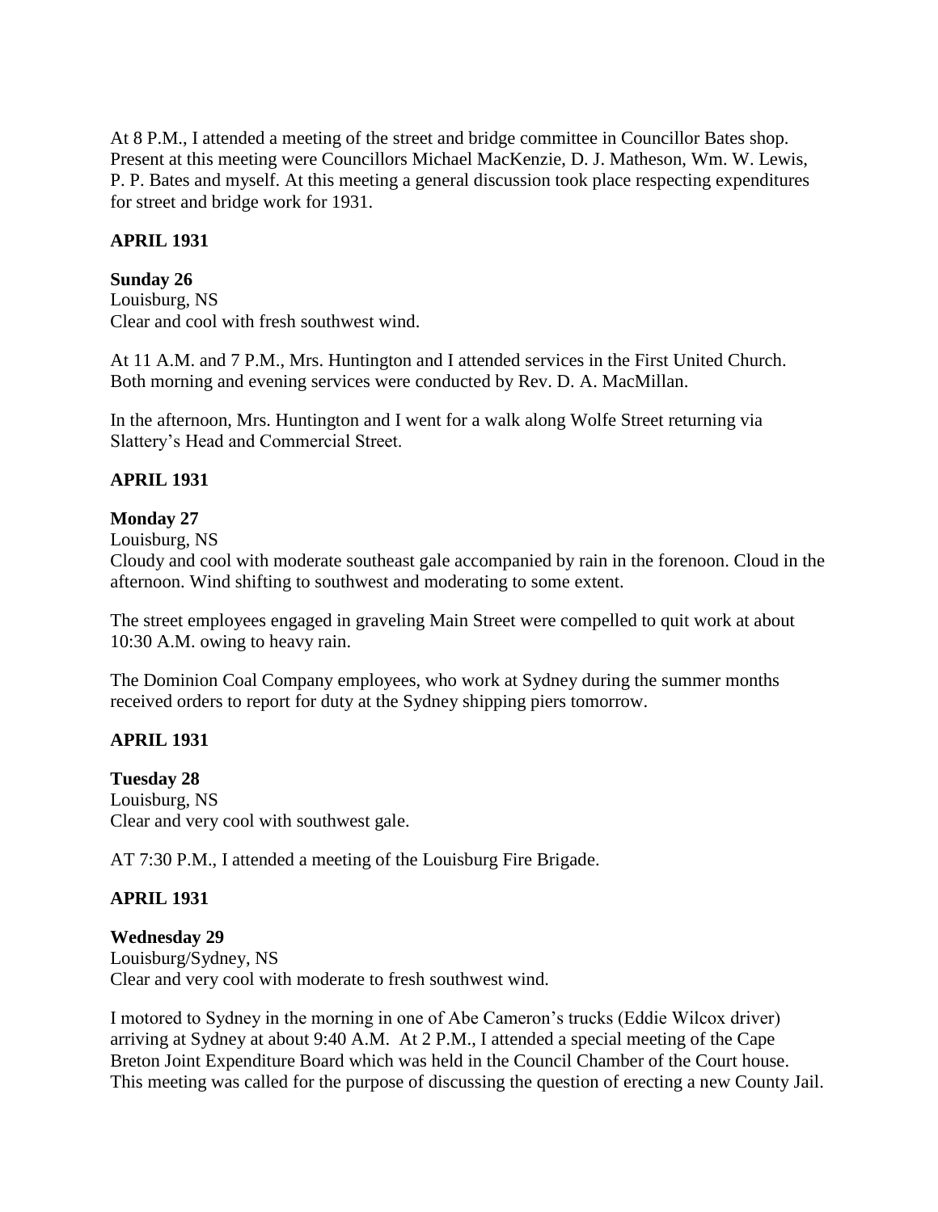At 8 P.M., I attended a meeting of the street and bridge committee in Councillor Bates shop. Present at this meeting were Councillors Michael MacKenzie, D. J. Matheson, Wm. W. Lewis, P. P. Bates and myself. At this meeting a general discussion took place respecting expenditures for street and bridge work for 1931.

**APRIL 1931**

**Sunday 26**
Louisburg, NS
Clear and cool with fresh southwest wind.

At 11 A.M. and 7 P.M., Mrs. Huntington and I attended services in the First United Church. Both morning and evening services were conducted by Rev. D. A. MacMillan.

In the afternoon, Mrs. Huntington and I went for a walk along Wolfe Street returning via Slattery's Head and Commercial Street.

**APRIL 1931**

**Monday 27**
Louisburg, NS
Cloudy and cool with moderate southeast gale accompanied by rain in the forenoon. Cloud in the afternoon. Wind shifting to southwest and moderating to some extent.

The street employees engaged in graveling Main Street were compelled to quit work at about 10:30 A.M. owing to heavy rain.

The Dominion Coal Company employees, who work at Sydney during the summer months received orders to report for duty at the Sydney shipping piers tomorrow.

**APRIL 1931**

**Tuesday 28**
Louisburg, NS
Clear and very cool with southwest gale.

AT 7:30 P.M., I attended a meeting of the Louisburg Fire Brigade.

**APRIL 1931**

**Wednesday 29**
Louisburg/Sydney, NS
Clear and very cool with moderate to fresh southwest wind.

I motored to Sydney in the morning in one of Abe Cameron's trucks (Eddie Wilcox driver) arriving at Sydney at about 9:40 A.M. At 2 P.M., I attended a special meeting of the Cape Breton Joint Expenditure Board which was held in the Council Chamber of the Court house. This meeting was called for the purpose of discussing the question of erecting a new County Jail.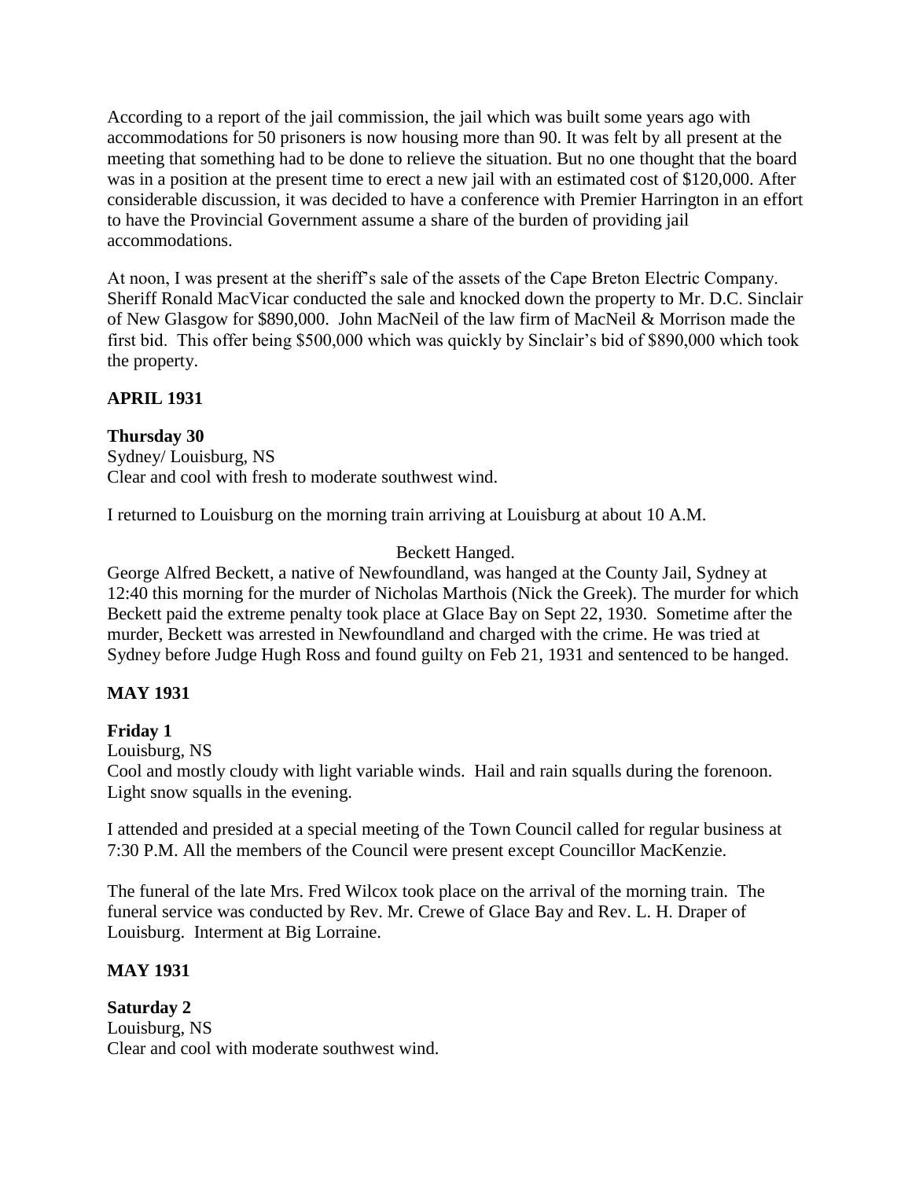According to a report of the jail commission, the jail which was built some years ago with accommodations for 50 prisoners is now housing more than 90. It was felt by all present at the meeting that something had to be done to relieve the situation. But no one thought that the board was in a position at the present time to erect a new jail with an estimated cost of $120,000. After considerable discussion, it was decided to have a conference with Premier Harrington in an effort to have the Provincial Government assume a share of the burden of providing jail accommodations.

At noon, I was present at the sheriff's sale of the assets of the Cape Breton Electric Company. Sheriff Ronald MacVicar conducted the sale and knocked down the property to Mr. D.C. Sinclair of New Glasgow for $890,000. John MacNeil of the law firm of MacNeil & Morrison made the first bid. This offer being $500,000 which was quickly by Sinclair's bid of $890,000 which took the property.

**APRIL 1931**

**Thursday 30**
Sydney/ Louisburg, NS
Clear and cool with fresh to moderate southwest wind.

I returned to Louisburg on the morning train arriving at Louisburg at about 10 A.M.

Beckett Hanged.

George Alfred Beckett, a native of Newfoundland, was hanged at the County Jail, Sydney at 12:40 this morning for the murder of Nicholas Marthois (Nick the Greek). The murder for which Beckett paid the extreme penalty took place at Glace Bay on Sept 22, 1930. Sometime after the murder, Beckett was arrested in Newfoundland and charged with the crime. He was tried at Sydney before Judge Hugh Ross and found guilty on Feb 21, 1931 and sentenced to be hanged.

**MAY 1931**

**Friday 1**
Louisburg, NS
Cool and mostly cloudy with light variable winds. Hail and rain squalls during the forenoon. Light snow squalls in the evening.

I attended and presided at a special meeting of the Town Council called for regular business at 7:30 P.M. All the members of the Council were present except Councillor MacKenzie.

The funeral of the late Mrs. Fred Wilcox took place on the arrival of the morning train. The funeral service was conducted by Rev. Mr. Crewe of Glace Bay and Rev. L. H. Draper of Louisburg. Interment at Big Lorraine.

**MAY 1931**

**Saturday 2**
Louisburg, NS
Clear and cool with moderate southwest wind.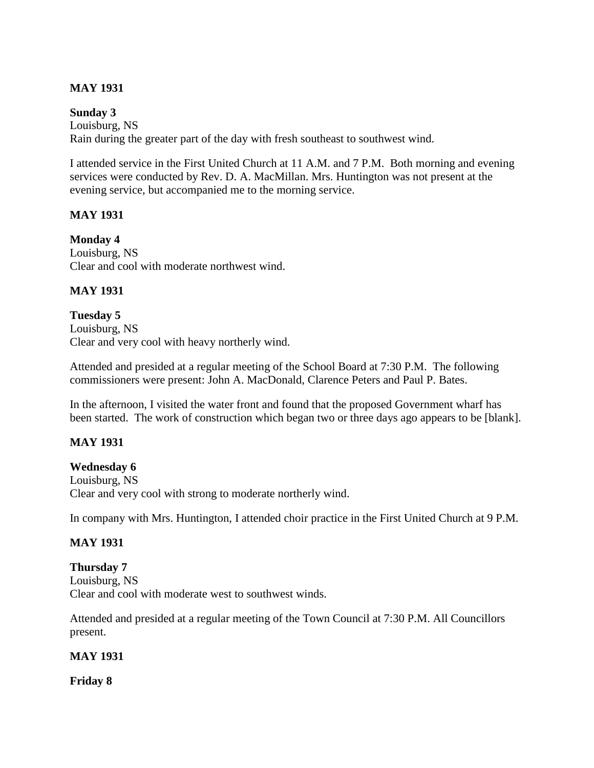**MAY 1931**

**Sunday 3**
Louisburg, NS
Rain during the greater part of the day with fresh southeast to southwest wind.

I attended service in the First United Church at 11 A.M. and 7 P.M. Both morning and evening services were conducted by Rev. D. A. MacMillan. Mrs. Huntington was not present at the evening service, but accompanied me to the morning service.

**MAY 1931**

**Monday 4**
Louisburg, NS
Clear and cool with moderate northwest wind.

**MAY 1931**

**Tuesday 5**
Louisburg, NS
Clear and very cool with heavy northerly wind.

Attended and presided at a regular meeting of the School Board at 7:30 P.M. The following commissioners were present: John A. MacDonald, Clarence Peters and Paul P. Bates.

In the afternoon, I visited the water front and found that the proposed Government wharf has been started. The work of construction which began two or three days ago appears to be [blank].

**MAY 1931**

**Wednesday 6**
Louisburg, NS
Clear and very cool with strong to moderate northerly wind.

In company with Mrs. Huntington, I attended choir practice in the First United Church at 9 P.M.

**MAY 1931**

**Thursday 7**
Louisburg, NS
Clear and cool with moderate west to southwest winds.

Attended and presided at a regular meeting of the Town Council at 7:30 P.M. All Councillors present.

**MAY 1931**

**Friday 8**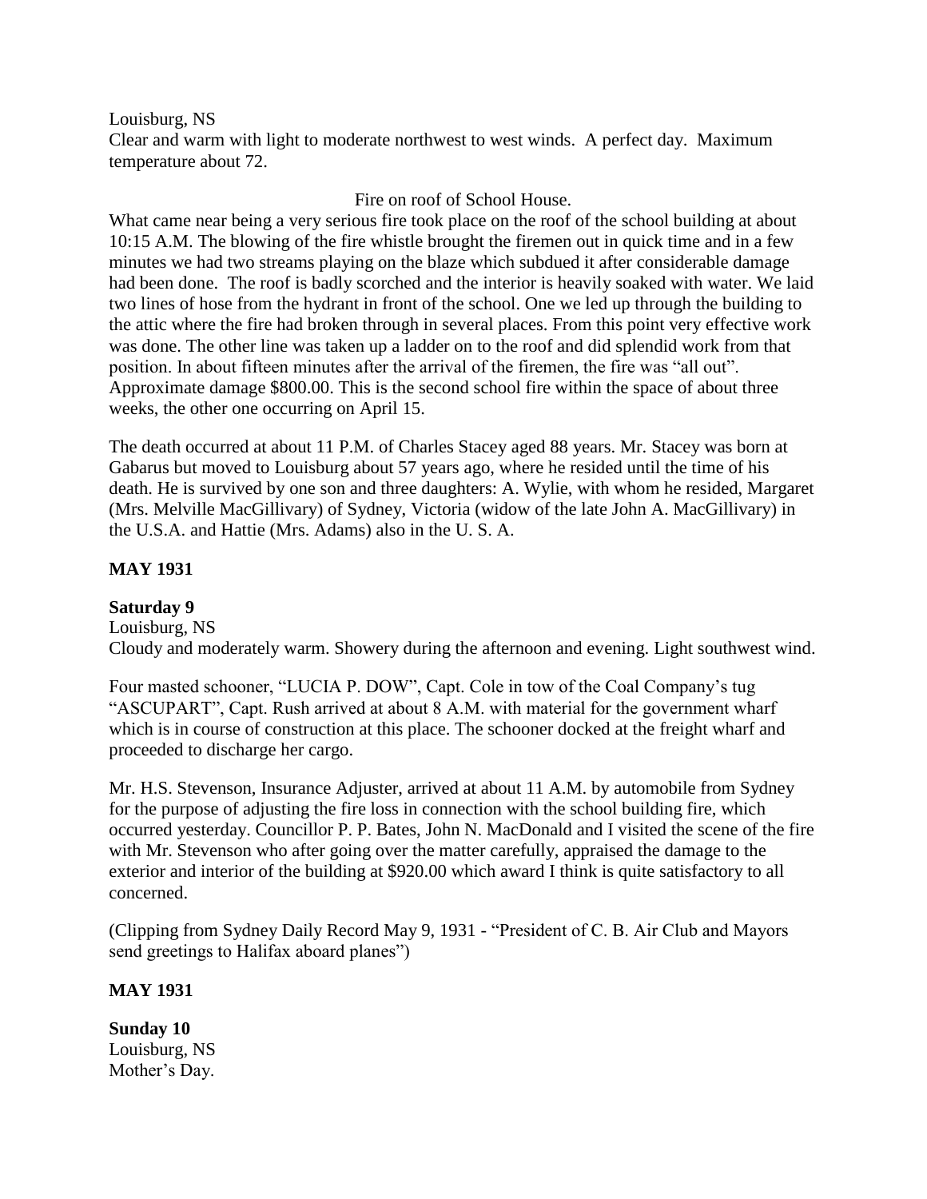Louisburg, NS
Clear and warm with light to moderate northwest to west winds. A perfect day. Maximum temperature about 72.

Fire on roof of School House.

What came near being a very serious fire took place on the roof of the school building at about 10:15 A.M. The blowing of the fire whistle brought the firemen out in quick time and in a few minutes we had two streams playing on the blaze which subdued it after considerable damage had been done. The roof is badly scorched and the interior is heavily soaked with water. We laid two lines of hose from the hydrant in front of the school. One we led up through the building to the attic where the fire had broken through in several places. From this point very effective work was done. The other line was taken up a ladder on to the roof and did splendid work from that position. In about fifteen minutes after the arrival of the firemen, the fire was "all out". Approximate damage $800.00. This is the second school fire within the space of about three weeks, the other one occurring on April 15.

The death occurred at about 11 P.M. of Charles Stacey aged 88 years. Mr. Stacey was born at Gabarus but moved to Louisburg about 57 years ago, where he resided until the time of his death. He is survived by one son and three daughters: A. Wylie, with whom he resided, Margaret (Mrs. Melville MacGillivary) of Sydney, Victoria (widow of the late John A. MacGillivary) in the U.S.A. and Hattie (Mrs. Adams) also in the U. S. A.

**MAY 1931**

**Saturday 9**
Louisburg, NS
Cloudy and moderately warm. Showery during the afternoon and evening. Light southwest wind.

Four masted schooner, "LUCIA P. DOW", Capt. Cole in tow of the Coal Company's tug "ASCUPART", Capt. Rush arrived at about 8 A.M. with material for the government wharf which is in course of construction at this place. The schooner docked at the freight wharf and proceeded to discharge her cargo.

Mr. H.S. Stevenson, Insurance Adjuster, arrived at about 11 A.M. by automobile from Sydney for the purpose of adjusting the fire loss in connection with the school building fire, which occurred yesterday. Councillor P. P. Bates, John N. MacDonald and I visited the scene of the fire with Mr. Stevenson who after going over the matter carefully, appraised the damage to the exterior and interior of the building at $920.00 which award I think is quite satisfactory to all concerned.

(Clipping from Sydney Daily Record May 9, 1931 - "President of C. B. Air Club and Mayors send greetings to Halifax aboard planes")

**MAY 1931**

**Sunday 10**
Louisburg, NS
Mother's Day.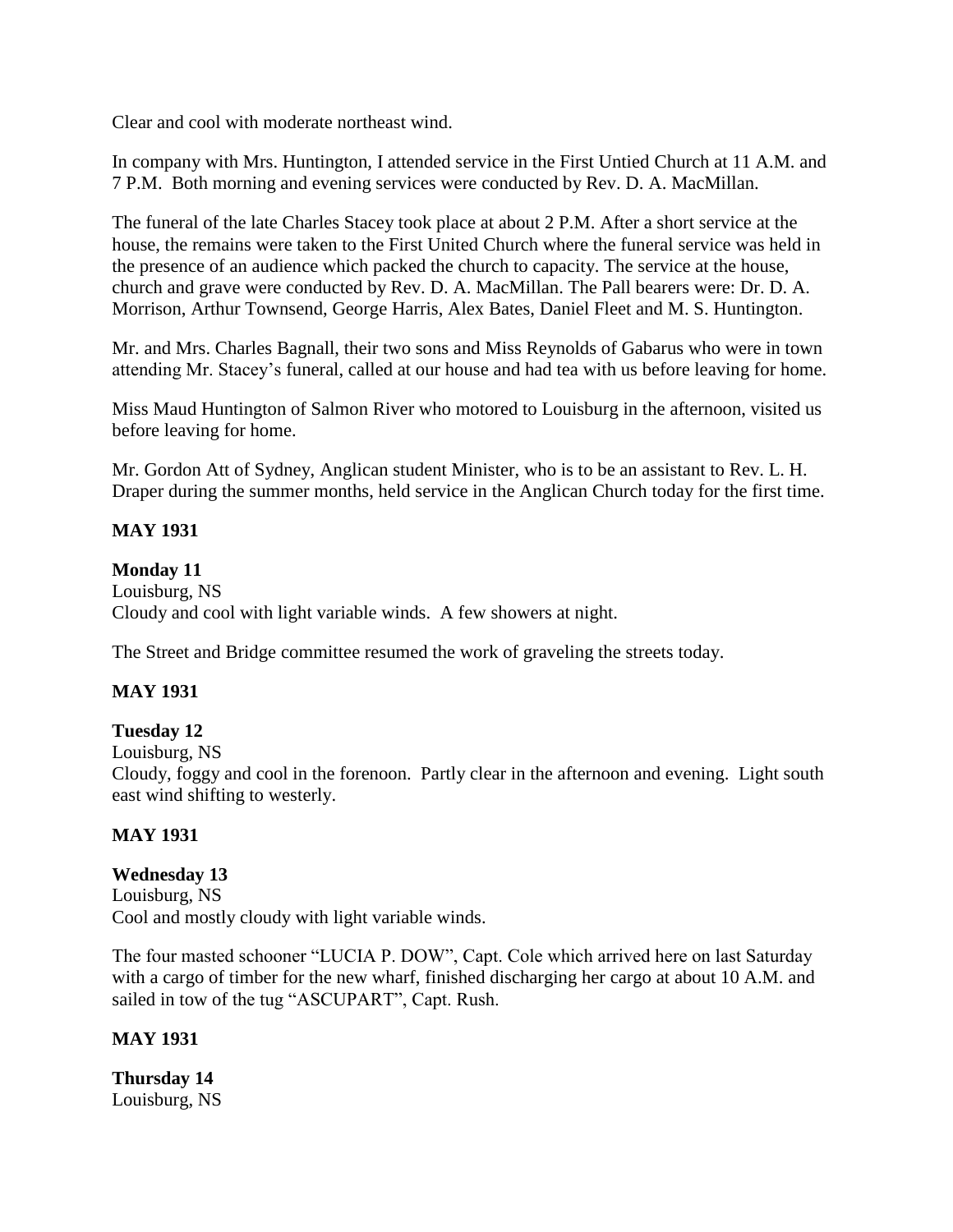Clear and cool with moderate northeast wind.

In company with Mrs. Huntington, I attended service in the First Untied Church at 11 A.M. and 7 P.M. Both morning and evening services were conducted by Rev. D. A. MacMillan.

The funeral of the late Charles Stacey took place at about 2 P.M. After a short service at the house, the remains were taken to the First United Church where the funeral service was held in the presence of an audience which packed the church to capacity. The service at the house, church and grave were conducted by Rev. D. A. MacMillan. The Pall bearers were: Dr. D. A. Morrison, Arthur Townsend, George Harris, Alex Bates, Daniel Fleet and M. S. Huntington.

Mr. and Mrs. Charles Bagnall, their two sons and Miss Reynolds of Gabarus who were in town attending Mr. Stacey's funeral, called at our house and had tea with us before leaving for home.

Miss Maud Huntington of Salmon River who motored to Louisburg in the afternoon, visited us before leaving for home.

Mr. Gordon Att of Sydney, Anglican student Minister, who is to be an assistant to Rev. L. H. Draper during the summer months, held service in the Anglican Church today for the first time.

**MAY 1931**

**Monday 11**
Louisburg, NS
Cloudy and cool with light variable winds. A few showers at night.

The Street and Bridge committee resumed the work of graveling the streets today.

**MAY 1931**

**Tuesday 12**
Louisburg, NS
Cloudy, foggy and cool in the forenoon. Partly clear in the afternoon and evening. Light south east wind shifting to westerly.

**MAY 1931**

**Wednesday 13**
Louisburg, NS
Cool and mostly cloudy with light variable winds.

The four masted schooner "LUCIA P. DOW", Capt. Cole which arrived here on last Saturday with a cargo of timber for the new wharf, finished discharging her cargo at about 10 A.M. and sailed in tow of the tug "ASCUPART", Capt. Rush.

**MAY 1931**

**Thursday 14**
Louisburg, NS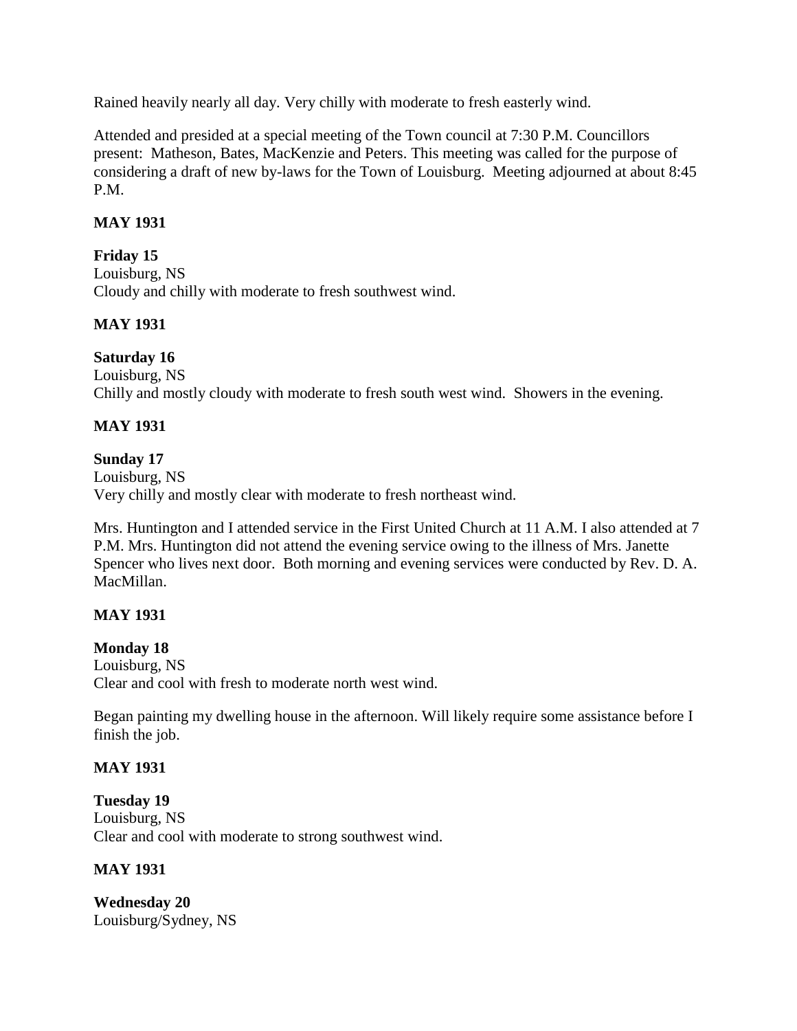Rained heavily nearly all day. Very chilly with moderate to fresh easterly wind.

Attended and presided at a special meeting of the Town council at 7:30 P.M. Councillors present: Matheson, Bates, MacKenzie and Peters. This meeting was called for the purpose of considering a draft of new by-laws for the Town of Louisburg. Meeting adjourned at about 8:45 P.M.

**MAY 1931**

**Friday 15**
Louisburg, NS
Cloudy and chilly with moderate to fresh southwest wind.

**MAY 1931**

**Saturday 16**
Louisburg, NS
Chilly and mostly cloudy with moderate to fresh south west wind. Showers in the evening.

**MAY 1931**

**Sunday 17**
Louisburg, NS
Very chilly and mostly clear with moderate to fresh northeast wind.

Mrs. Huntington and I attended service in the First United Church at 11 A.M. I also attended at 7 P.M. Mrs. Huntington did not attend the evening service owing to the illness of Mrs. Janette Spencer who lives next door. Both morning and evening services were conducted by Rev. D. A. MacMillan.

**MAY 1931**

**Monday 18**
Louisburg, NS
Clear and cool with fresh to moderate north west wind.

Began painting my dwelling house in the afternoon. Will likely require some assistance before I finish the job.

**MAY 1931**

**Tuesday 19**
Louisburg, NS
Clear and cool with moderate to strong southwest wind.

**MAY 1931**

**Wednesday 20**
Louisburg/Sydney, NS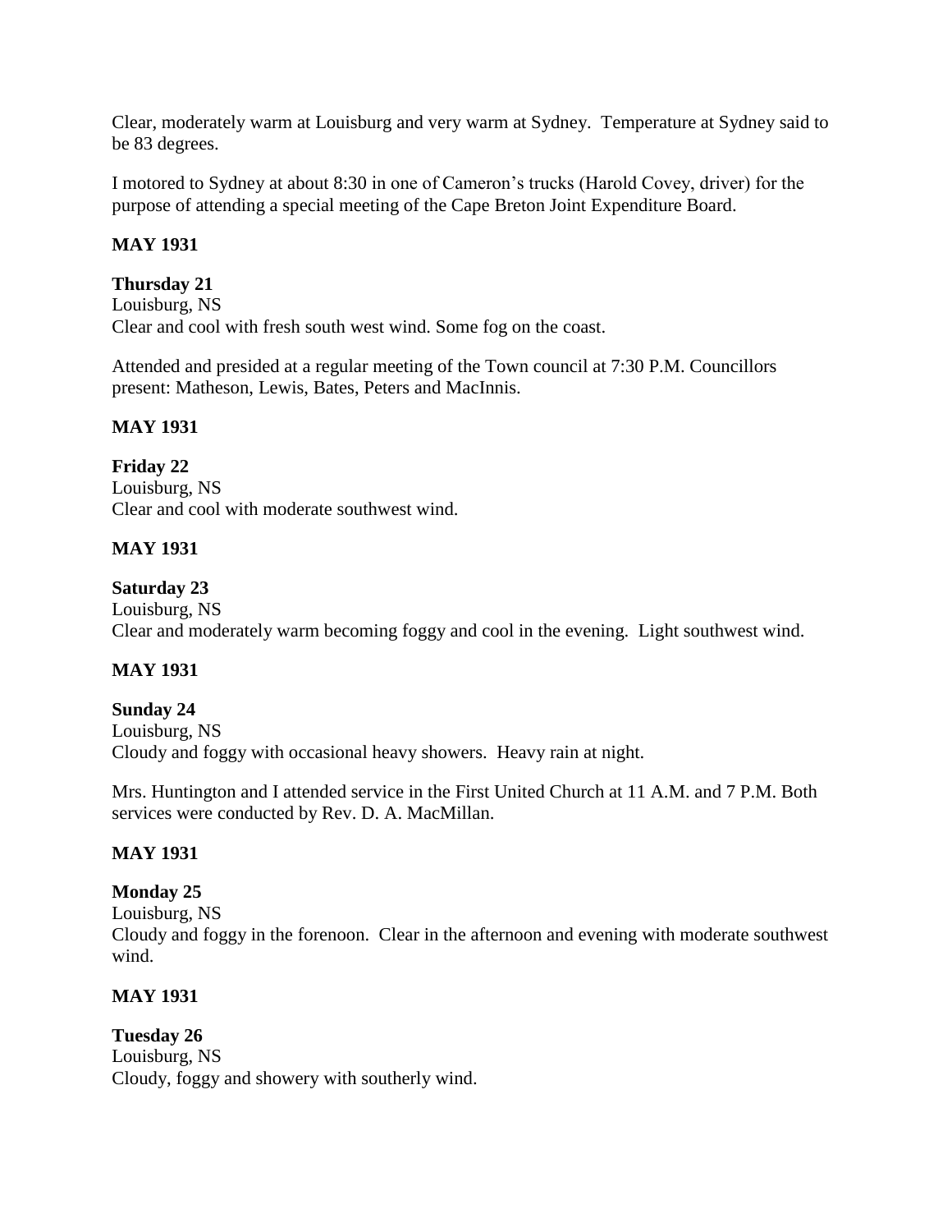Clear, moderately warm at Louisburg and very warm at Sydney. Temperature at Sydney said to be 83 degrees.

I motored to Sydney at about 8:30 in one of Cameron's trucks (Harold Covey, driver) for the purpose of attending a special meeting of the Cape Breton Joint Expenditure Board.

**MAY 1931**

**Thursday 21**
Louisburg, NS
Clear and cool with fresh south west wind. Some fog on the coast.

Attended and presided at a regular meeting of the Town council at 7:30 P.M. Councillors present: Matheson, Lewis, Bates, Peters and MacInnis.

**MAY 1931**

**Friday 22**
Louisburg, NS
Clear and cool with moderate southwest wind.

**MAY 1931**

**Saturday 23**
Louisburg, NS
Clear and moderately warm becoming foggy and cool in the evening. Light southwest wind.

**MAY 1931**

**Sunday 24**
Louisburg, NS
Cloudy and foggy with occasional heavy showers. Heavy rain at night.

Mrs. Huntington and I attended service in the First United Church at 11 A.M. and 7 P.M. Both services were conducted by Rev. D. A. MacMillan.

**MAY 1931**

**Monday 25**
Louisburg, NS
Cloudy and foggy in the forenoon. Clear in the afternoon and evening with moderate southwest wind.

**MAY 1931**

**Tuesday 26**
Louisburg, NS
Cloudy, foggy and showery with southerly wind.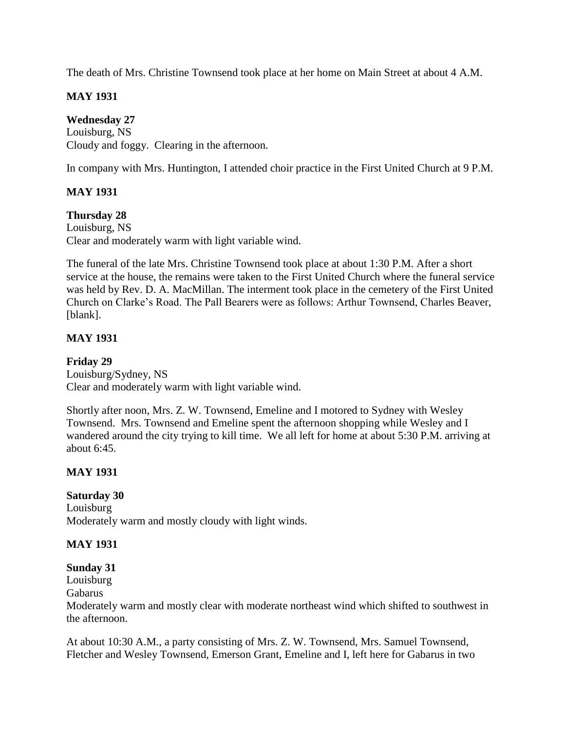The death of Mrs. Christine Townsend took place at her home on Main Street at about 4 A.M.

**MAY 1931**

**Wednesday 27**
Louisburg, NS
Cloudy and foggy. Clearing in the afternoon.

In company with Mrs. Huntington, I attended choir practice in the First United Church at 9 P.M.

**MAY 1931**

**Thursday 28**
Louisburg, NS
Clear and moderately warm with light variable wind.

The funeral of the late Mrs. Christine Townsend took place at about 1:30 P.M. After a short service at the house, the remains were taken to the First United Church where the funeral service was held by Rev. D. A. MacMillan. The interment took place in the cemetery of the First United Church on Clarke's Road. The Pall Bearers were as follows: Arthur Townsend, Charles Beaver, [blank].

**MAY 1931**

**Friday 29**
Louisburg/Sydney, NS
Clear and moderately warm with light variable wind.

Shortly after noon, Mrs. Z. W. Townsend, Emeline and I motored to Sydney with Wesley Townsend. Mrs. Townsend and Emeline spent the afternoon shopping while Wesley and I wandered around the city trying to kill time. We all left for home at about 5:30 P.M. arriving at about 6:45.

**MAY 1931**

**Saturday 30**
Louisburg
Moderately warm and mostly cloudy with light winds.

**MAY 1931**

**Sunday 31**
Louisburg
Gabarus
Moderately warm and mostly clear with moderate northeast wind which shifted to southwest in the afternoon.

At about 10:30 A.M., a party consisting of Mrs. Z. W. Townsend, Mrs. Samuel Townsend, Fletcher and Wesley Townsend, Emerson Grant, Emeline and I, left here for Gabarus in two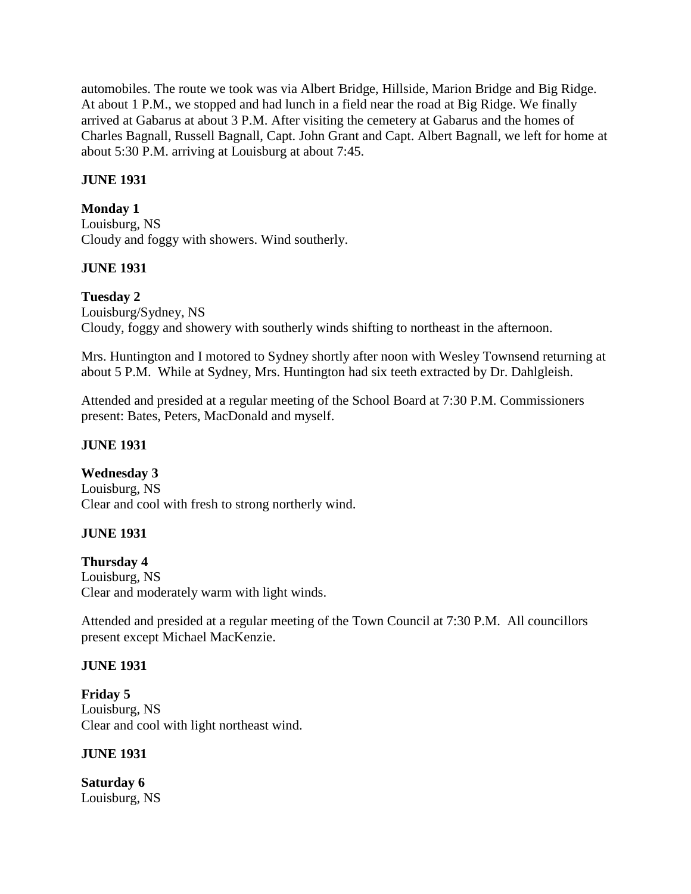automobiles. The route we took was via Albert Bridge, Hillside, Marion Bridge and Big Ridge. At about 1 P.M., we stopped and had lunch in a field near the road at Big Ridge. We finally arrived at Gabarus at about 3 P.M. After visiting the cemetery at Gabarus and the homes of Charles Bagnall, Russell Bagnall, Capt. John Grant and Capt. Albert Bagnall, we left for home at about 5:30 P.M. arriving at Louisburg at about 7:45.

**JUNE 1931**

**Monday 1**
Louisburg, NS
Cloudy and foggy with showers. Wind southerly.

**JUNE 1931**

**Tuesday 2**
Louisburg/Sydney, NS
Cloudy, foggy and showery with southerly winds shifting to northeast in the afternoon.

Mrs. Huntington and I motored to Sydney shortly after noon with Wesley Townsend returning at about 5 P.M. While at Sydney, Mrs. Huntington had six teeth extracted by Dr. Dahlgleish.

Attended and presided at a regular meeting of the School Board at 7:30 P.M. Commissioners present: Bates, Peters, MacDonald and myself.

**JUNE 1931**

**Wednesday 3**
Louisburg, NS
Clear and cool with fresh to strong northerly wind.

**JUNE 1931**

**Thursday 4**
Louisburg, NS
Clear and moderately warm with light winds.

Attended and presided at a regular meeting of the Town Council at 7:30 P.M. All councillors present except Michael MacKenzie.

**JUNE 1931**

**Friday 5**
Louisburg, NS
Clear and cool with light northeast wind.

**JUNE 1931**

**Saturday 6**
Louisburg, NS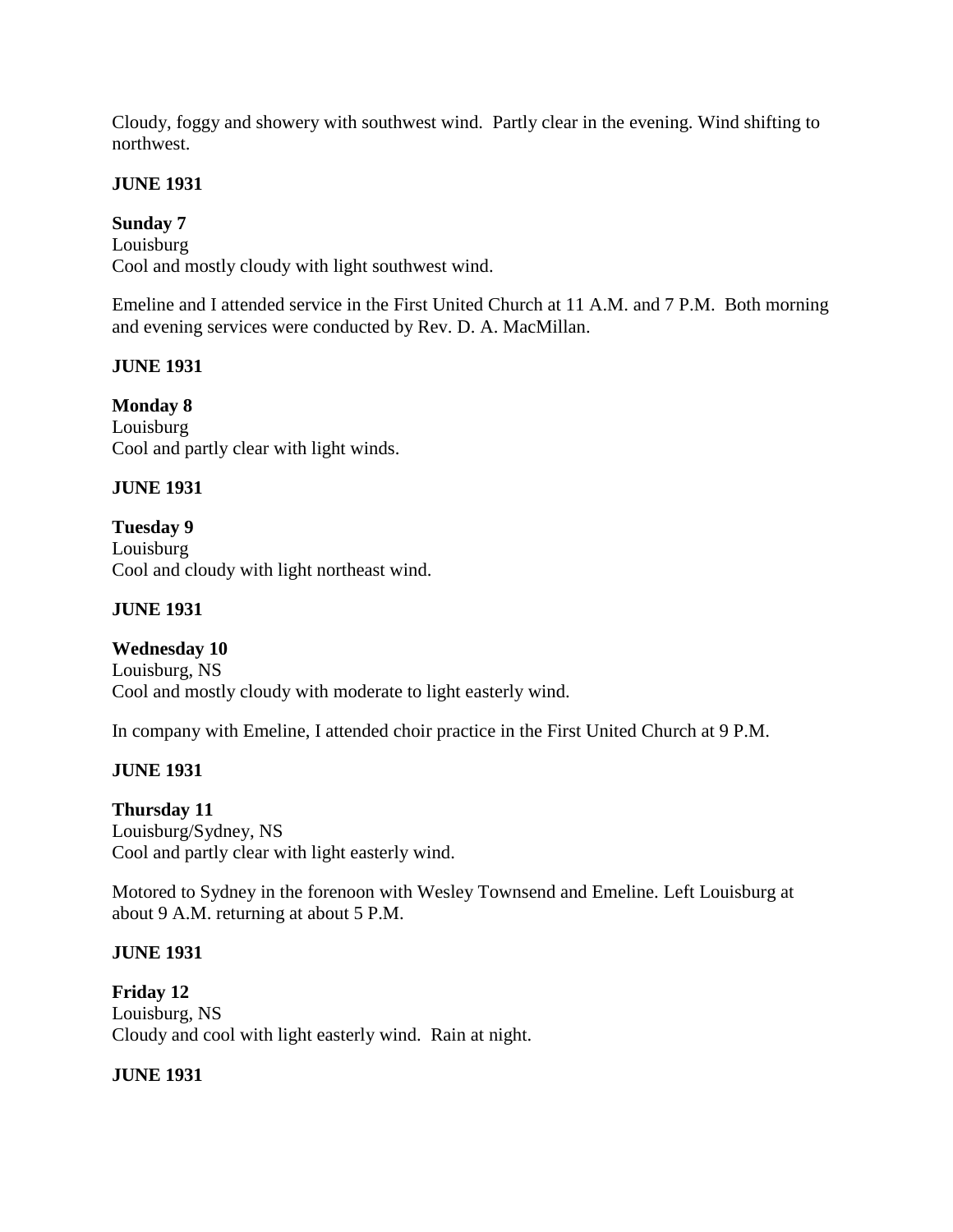Cloudy, foggy and showery with southwest wind. Partly clear in the evening. Wind shifting to northwest.

**JUNE 1931**

**Sunday 7**
Louisburg
Cool and mostly cloudy with light southwest wind.

Emeline and I attended service in the First United Church at 11 A.M. and 7 P.M. Both morning and evening services were conducted by Rev. D. A. MacMillan.

**JUNE 1931**

**Monday 8**
Louisburg
Cool and partly clear with light winds.

**JUNE 1931**

**Tuesday 9**
Louisburg
Cool and cloudy with light northeast wind.

**JUNE 1931**

**Wednesday 10**
Louisburg, NS
Cool and mostly cloudy with moderate to light easterly wind.

In company with Emeline, I attended choir practice in the First United Church at 9 P.M.

**JUNE 1931**

**Thursday 11**
Louisburg/Sydney, NS
Cool and partly clear with light easterly wind.

Motored to Sydney in the forenoon with Wesley Townsend and Emeline. Left Louisburg at about 9 A.M. returning at about 5 P.M.

**JUNE 1931**

**Friday 12**
Louisburg, NS
Cloudy and cool with light easterly wind. Rain at night.

**JUNE 1931**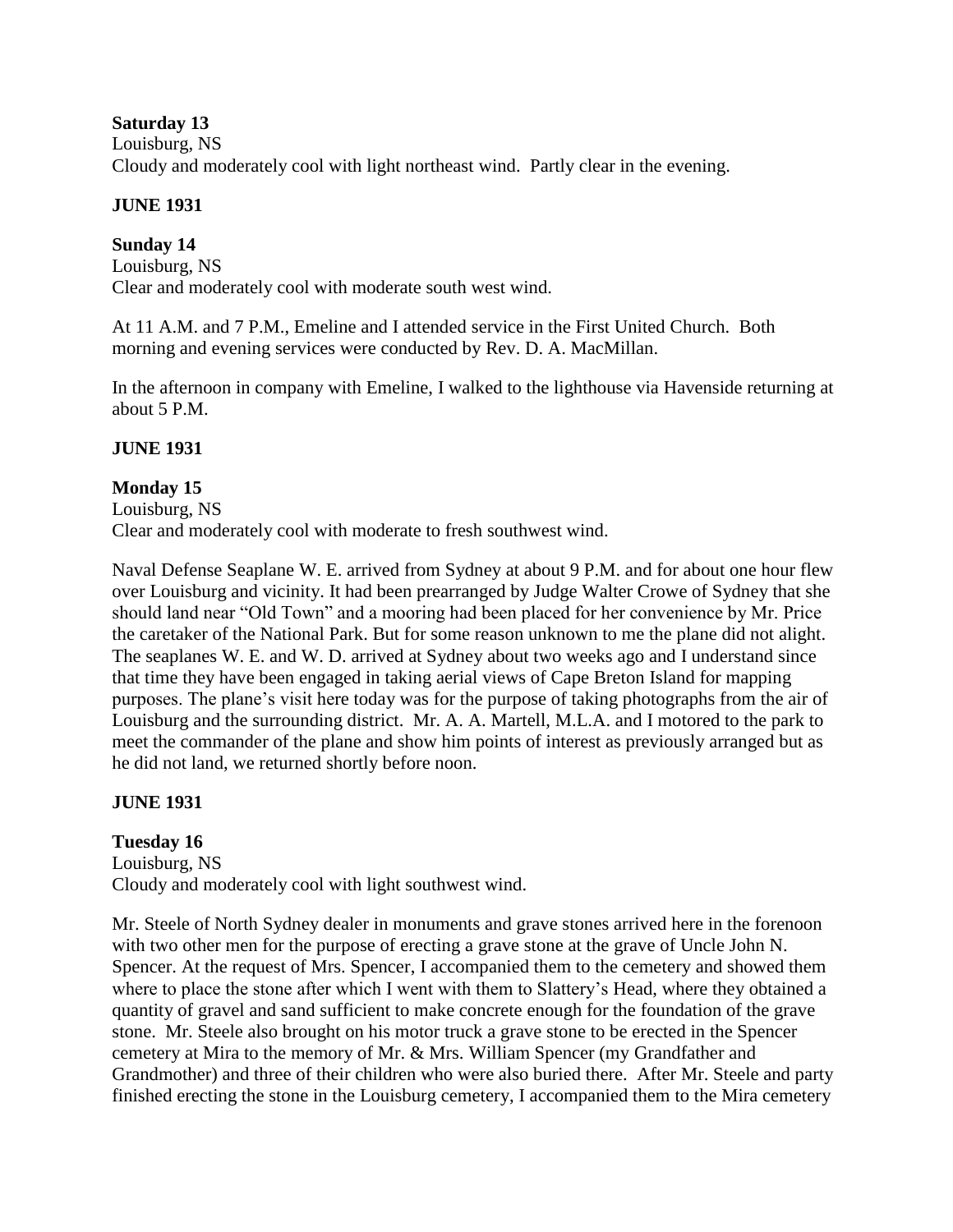**Saturday 13**
Louisburg, NS
Cloudy and moderately cool with light northeast wind. Partly clear in the evening.

**JUNE 1931**

**Sunday 14**
Louisburg, NS
Clear and moderately cool with moderate south west wind.

At 11 A.M. and 7 P.M., Emeline and I attended service in the First United Church. Both morning and evening services were conducted by Rev. D. A. MacMillan.

In the afternoon in company with Emeline, I walked to the lighthouse via Havenside returning at about 5 P.M.

**JUNE 1931**

**Monday 15**
Louisburg, NS
Clear and moderately cool with moderate to fresh southwest wind.

Naval Defense Seaplane W. E. arrived from Sydney at about 9 P.M. and for about one hour flew over Louisburg and vicinity. It had been prearranged by Judge Walter Crowe of Sydney that she should land near "Old Town" and a mooring had been placed for her convenience by Mr. Price the caretaker of the National Park. But for some reason unknown to me the plane did not alight. The seaplanes W. E. and W. D. arrived at Sydney about two weeks ago and I understand since that time they have been engaged in taking aerial views of Cape Breton Island for mapping purposes. The plane's visit here today was for the purpose of taking photographs from the air of Louisburg and the surrounding district. Mr. A. A. Martell, M.L.A. and I motored to the park to meet the commander of the plane and show him points of interest as previously arranged but as he did not land, we returned shortly before noon.

**JUNE 1931**

**Tuesday 16**
Louisburg, NS
Cloudy and moderately cool with light southwest wind.

Mr. Steele of North Sydney dealer in monuments and grave stones arrived here in the forenoon with two other men for the purpose of erecting a grave stone at the grave of Uncle John N. Spencer. At the request of Mrs. Spencer, I accompanied them to the cemetery and showed them where to place the stone after which I went with them to Slattery's Head, where they obtained a quantity of gravel and sand sufficient to make concrete enough for the foundation of the grave stone. Mr. Steele also brought on his motor truck a grave stone to be erected in the Spencer cemetery at Mira to the memory of Mr. & Mrs. William Spencer (my Grandfather and Grandmother) and three of their children who were also buried there. After Mr. Steele and party finished erecting the stone in the Louisburg cemetery, I accompanied them to the Mira cemetery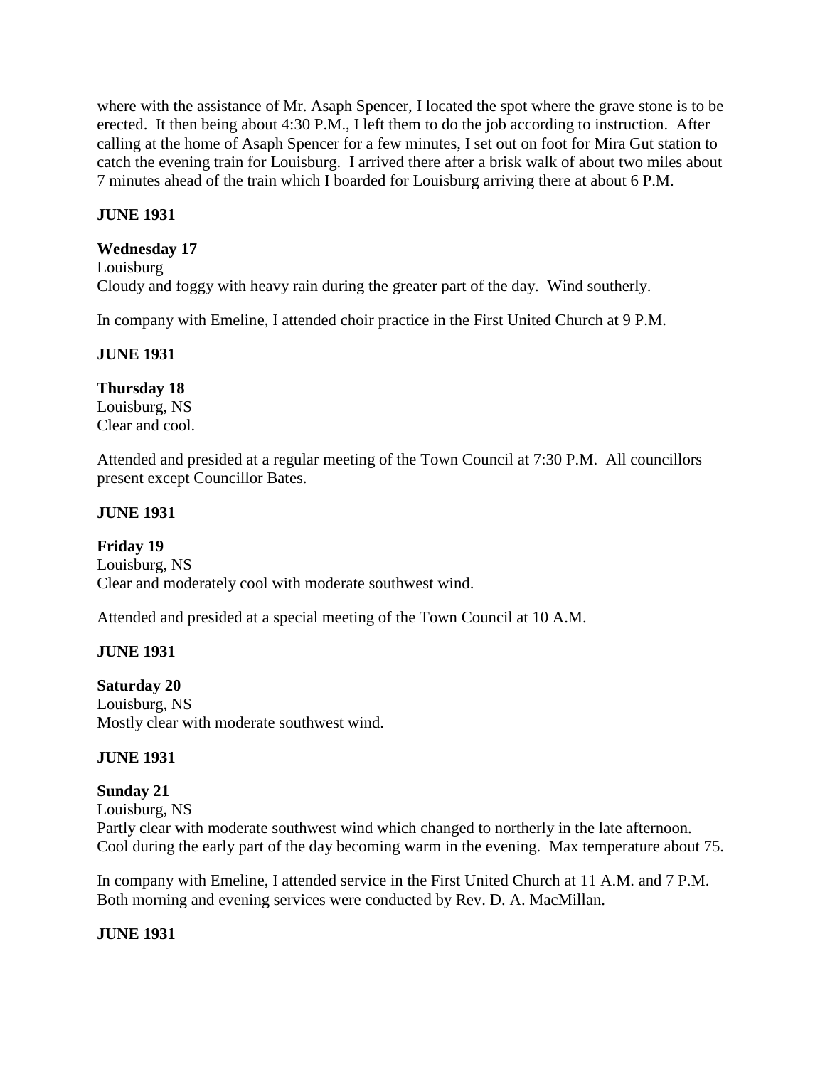where with the assistance of Mr. Asaph Spencer, I located the spot where the grave stone is to be erected. It then being about 4:30 P.M., I left them to do the job according to instruction. After calling at the home of Asaph Spencer for a few minutes, I set out on foot for Mira Gut station to catch the evening train for Louisburg. I arrived there after a brisk walk of about two miles about 7 minutes ahead of the train which I boarded for Louisburg arriving there at about 6 P.M.

**JUNE 1931**

**Wednesday 17**
Louisburg
Cloudy and foggy with heavy rain during the greater part of the day. Wind southerly.

In company with Emeline, I attended choir practice in the First United Church at 9 P.M.

**JUNE 1931**

**Thursday 18**
Louisburg, NS
Clear and cool.

Attended and presided at a regular meeting of the Town Council at 7:30 P.M. All councillors present except Councillor Bates.

**JUNE 1931**

**Friday 19**
Louisburg, NS
Clear and moderately cool with moderate southwest wind.

Attended and presided at a special meeting of the Town Council at 10 A.M.

**JUNE 1931**

**Saturday 20**
Louisburg, NS
Mostly clear with moderate southwest wind.

**JUNE 1931**

**Sunday 21**
Louisburg, NS
Partly clear with moderate southwest wind which changed to northerly in the late afternoon. Cool during the early part of the day becoming warm in the evening. Max temperature about 75.

In company with Emeline, I attended service in the First United Church at 11 A.M. and 7 P.M. Both morning and evening services were conducted by Rev. D. A. MacMillan.

**JUNE 1931**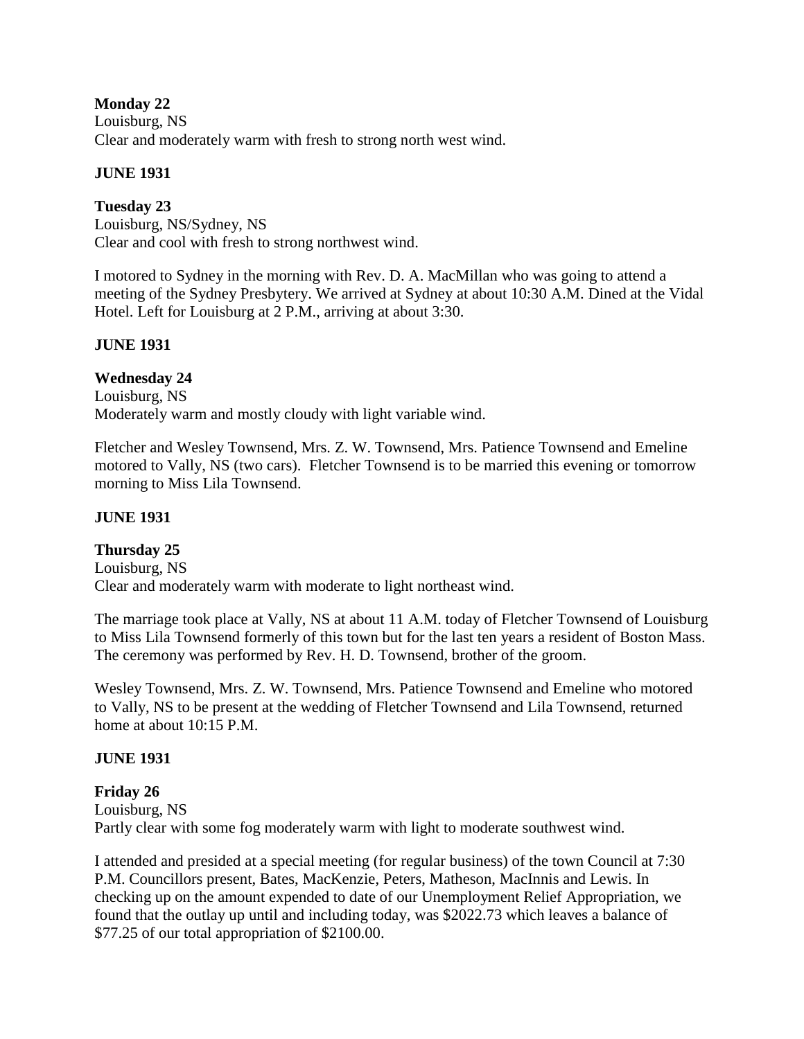**Monday 22**
Louisburg, NS
Clear and moderately warm with fresh to strong north west wind.

**JUNE 1931**

**Tuesday 23**
Louisburg, NS/Sydney, NS
Clear and cool with fresh to strong northwest wind.

I motored to Sydney in the morning with Rev. D. A. MacMillan who was going to attend a meeting of the Sydney Presbytery. We arrived at Sydney at about 10:30 A.M. Dined at the Vidal Hotel. Left for Louisburg at 2 P.M., arriving at about 3:30.

**JUNE 1931**

**Wednesday 24**
Louisburg, NS
Moderately warm and mostly cloudy with light variable wind.

Fletcher and Wesley Townsend, Mrs. Z. W. Townsend, Mrs. Patience Townsend and Emeline motored to Vally, NS (two cars). Fletcher Townsend is to be married this evening or tomorrow morning to Miss Lila Townsend.

**JUNE 1931**

**Thursday 25**
Louisburg, NS
Clear and moderately warm with moderate to light northeast wind.

The marriage took place at Vally, NS at about 11 A.M. today of Fletcher Townsend of Louisburg to Miss Lila Townsend formerly of this town but for the last ten years a resident of Boston Mass. The ceremony was performed by Rev. H. D. Townsend, brother of the groom.

Wesley Townsend, Mrs. Z. W. Townsend, Mrs. Patience Townsend and Emeline who motored to Vally, NS to be present at the wedding of Fletcher Townsend and Lila Townsend, returned home at about 10:15 P.M.

**JUNE 1931**

**Friday 26**
Louisburg, NS
Partly clear with some fog moderately warm with light to moderate southwest wind.

I attended and presided at a special meeting (for regular business) of the town Council at 7:30 P.M. Councillors present, Bates, MacKenzie, Peters, Matheson, MacInnis and Lewis. In checking up on the amount expended to date of our Unemployment Relief Appropriation, we found that the outlay up until and including today, was $2022.73 which leaves a balance of $77.25 of our total appropriation of $2100.00.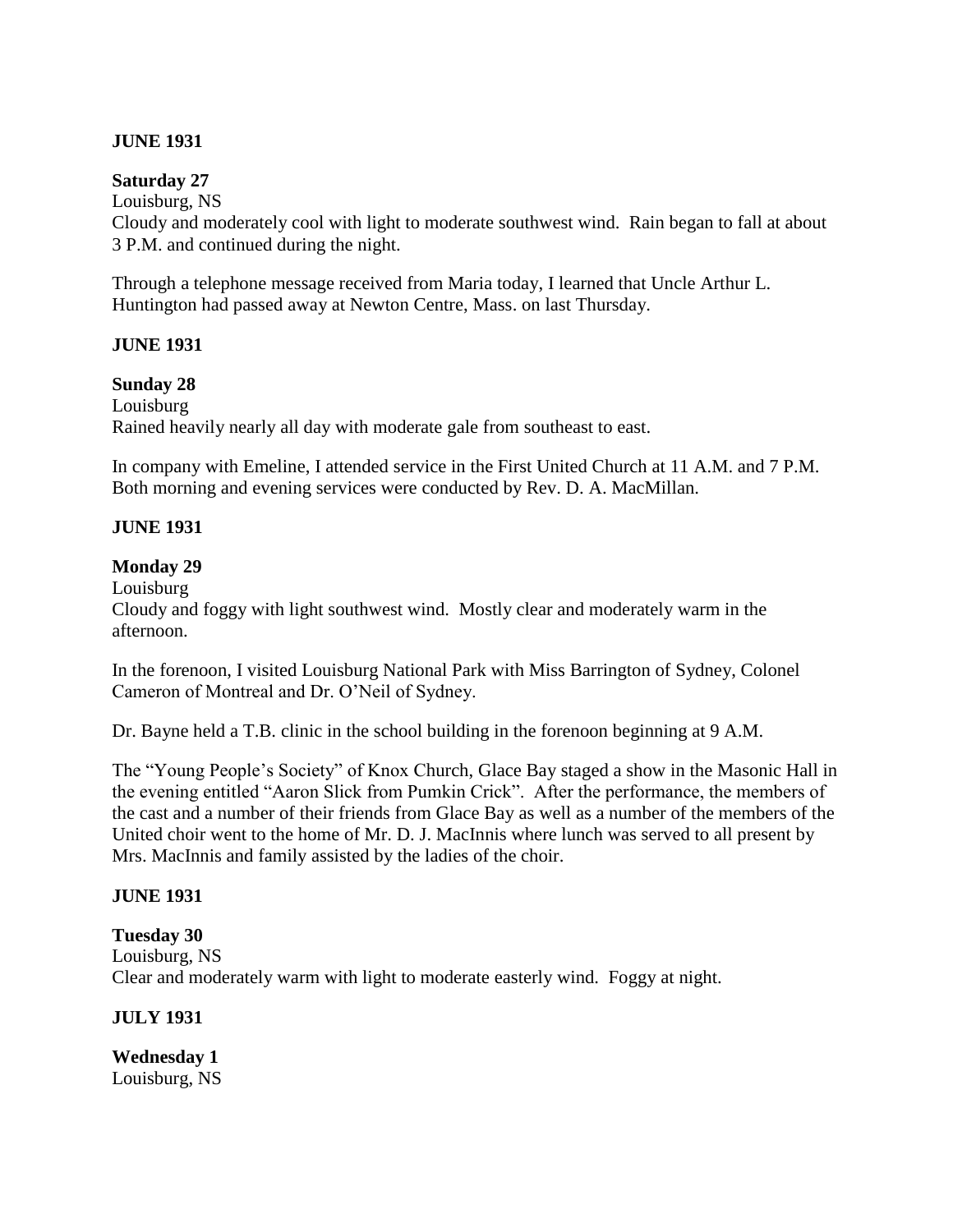**JUNE 1931**

**Saturday 27**

Louisburg, NS

Cloudy and moderately cool with light to moderate southwest wind. Rain began to fall at about 3 P.M. and continued during the night.

Through a telephone message received from Maria today, I learned that Uncle Arthur L. Huntington had passed away at Newton Centre, Mass. on last Thursday.

**JUNE 1931**

**Sunday 28**

Louisburg

Rained heavily nearly all day with moderate gale from southeast to east.

In company with Emeline, I attended service in the First United Church at 11 A.M. and 7 P.M. Both morning and evening services were conducted by Rev. D. A. MacMillan.

**JUNE 1931**

**Monday 29**

Louisburg

Cloudy and foggy with light southwest wind. Mostly clear and moderately warm in the afternoon.

In the forenoon, I visited Louisburg National Park with Miss Barrington of Sydney, Colonel Cameron of Montreal and Dr. O'Neil of Sydney.

Dr. Bayne held a T.B. clinic in the school building in the forenoon beginning at 9 A.M.

The "Young People's Society" of Knox Church, Glace Bay staged a show in the Masonic Hall in the evening entitled "Aaron Slick from Pumkin Crick". After the performance, the members of the cast and a number of their friends from Glace Bay as well as a number of the members of the United choir went to the home of Mr. D. J. MacInnis where lunch was served to all present by Mrs. MacInnis and family assisted by the ladies of the choir.

**JUNE 1931**

**Tuesday 30**

Louisburg, NS

Clear and moderately warm with light to moderate easterly wind. Foggy at night.

**JULY 1931**

**Wednesday 1**

Louisburg, NS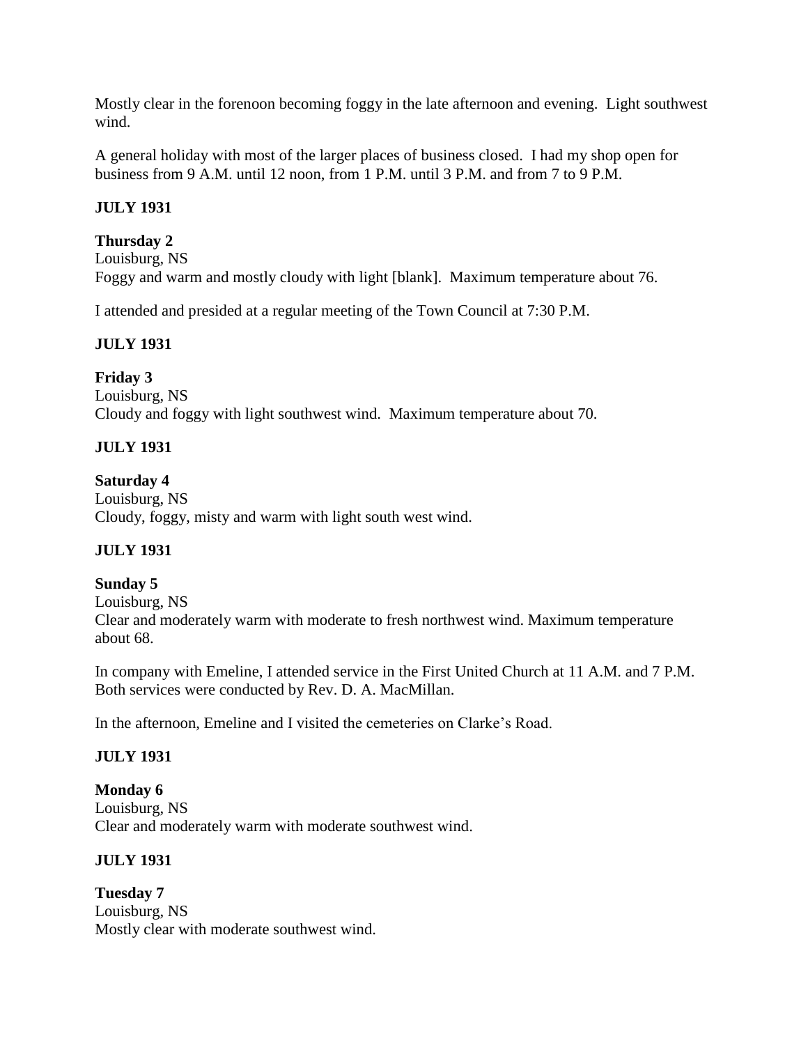Mostly clear in the forenoon becoming foggy in the late afternoon and evening. Light southwest wind.

A general holiday with most of the larger places of business closed. I had my shop open for business from 9 A.M. until 12 noon, from 1 P.M. until 3 P.M. and from 7 to 9 P.M.

**JULY 1931**

**Thursday 2**
Louisburg, NS
Foggy and warm and mostly cloudy with light [blank]. Maximum temperature about 76.

I attended and presided at a regular meeting of the Town Council at 7:30 P.M.

**JULY 1931**

**Friday 3**
Louisburg, NS
Cloudy and foggy with light southwest wind. Maximum temperature about 70.

**JULY 1931**

**Saturday 4**
Louisburg, NS
Cloudy, foggy, misty and warm with light south west wind.

**JULY 1931**

**Sunday 5**
Louisburg, NS
Clear and moderately warm with moderate to fresh northwest wind. Maximum temperature about 68.

In company with Emeline, I attended service in the First United Church at 11 A.M. and 7 P.M. Both services were conducted by Rev. D. A. MacMillan.

In the afternoon, Emeline and I visited the cemeteries on Clarke's Road.

**JULY 1931**

**Monday 6**
Louisburg, NS
Clear and moderately warm with moderate southwest wind.

**JULY 1931**

**Tuesday 7**
Louisburg, NS
Mostly clear with moderate southwest wind.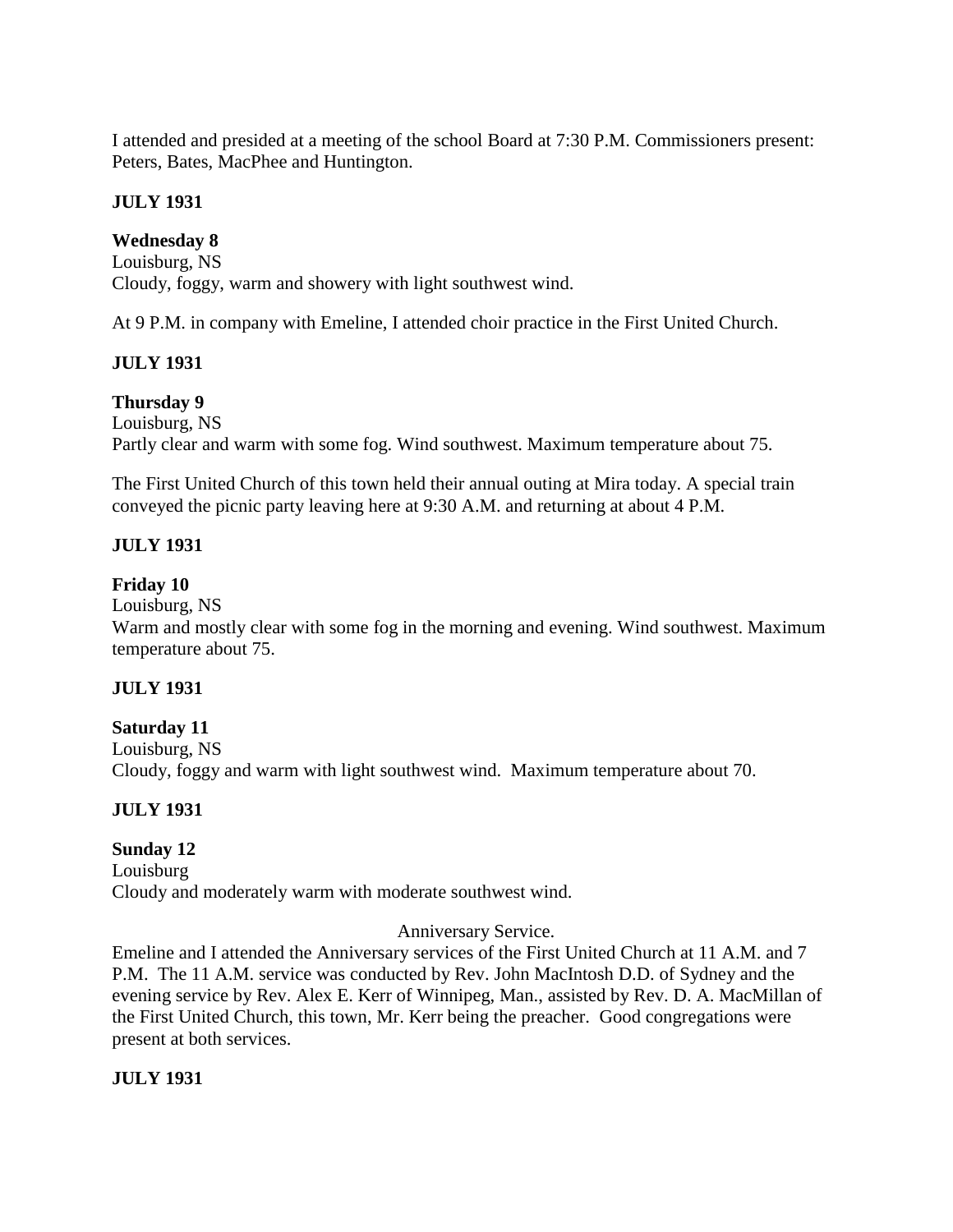I attended and presided at a meeting of the school Board at 7:30 P.M. Commissioners present: Peters, Bates, MacPhee and Huntington.

**JULY 1931**

**Wednesday 8**
Louisburg, NS
Cloudy, foggy, warm and showery with light southwest wind.

At 9 P.M. in company with Emeline, I attended choir practice in the First United Church.

**JULY 1931**

**Thursday 9**
Louisburg, NS
Partly clear and warm with some fog. Wind southwest. Maximum temperature about 75.

The First United Church of this town held their annual outing at Mira today. A special train conveyed the picnic party leaving here at 9:30 A.M. and returning at about 4 P.M.

**JULY 1931**

**Friday 10**
Louisburg, NS
Warm and mostly clear with some fog in the morning and evening. Wind southwest. Maximum temperature about 75.

**JULY 1931**

**Saturday 11**
Louisburg, NS
Cloudy, foggy and warm with light southwest wind. Maximum temperature about 70.

**JULY 1931**

**Sunday 12**
Louisburg
Cloudy and moderately warm with moderate southwest wind.

Anniversary Service.

Emeline and I attended the Anniversary services of the First United Church at 11 A.M. and 7 P.M. The 11 A.M. service was conducted by Rev. John MacIntosh D.D. of Sydney and the evening service by Rev. Alex E. Kerr of Winnipeg, Man., assisted by Rev. D. A. MacMillan of the First United Church, this town, Mr. Kerr being the preacher. Good congregations were present at both services.

**JULY 1931**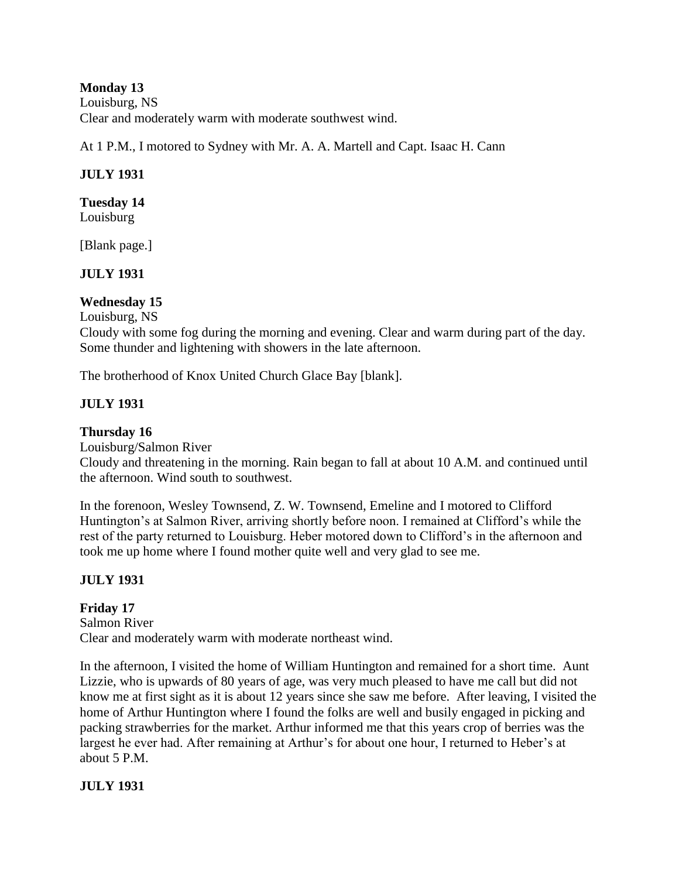**Monday 13**
Louisburg, NS
Clear and moderately warm with moderate southwest wind.

At 1 P.M., I motored to Sydney with Mr. A. A. Martell and Capt. Isaac H. Cann

**JULY 1931**

**Tuesday 14**
Louisburg

[Blank page.]

**JULY 1931**

**Wednesday 15**
Louisburg, NS
Cloudy with some fog during the morning and evening. Clear and warm during part of the day. Some thunder and lightening with showers in the late afternoon.

The brotherhood of Knox United Church Glace Bay [blank].

**JULY 1931**

**Thursday 16**
Louisburg/Salmon River
Cloudy and threatening in the morning. Rain began to fall at about 10 A.M. and continued until the afternoon. Wind south to southwest.

In the forenoon, Wesley Townsend, Z. W. Townsend, Emeline and I motored to Clifford Huntington's at Salmon River, arriving shortly before noon. I remained at Clifford's while the rest of the party returned to Louisburg. Heber motored down to Clifford's in the afternoon and took me up home where I found mother quite well and very glad to see me.

**JULY 1931**

**Friday 17**
Salmon River
Clear and moderately warm with moderate northeast wind.

In the afternoon, I visited the home of William Huntington and remained for a short time. Aunt Lizzie, who is upwards of 80 years of age, was very much pleased to have me call but did not know me at first sight as it is about 12 years since she saw me before. After leaving, I visited the home of Arthur Huntington where I found the folks are well and busily engaged in picking and packing strawberries for the market. Arthur informed me that this years crop of berries was the largest he ever had. After remaining at Arthur's for about one hour, I returned to Heber's at about 5 P.M.

**JULY 1931**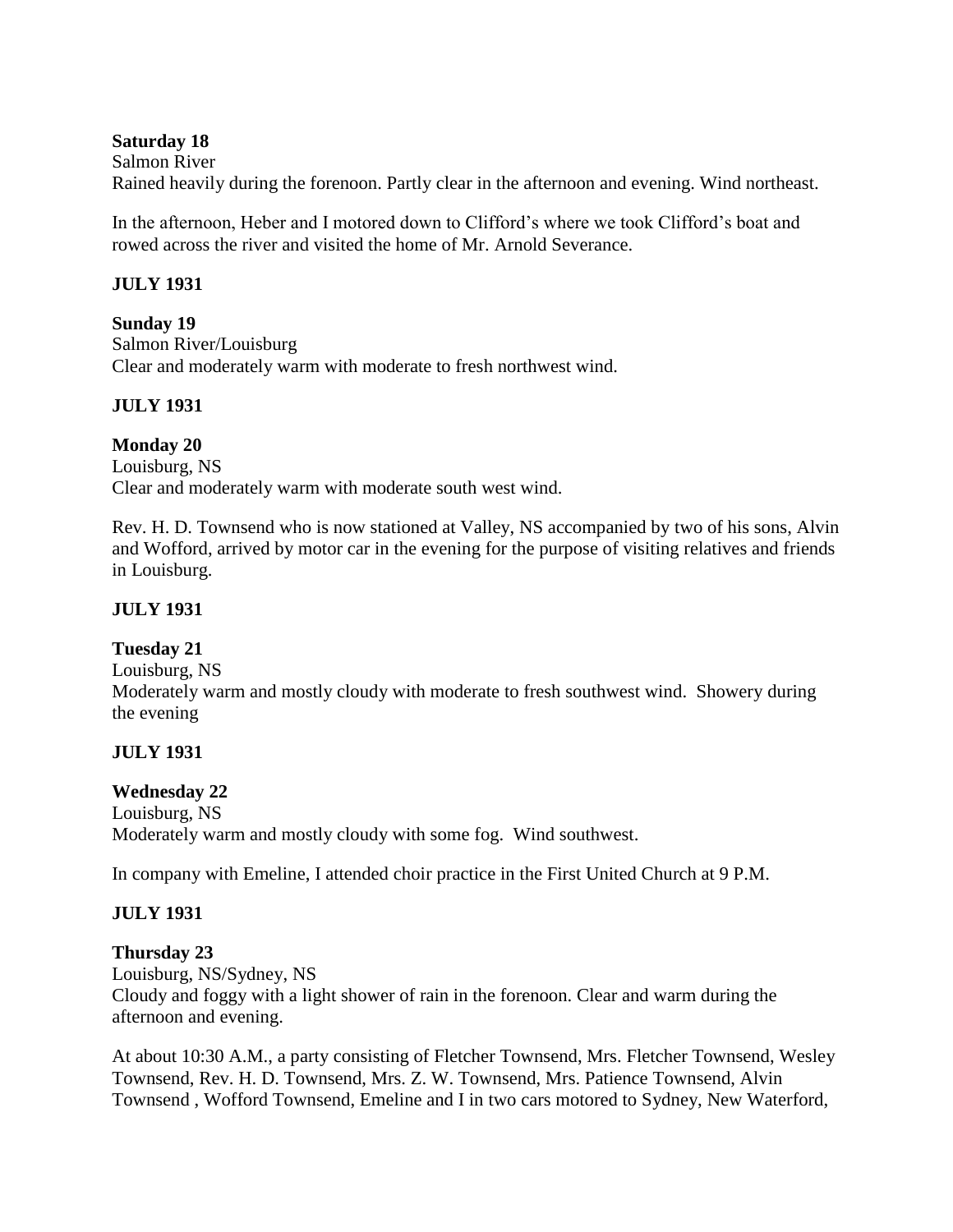**Saturday 18**

Salmon River

Rained heavily during the forenoon. Partly clear in the afternoon and evening. Wind northeast.

In the afternoon, Heber and I motored down to Clifford's where we took Clifford's boat and rowed across the river and visited the home of Mr. Arnold Severance.

**JULY 1931**

**Sunday 19**

Salmon River/Louisburg

Clear and moderately warm with moderate to fresh northwest wind.

**JULY 1931**

**Monday 20**

Louisburg, NS

Clear and moderately warm with moderate south west wind.

Rev. H. D. Townsend who is now stationed at Valley, NS accompanied by two of his sons, Alvin and Wofford, arrived by motor car in the evening for the purpose of visiting relatives and friends in Louisburg.

**JULY 1931**

**Tuesday 21**

Louisburg, NS

Moderately warm and mostly cloudy with moderate to fresh southwest wind. Showery during the evening

**JULY 1931**

**Wednesday 22**

Louisburg, NS

Moderately warm and mostly cloudy with some fog. Wind southwest.

In company with Emeline, I attended choir practice in the First United Church at 9 P.M.

**JULY 1931**

**Thursday 23**

Louisburg, NS/Sydney, NS

Cloudy and foggy with a light shower of rain in the forenoon. Clear and warm during the afternoon and evening.

At about 10:30 A.M., a party consisting of Fletcher Townsend, Mrs. Fletcher Townsend, Wesley Townsend, Rev. H. D. Townsend, Mrs. Z. W. Townsend, Mrs. Patience Townsend, Alvin Townsend , Wofford Townsend, Emeline and I in two cars motored to Sydney, New Waterford,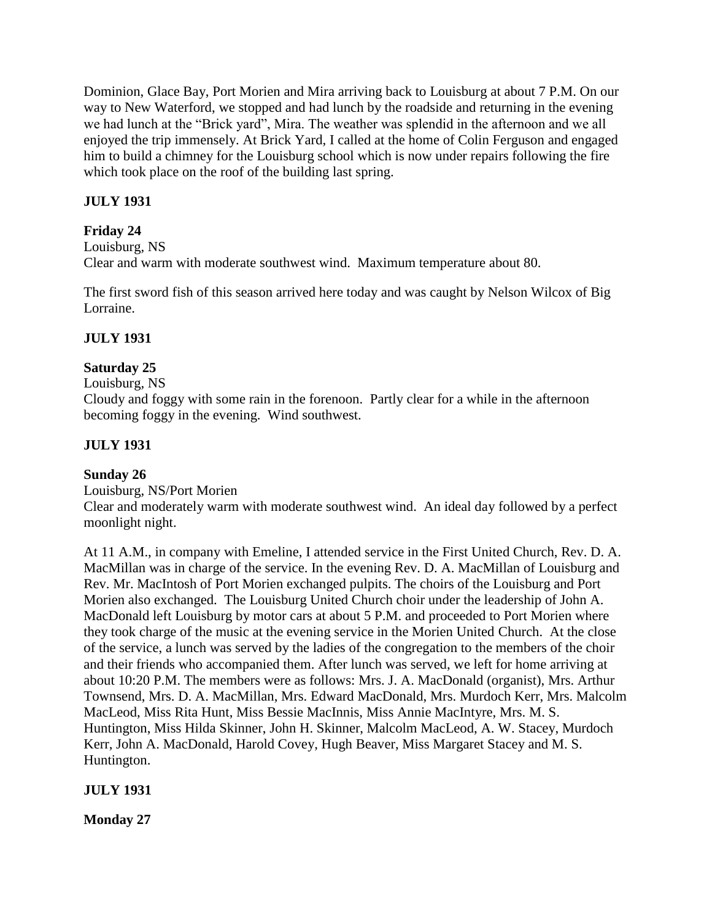Dominion, Glace Bay, Port Morien and Mira arriving back to Louisburg at about 7 P.M. On our way to New Waterford, we stopped and had lunch by the roadside and returning in the evening we had lunch at the "Brick yard", Mira. The weather was splendid in the afternoon and we all enjoyed the trip immensely. At Brick Yard, I called at the home of Colin Ferguson and engaged him to build a chimney for the Louisburg school which is now under repairs following the fire which took place on the roof of the building last spring.

**JULY 1931**

**Friday 24**
Louisburg, NS
Clear and warm with moderate southwest wind. Maximum temperature about 80.

The first sword fish of this season arrived here today and was caught by Nelson Wilcox of Big Lorraine.

**JULY 1931**

**Saturday 25**
Louisburg, NS
Cloudy and foggy with some rain in the forenoon. Partly clear for a while in the afternoon becoming foggy in the evening. Wind southwest.

**JULY 1931**

**Sunday 26**
Louisburg, NS/Port Morien
Clear and moderately warm with moderate southwest wind. An ideal day followed by a perfect moonlight night.

At 11 A.M., in company with Emeline, I attended service in the First United Church, Rev. D. A. MacMillan was in charge of the service. In the evening Rev. D. A. MacMillan of Louisburg and Rev. Mr. MacIntosh of Port Morien exchanged pulpits. The choirs of the Louisburg and Port Morien also exchanged. The Louisburg United Church choir under the leadership of John A. MacDonald left Louisburg by motor cars at about 5 P.M. and proceeded to Port Morien where they took charge of the music at the evening service in the Morien United Church. At the close of the service, a lunch was served by the ladies of the congregation to the members of the choir and their friends who accompanied them. After lunch was served, we left for home arriving at about 10:20 P.M. The members were as follows: Mrs. J. A. MacDonald (organist), Mrs. Arthur Townsend, Mrs. D. A. MacMillan, Mrs. Edward MacDonald, Mrs. Murdoch Kerr, Mrs. Malcolm MacLeod, Miss Rita Hunt, Miss Bessie MacInnis, Miss Annie MacIntyre, Mrs. M. S. Huntington, Miss Hilda Skinner, John H. Skinner, Malcolm MacLeod, A. W. Stacey, Murdoch Kerr, John A. MacDonald, Harold Covey, Hugh Beaver, Miss Margaret Stacey and M. S. Huntington.

**JULY 1931**

**Monday 27**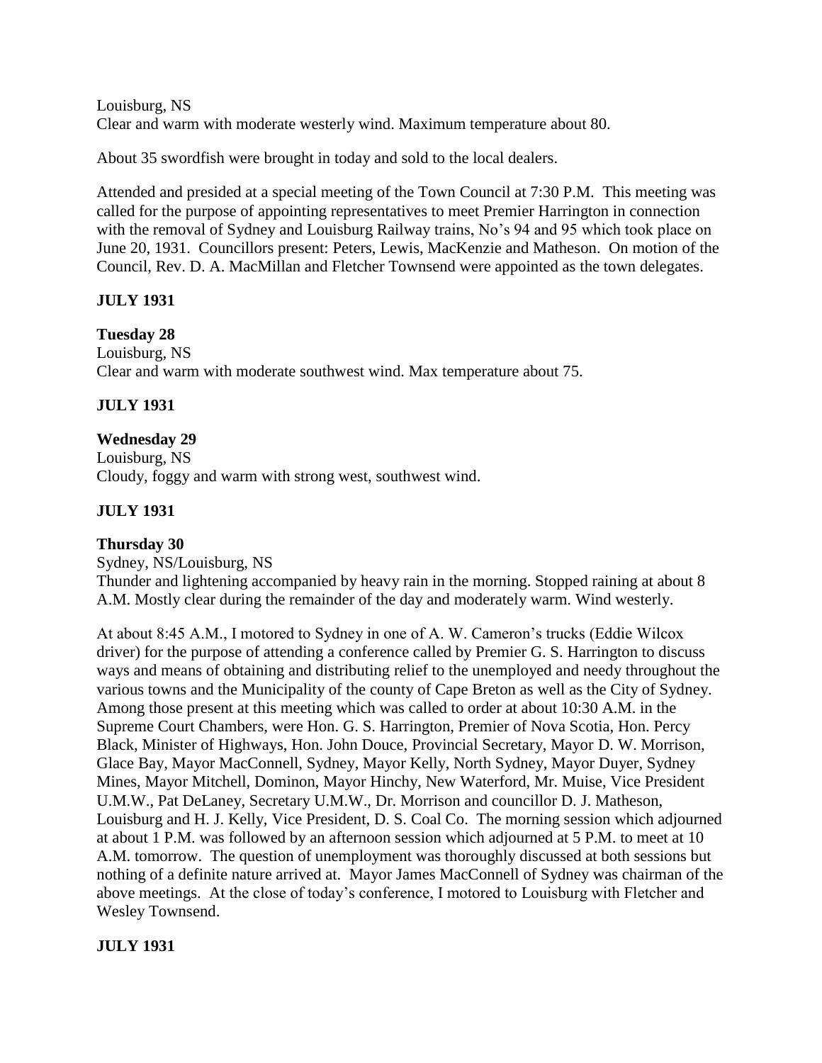Louisburg, NS
Clear and warm with moderate westerly wind. Maximum temperature about 80.

About 35 swordfish were brought in today and sold to the local dealers.

Attended and presided at a special meeting of the Town Council at 7:30 P.M. This meeting was called for the purpose of appointing representatives to meet Premier Harrington in connection with the removal of Sydney and Louisburg Railway trains, No's 94 and 95 which took place on June 20, 1931. Councillors present: Peters, Lewis, MacKenzie and Matheson. On motion of the Council, Rev. D. A. MacMillan and Fletcher Townsend were appointed as the town delegates.

**JULY 1931**

**Tuesday 28**
Louisburg, NS
Clear and warm with moderate southwest wind. Max temperature about 75.

**JULY 1931**

**Wednesday 29**
Louisburg, NS
Cloudy, foggy and warm with strong west, southwest wind.

**JULY 1931**

**Thursday 30**
Sydney, NS/Louisburg, NS
Thunder and lightening accompanied by heavy rain in the morning. Stopped raining at about 8 A.M. Mostly clear during the remainder of the day and moderately warm. Wind westerly.

At about 8:45 A.M., I motored to Sydney in one of A. W. Cameron's trucks (Eddie Wilcox driver) for the purpose of attending a conference called by Premier G. S. Harrington to discuss ways and means of obtaining and distributing relief to the unemployed and needy throughout the various towns and the Municipality of the county of Cape Breton as well as the City of Sydney. Among those present at this meeting which was called to order at about 10:30 A.M. in the Supreme Court Chambers, were Hon. G. S. Harrington, Premier of Nova Scotia, Hon. Percy Black, Minister of Highways, Hon. John Douce, Provincial Secretary, Mayor D. W. Morrison, Glace Bay, Mayor MacConnell, Sydney, Mayor Kelly, North Sydney, Mayor Duyer, Sydney Mines, Mayor Mitchell, Dominon, Mayor Hinchy, New Waterford, Mr. Muise, Vice President U.M.W., Pat DeLaney, Secretary U.M.W., Dr. Morrison and councillor D. J. Matheson, Louisburg and H. J. Kelly, Vice President, D. S. Coal Co. The morning session which adjourned at about 1 P.M. was followed by an afternoon session which adjourned at 5 P.M. to meet at 10 A.M. tomorrow. The question of unemployment was thoroughly discussed at both sessions but nothing of a definite nature arrived at. Mayor James MacConnell of Sydney was chairman of the above meetings. At the close of today's conference, I motored to Louisburg with Fletcher and Wesley Townsend.

**JULY 1931**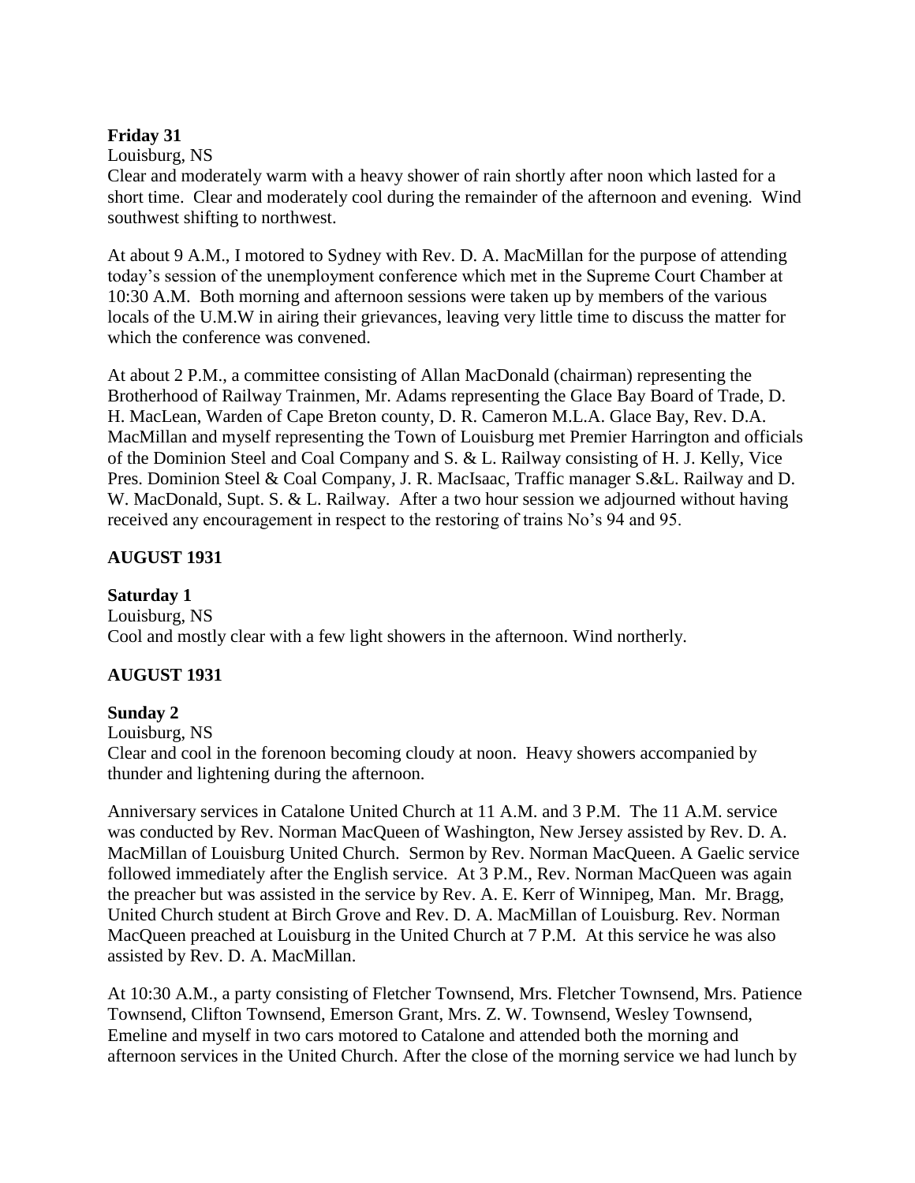**Friday 31**

Louisburg, NS

Clear and moderately warm with a heavy shower of rain shortly after noon which lasted for a short time. Clear and moderately cool during the remainder of the afternoon and evening. Wind southwest shifting to northwest.

At about 9 A.M., I motored to Sydney with Rev. D. A. MacMillan for the purpose of attending today's session of the unemployment conference which met in the Supreme Court Chamber at 10:30 A.M. Both morning and afternoon sessions were taken up by members of the various locals of the U.M.W in airing their grievances, leaving very little time to discuss the matter for which the conference was convened.

At about 2 P.M., a committee consisting of Allan MacDonald (chairman) representing the Brotherhood of Railway Trainmen, Mr. Adams representing the Glace Bay Board of Trade, D. H. MacLean, Warden of Cape Breton county, D. R. Cameron M.L.A. Glace Bay, Rev. D.A. MacMillan and myself representing the Town of Louisburg met Premier Harrington and officials of the Dominion Steel and Coal Company and S. & L. Railway consisting of H. J. Kelly, Vice Pres. Dominion Steel & Coal Company, J. R. MacIsaac, Traffic manager S.&L. Railway and D. W. MacDonald, Supt. S. & L. Railway. After a two hour session we adjourned without having received any encouragement in respect to the restoring of trains No's 94 and 95.

**AUGUST 1931**

**Saturday 1**

Louisburg, NS

Cool and mostly clear with a few light showers in the afternoon. Wind northerly.

**AUGUST 1931**

**Sunday 2**

Louisburg, NS

Clear and cool in the forenoon becoming cloudy at noon. Heavy showers accompanied by thunder and lightening during the afternoon.

Anniversary services in Catalone United Church at 11 A.M. and 3 P.M. The 11 A.M. service was conducted by Rev. Norman MacQueen of Washington, New Jersey assisted by Rev. D. A. MacMillan of Louisburg United Church. Sermon by Rev. Norman MacQueen. A Gaelic service followed immediately after the English service. At 3 P.M., Rev. Norman MacQueen was again the preacher but was assisted in the service by Rev. A. E. Kerr of Winnipeg, Man. Mr. Bragg, United Church student at Birch Grove and Rev. D. A. MacMillan of Louisburg. Rev. Norman MacQueen preached at Louisburg in the United Church at 7 P.M. At this service he was also assisted by Rev. D. A. MacMillan.

At 10:30 A.M., a party consisting of Fletcher Townsend, Mrs. Fletcher Townsend, Mrs. Patience Townsend, Clifton Townsend, Emerson Grant, Mrs. Z. W. Townsend, Wesley Townsend, Emeline and myself in two cars motored to Catalone and attended both the morning and afternoon services in the United Church. After the close of the morning service we had lunch by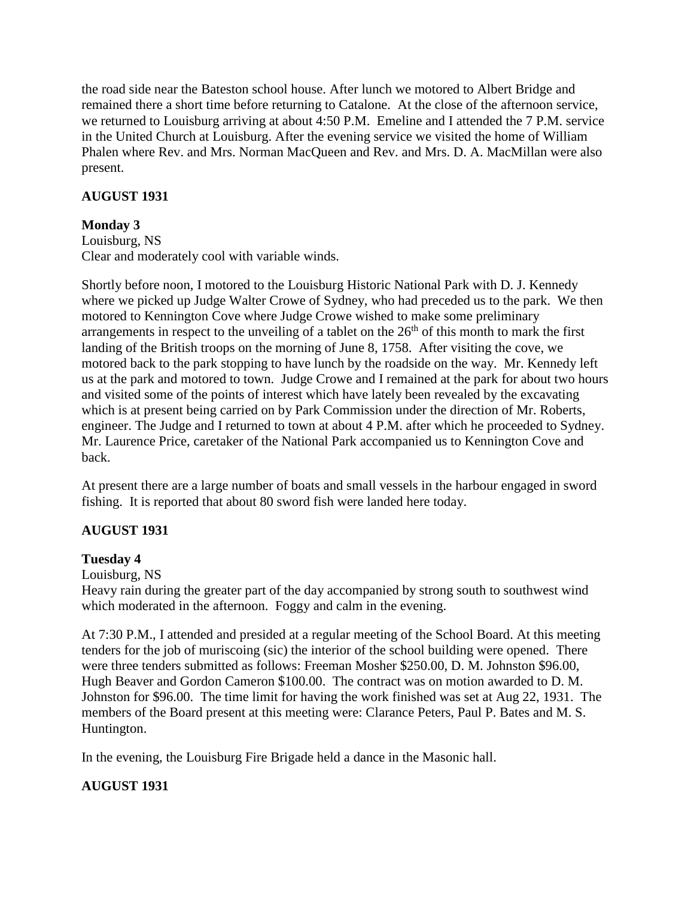the road side near the Bateston school house. After lunch we motored to Albert Bridge and remained there a short time before returning to Catalone. At the close of the afternoon service, we returned to Louisburg arriving at about 4:50 P.M. Emeline and I attended the 7 P.M. service in the United Church at Louisburg. After the evening service we visited the home of William Phalen where Rev. and Mrs. Norman MacQueen and Rev. and Mrs. D. A. MacMillan were also present.

**AUGUST 1931**

**Monday 3**
Louisburg, NS
Clear and moderately cool with variable winds.

Shortly before noon, I motored to the Louisburg Historic National Park with D. J. Kennedy where we picked up Judge Walter Crowe of Sydney, who had preceded us to the park. We then motored to Kennington Cove where Judge Crowe wished to make some preliminary arrangements in respect to the unveiling of a tablet on the 26th of this month to mark the first landing of the British troops on the morning of June 8, 1758. After visiting the cove, we motored back to the park stopping to have lunch by the roadside on the way. Mr. Kennedy left us at the park and motored to town. Judge Crowe and I remained at the park for about two hours and visited some of the points of interest which have lately been revealed by the excavating which is at present being carried on by Park Commission under the direction of Mr. Roberts, engineer. The Judge and I returned to town at about 4 P.M. after which he proceeded to Sydney. Mr. Laurence Price, caretaker of the National Park accompanied us to Kennington Cove and back.

At present there are a large number of boats and small vessels in the harbour engaged in sword fishing. It is reported that about 80 sword fish were landed here today.

**AUGUST 1931**

**Tuesday 4**
Louisburg, NS
Heavy rain during the greater part of the day accompanied by strong south to southwest wind which moderated in the afternoon. Foggy and calm in the evening.

At 7:30 P.M., I attended and presided at a regular meeting of the School Board. At this meeting tenders for the job of muriscoing (sic) the interior of the school building were opened. There were three tenders submitted as follows: Freeman Mosher $250.00, D. M. Johnston $96.00, Hugh Beaver and Gordon Cameron $100.00. The contract was on motion awarded to D. M. Johnston for $96.00. The time limit for having the work finished was set at Aug 22, 1931. The members of the Board present at this meeting were: Clarance Peters, Paul P. Bates and M. S. Huntington.

In the evening, the Louisburg Fire Brigade held a dance in the Masonic hall.

**AUGUST 1931**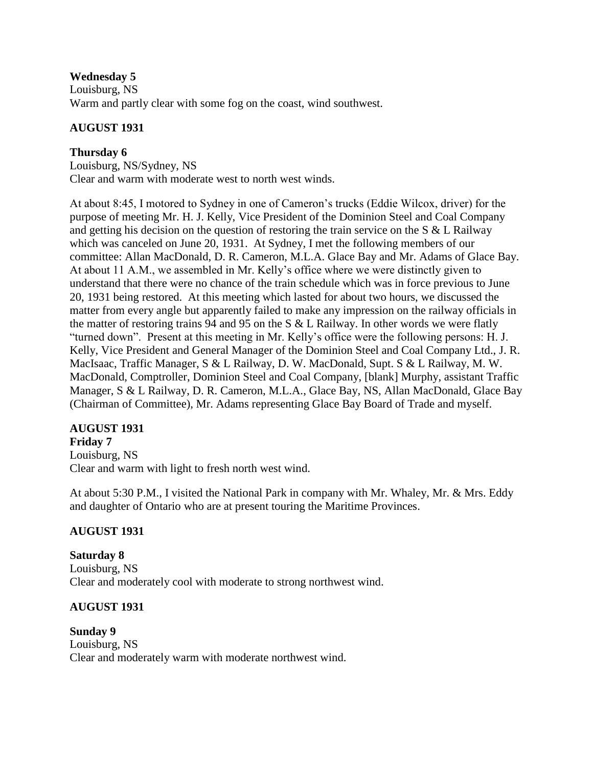**Wednesday 5**
Louisburg, NS
Warm and partly clear with some fog on the coast, wind southwest.

**AUGUST 1931**

**Thursday 6**
Louisburg, NS/Sydney, NS
Clear and warm with moderate west to north west winds.

At about 8:45, I motored to Sydney in one of Cameron's trucks (Eddie Wilcox, driver) for the purpose of meeting Mr. H. J. Kelly, Vice President of the Dominion Steel and Coal Company and getting his decision on the question of restoring the train service on the S & L Railway which was canceled on June 20, 1931. At Sydney, I met the following members of our committee: Allan MacDonald, D. R. Cameron, M.L.A. Glace Bay and Mr. Adams of Glace Bay. At about 11 A.M., we assembled in Mr. Kelly's office where we were distinctly given to understand that there were no chance of the train schedule which was in force previous to June 20, 1931 being restored. At this meeting which lasted for about two hours, we discussed the matter from every angle but apparently failed to make any impression on the railway officials in the matter of restoring trains 94 and 95 on the S & L Railway. In other words we were flatly "turned down". Present at this meeting in Mr. Kelly's office were the following persons: H. J. Kelly, Vice President and General Manager of the Dominion Steel and Coal Company Ltd., J. R. MacIsaac, Traffic Manager, S & L Railway, D. W. MacDonald, Supt. S & L Railway, M. W. MacDonald, Comptroller, Dominion Steel and Coal Company, [blank] Murphy, assistant Traffic Manager, S & L Railway, D. R. Cameron, M.L.A., Glace Bay, NS, Allan MacDonald, Glace Bay (Chairman of Committee), Mr. Adams representing Glace Bay Board of Trade and myself.

**AUGUST 1931**
**Friday 7**
Louisburg, NS
Clear and warm with light to fresh north west wind.

At about 5:30 P.M., I visited the National Park in company with Mr. Whaley, Mr. & Mrs. Eddy and daughter of Ontario who are at present touring the Maritime Provinces.

**AUGUST 1931**

**Saturday 8**
Louisburg, NS
Clear and moderately cool with moderate to strong northwest wind.

**AUGUST 1931**

**Sunday 9**
Louisburg, NS
Clear and moderately warm with moderate northwest wind.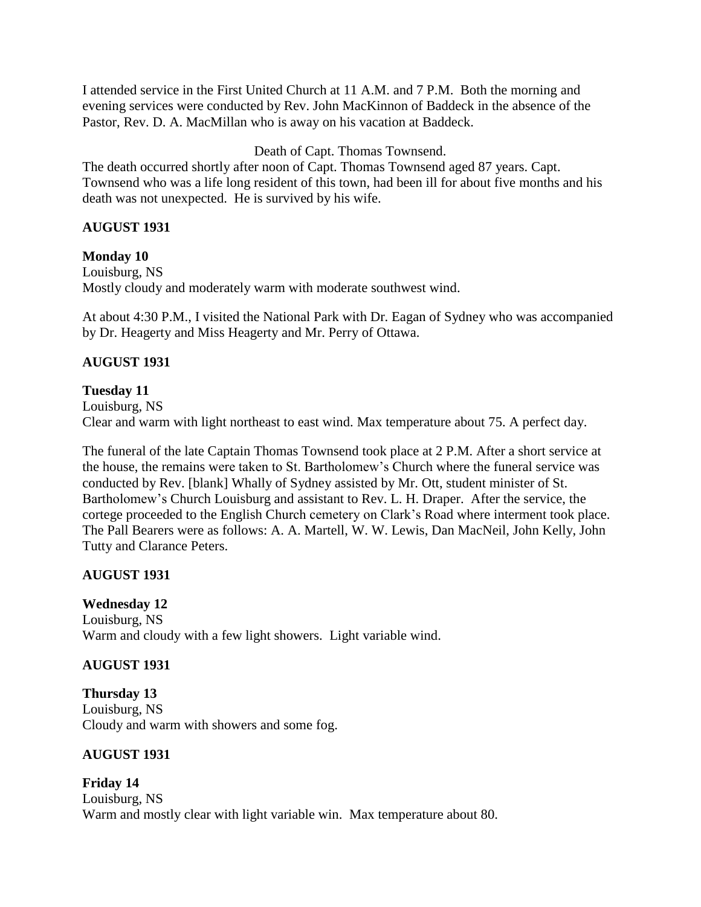I attended service in the First United Church at 11 A.M. and 7 P.M. Both the morning and evening services were conducted by Rev. John MacKinnon of Baddeck in the absence of the Pastor, Rev. D. A. MacMillan who is away on his vacation at Baddeck.

Death of Capt. Thomas Townsend.

The death occurred shortly after noon of Capt. Thomas Townsend aged 87 years. Capt. Townsend who was a life long resident of this town, had been ill for about five months and his death was not unexpected. He is survived by his wife.

**AUGUST 1931**

**Monday 10**
Louisburg, NS
Mostly cloudy and moderately warm with moderate southwest wind.

At about 4:30 P.M., I visited the National Park with Dr. Eagan of Sydney who was accompanied by Dr. Heagerty and Miss Heagerty and Mr. Perry of Ottawa.

**AUGUST 1931**

**Tuesday 11**
Louisburg, NS
Clear and warm with light northeast to east wind. Max temperature about 75. A perfect day.

The funeral of the late Captain Thomas Townsend took place at 2 P.M. After a short service at the house, the remains were taken to St. Bartholomew's Church where the funeral service was conducted by Rev. [blank] Whally of Sydney assisted by Mr. Ott, student minister of St. Bartholomew's Church Louisburg and assistant to Rev. L. H. Draper. After the service, the cortege proceeded to the English Church cemetery on Clark's Road where interment took place. The Pall Bearers were as follows: A. A. Martell, W. W. Lewis, Dan MacNeil, John Kelly, John Tutty and Clarance Peters.

**AUGUST 1931**

**Wednesday 12**
Louisburg, NS
Warm and cloudy with a few light showers. Light variable wind.

**AUGUST 1931**

**Thursday 13**
Louisburg, NS
Cloudy and warm with showers and some fog.

**AUGUST 1931**

**Friday 14**
Louisburg, NS
Warm and mostly clear with light variable win. Max temperature about 80.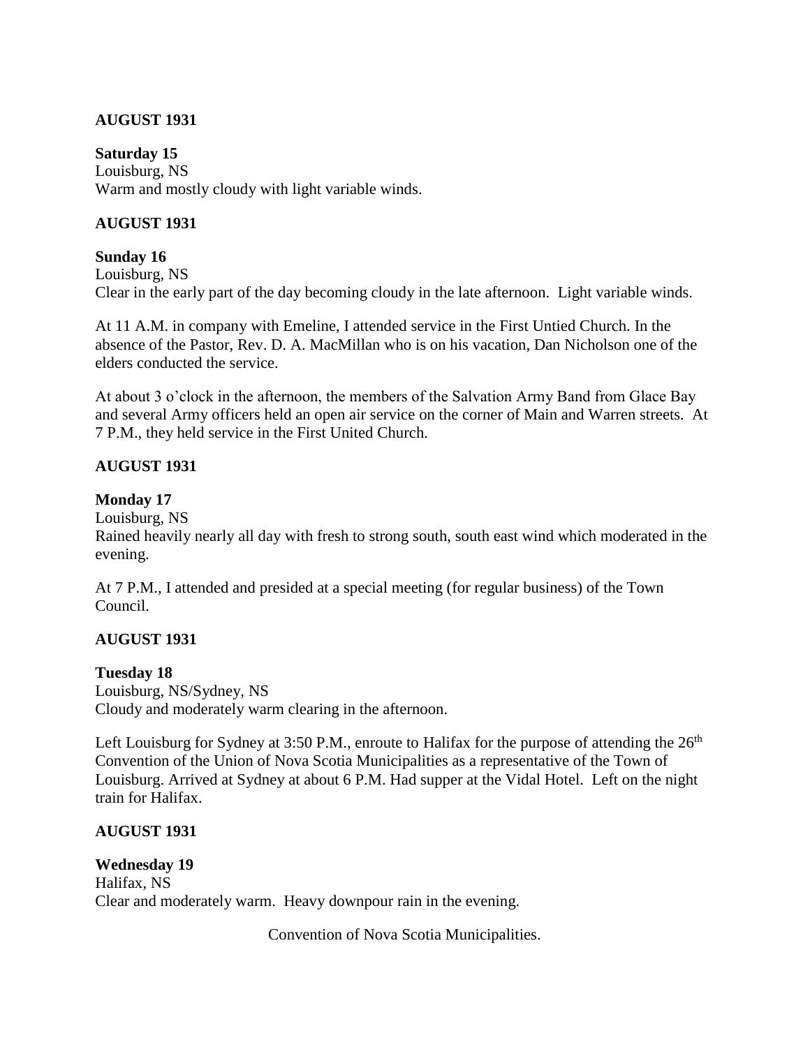**AUGUST 1931**

**Saturday 15**
Louisburg, NS
Warm and mostly cloudy with light variable winds.

**AUGUST 1931**

**Sunday 16**
Louisburg, NS
Clear in the early part of the day becoming cloudy in the late afternoon. Light variable winds.

At 11 A.M. in company with Emeline, I attended service in the First Untied Church. In the absence of the Pastor, Rev. D. A. MacMillan who is on his vacation, Dan Nicholson one of the elders conducted the service.

At about 3 o'clock in the afternoon, the members of the Salvation Army Band from Glace Bay and several Army officers held an open air service on the corner of Main and Warren streets. At 7 P.M., they held service in the First United Church.

**AUGUST 1931**

**Monday 17**
Louisburg, NS
Rained heavily nearly all day with fresh to strong south, south east wind which moderated in the evening.

At 7 P.M., I attended and presided at a special meeting (for regular business) of the Town Council.

**AUGUST 1931**

**Tuesday 18**
Louisburg, NS/Sydney, NS
Cloudy and moderately warm clearing in the afternoon.

Left Louisburg for Sydney at 3:50 P.M., enroute to Halifax for the purpose of attending the 26th Convention of the Union of Nova Scotia Municipalities as a representative of the Town of Louisburg. Arrived at Sydney at about 6 P.M. Had supper at the Vidal Hotel. Left on the night train for Halifax.

**AUGUST 1931**

**Wednesday 19**
Halifax, NS
Clear and moderately warm. Heavy downpour rain in the evening.

Convention of Nova Scotia Municipalities.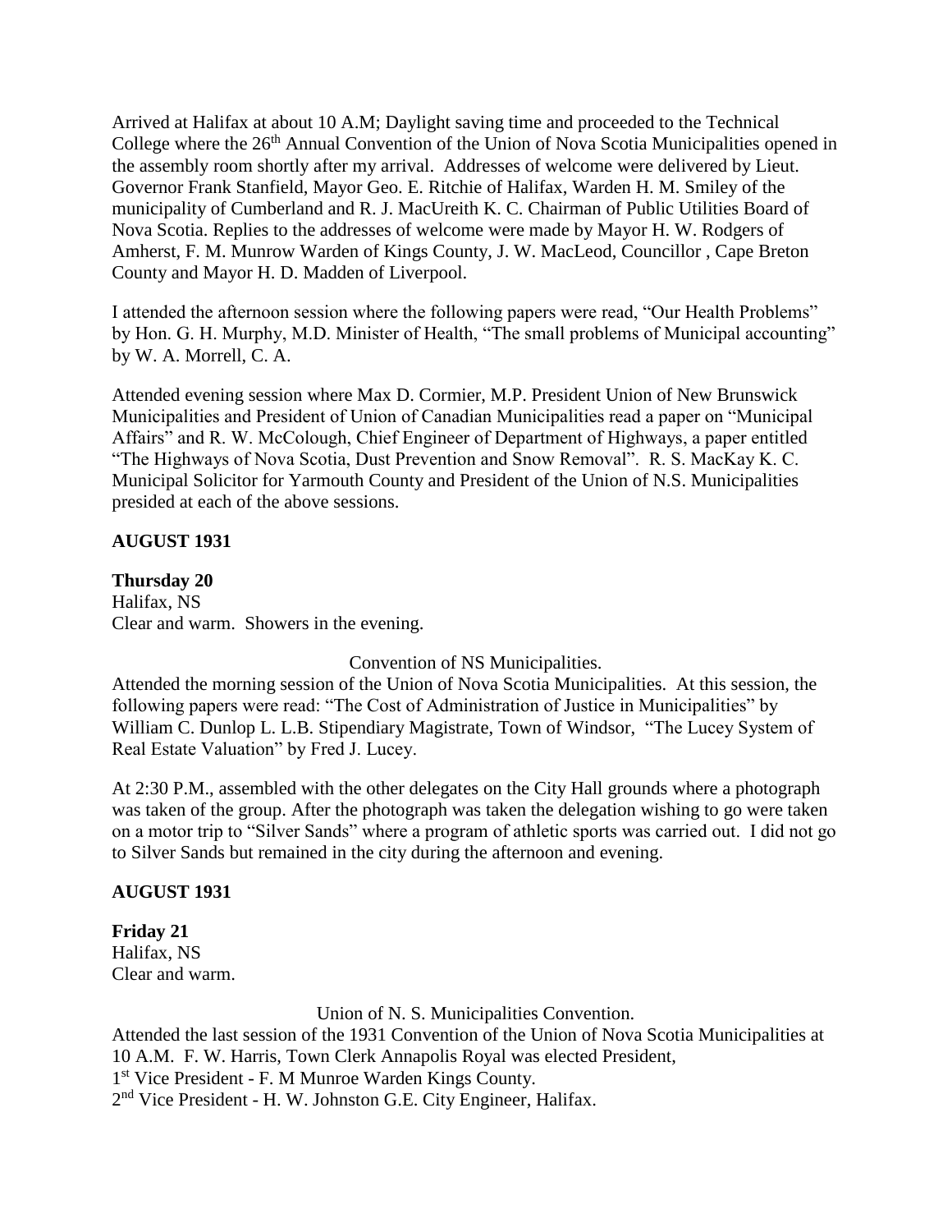Arrived at Halifax at about 10 A.M; Daylight saving time and proceeded to the Technical College where the 26th Annual Convention of the Union of Nova Scotia Municipalities opened in the assembly room shortly after my arrival. Addresses of welcome were delivered by Lieut. Governor Frank Stanfield, Mayor Geo. E. Ritchie of Halifax, Warden H. M. Smiley of the municipality of Cumberland and R. J. MacUreith K. C. Chairman of Public Utilities Board of Nova Scotia. Replies to the addresses of welcome were made by Mayor H. W. Rodgers of Amherst, F. M. Munrow Warden of Kings County, J. W. MacLeod, Councillor , Cape Breton County and Mayor H. D. Madden of Liverpool.

I attended the afternoon session where the following papers were read, "Our Health Problems" by Hon. G. H. Murphy, M.D. Minister of Health, "The small problems of Municipal accounting" by W. A. Morrell, C. A.

Attended evening session where Max D. Cormier, M.P. President Union of New Brunswick Municipalities and President of Union of Canadian Municipalities read a paper on "Municipal Affairs" and R. W. McColough, Chief Engineer of Department of Highways, a paper entitled "The Highways of Nova Scotia, Dust Prevention and Snow Removal". R. S. MacKay K. C. Municipal Solicitor for Yarmouth County and President of the Union of N.S. Municipalities presided at each of the above sessions.

**AUGUST 1931**

**Thursday 20**
Halifax, NS
Clear and warm. Showers in the evening.

Convention of NS Municipalities.

Attended the morning session of the Union of Nova Scotia Municipalities. At this session, the following papers were read: "The Cost of Administration of Justice in Municipalities" by William C. Dunlop L. L.B. Stipendiary Magistrate, Town of Windsor, "The Lucey System of Real Estate Valuation" by Fred J. Lucey.

At 2:30 P.M., assembled with the other delegates on the City Hall grounds where a photograph was taken of the group. After the photograph was taken the delegation wishing to go were taken on a motor trip to "Silver Sands" where a program of athletic sports was carried out. I did not go to Silver Sands but remained in the city during the afternoon and evening.

**AUGUST 1931**

**Friday 21**
Halifax, NS
Clear and warm.

Union of N. S. Municipalities Convention.

Attended the last session of the 1931 Convention of the Union of Nova Scotia Municipalities at 10 A.M. F. W. Harris, Town Clerk Annapolis Royal was elected President,
1st Vice President - F. M Munroe Warden Kings County.
2nd Vice President - H. W. Johnston G.E. City Engineer, Halifax.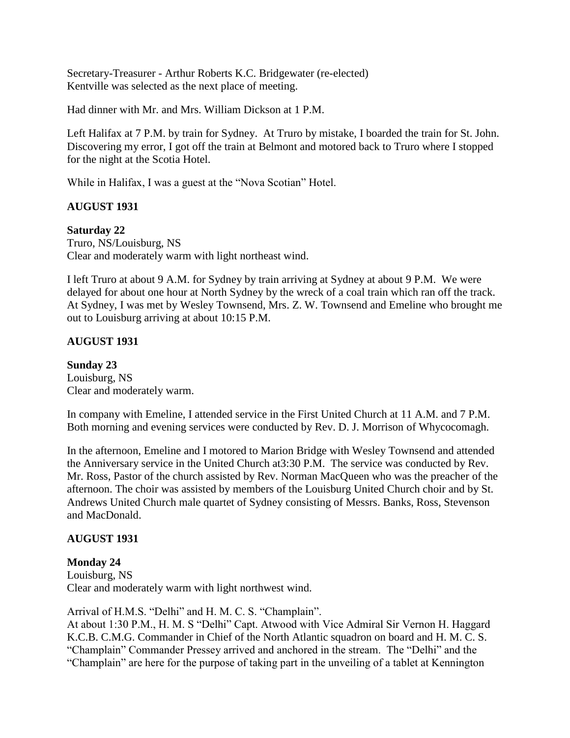Secretary-Treasurer - Arthur Roberts K.C. Bridgewater (re-elected)
Kentville was selected as the next place of meeting.

Had dinner with Mr. and Mrs. William Dickson at 1 P.M.

Left Halifax at 7 P.M. by train for Sydney. At Truro by mistake, I boarded the train for St. John. Discovering my error, I got off the train at Belmont and motored back to Truro where I stopped for the night at the Scotia Hotel.

While in Halifax, I was a guest at the "Nova Scotian" Hotel.

**AUGUST 1931**

**Saturday 22**
Truro, NS/Louisburg, NS
Clear and moderately warm with light northeast wind.

I left Truro at about 9 A.M. for Sydney by train arriving at Sydney at about 9 P.M. We were delayed for about one hour at North Sydney by the wreck of a coal train which ran off the track. At Sydney, I was met by Wesley Townsend, Mrs. Z. W. Townsend and Emeline who brought me out to Louisburg arriving at about 10:15 P.M.

**AUGUST 1931**

**Sunday 23**
Louisburg, NS
Clear and moderately warm.

In company with Emeline, I attended service in the First United Church at 11 A.M. and 7 P.M. Both morning and evening services were conducted by Rev. D. J. Morrison of Whycocomagh.

In the afternoon, Emeline and I motored to Marion Bridge with Wesley Townsend and attended the Anniversary service in the United Church at3:30 P.M. The service was conducted by Rev. Mr. Ross, Pastor of the church assisted by Rev. Norman MacQueen who was the preacher of the afternoon. The choir was assisted by members of the Louisburg United Church choir and by St. Andrews United Church male quartet of Sydney consisting of Messrs. Banks, Ross, Stevenson and MacDonald.

**AUGUST 1931**

**Monday 24**
Louisburg, NS
Clear and moderately warm with light northwest wind.

Arrival of H.M.S. "Delhi" and H. M. C. S. "Champlain".
At about 1:30 P.M., H. M. S "Delhi" Capt. Atwood with Vice Admiral Sir Vernon H. Haggard K.C.B. C.M.G. Commander in Chief of the North Atlantic squadron on board and H. M. C. S. "Champlain" Commander Pressey arrived and anchored in the stream. The "Delhi" and the "Champlain" are here for the purpose of taking part in the unveiling of a tablet at Kennington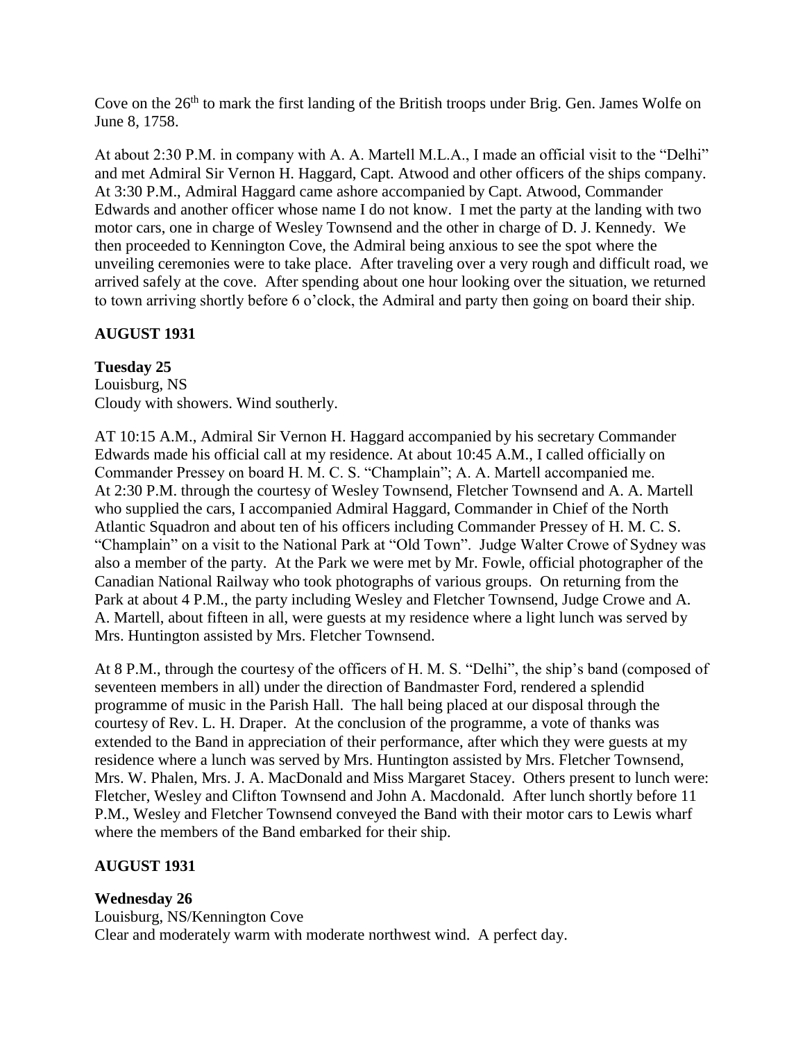Cove on the 26th to mark the first landing of the British troops under Brig. Gen. James Wolfe on June 8, 1758.

At about 2:30 P.M. in company with A. A. Martell M.L.A., I made an official visit to the "Delhi" and met Admiral Sir Vernon H. Haggard, Capt. Atwood and other officers of the ships company. At 3:30 P.M., Admiral Haggard came ashore accompanied by Capt. Atwood, Commander Edwards and another officer whose name I do not know. I met the party at the landing with two motor cars, one in charge of Wesley Townsend and the other in charge of D. J. Kennedy. We then proceeded to Kennington Cove, the Admiral being anxious to see the spot where the unveiling ceremonies were to take place. After traveling over a very rough and difficult road, we arrived safely at the cove. After spending about one hour looking over the situation, we returned to town arriving shortly before 6 o'clock, the Admiral and party then going on board their ship.

**AUGUST 1931**

**Tuesday 25**
Louisburg, NS
Cloudy with showers. Wind southerly.

AT 10:15 A.M., Admiral Sir Vernon H. Haggard accompanied by his secretary Commander Edwards made his official call at my residence. At about 10:45 A.M., I called officially on Commander Pressey on board H. M. C. S. "Champlain"; A. A. Martell accompanied me. At 2:30 P.M. through the courtesy of Wesley Townsend, Fletcher Townsend and A. A. Martell who supplied the cars, I accompanied Admiral Haggard, Commander in Chief of the North Atlantic Squadron and about ten of his officers including Commander Pressey of H. M. C. S. "Champlain" on a visit to the National Park at "Old Town". Judge Walter Crowe of Sydney was also a member of the party. At the Park we were met by Mr. Fowle, official photographer of the Canadian National Railway who took photographs of various groups. On returning from the Park at about 4 P.M., the party including Wesley and Fletcher Townsend, Judge Crowe and A. A. Martell, about fifteen in all, were guests at my residence where a light lunch was served by Mrs. Huntington assisted by Mrs. Fletcher Townsend.

At 8 P.M., through the courtesy of the officers of H. M. S. "Delhi", the ship's band (composed of seventeen members in all) under the direction of Bandmaster Ford, rendered a splendid programme of music in the Parish Hall. The hall being placed at our disposal through the courtesy of Rev. L. H. Draper. At the conclusion of the programme, a vote of thanks was extended to the Band in appreciation of their performance, after which they were guests at my residence where a lunch was served by Mrs. Huntington assisted by Mrs. Fletcher Townsend, Mrs. W. Phalen, Mrs. J. A. MacDonald and Miss Margaret Stacey. Others present to lunch were: Fletcher, Wesley and Clifton Townsend and John A. Macdonald. After lunch shortly before 11 P.M., Wesley and Fletcher Townsend conveyed the Band with their motor cars to Lewis wharf where the members of the Band embarked for their ship.

**AUGUST 1931**

**Wednesday 26**
Louisburg, NS/Kennington Cove
Clear and moderately warm with moderate northwest wind. A perfect day.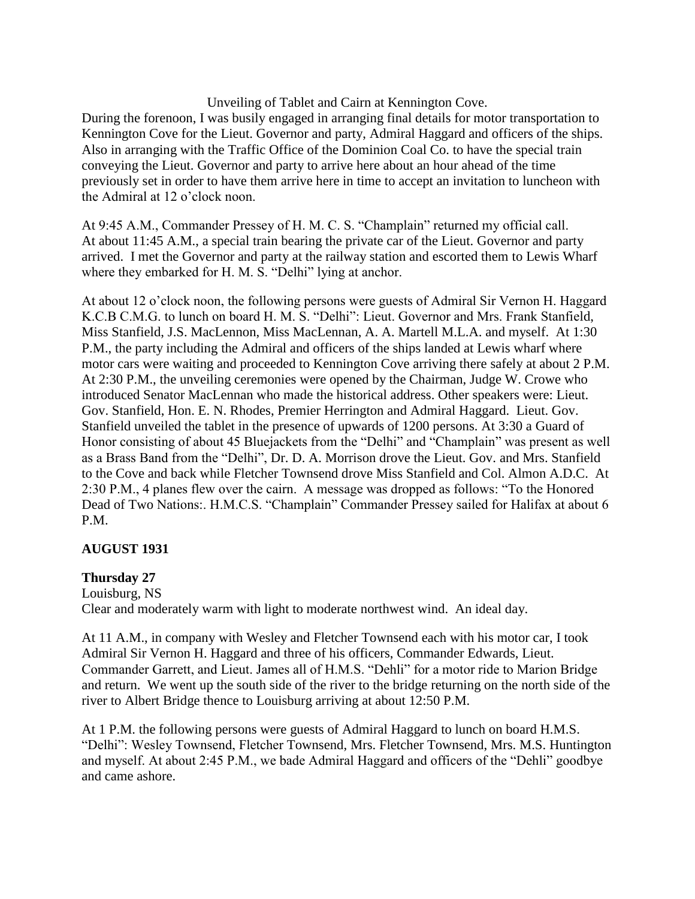Unveiling of Tablet and Cairn at Kennington Cove.

During the forenoon, I was busily engaged in arranging final details for motor transportation to Kennington Cove for the Lieut. Governor and party, Admiral Haggard and officers of the ships. Also in arranging with the Traffic Office of the Dominion Coal Co. to have the special train conveying the Lieut. Governor and party to arrive here about an hour ahead of the time previously set in order to have them arrive here in time to accept an invitation to luncheon with the Admiral at 12 o'clock noon.

At 9:45 A.M., Commander Pressey of H. M. C. S. "Champlain" returned my official call. At about 11:45 A.M., a special train bearing the private car of the Lieut. Governor and party arrived. I met the Governor and party at the railway station and escorted them to Lewis Wharf where they embarked for H. M. S. "Delhi" lying at anchor.

At about 12 o'clock noon, the following persons were guests of Admiral Sir Vernon H. Haggard K.C.B C.M.G. to lunch on board H. M. S. "Delhi": Lieut. Governor and Mrs. Frank Stanfield, Miss Stanfield, J.S. MacLennon, Miss MacLennan, A. A. Martell M.L.A. and myself. At 1:30 P.M., the party including the Admiral and officers of the ships landed at Lewis wharf where motor cars were waiting and proceeded to Kennington Cove arriving there safely at about 2 P.M. At 2:30 P.M., the unveiling ceremonies were opened by the Chairman, Judge W. Crowe who introduced Senator MacLennan who made the historical address. Other speakers were: Lieut. Gov. Stanfield, Hon. E. N. Rhodes, Premier Herrington and Admiral Haggard. Lieut. Gov. Stanfield unveiled the tablet in the presence of upwards of 1200 persons. At 3:30 a Guard of Honor consisting of about 45 Bluejackets from the "Delhi" and "Champlain" was present as well as a Brass Band from the "Delhi", Dr. D. A. Morrison drove the Lieut. Gov. and Mrs. Stanfield to the Cove and back while Fletcher Townsend drove Miss Stanfield and Col. Almon A.D.C. At 2:30 P.M., 4 planes flew over the cairn. A message was dropped as follows: "To the Honored Dead of Two Nations:. H.M.C.S. "Champlain" Commander Pressey sailed for Halifax at about 6 P.M.

**AUGUST 1931**

**Thursday 27**

Louisburg, NS

Clear and moderately warm with light to moderate northwest wind. An ideal day.

At 11 A.M., in company with Wesley and Fletcher Townsend each with his motor car, I took Admiral Sir Vernon H. Haggard and three of his officers, Commander Edwards, Lieut. Commander Garrett, and Lieut. James all of H.M.S. "Dehli" for a motor ride to Marion Bridge and return. We went up the south side of the river to the bridge returning on the north side of the river to Albert Bridge thence to Louisburg arriving at about 12:50 P.M.

At 1 P.M. the following persons were guests of Admiral Haggard to lunch on board H.M.S. "Delhi": Wesley Townsend, Fletcher Townsend, Mrs. Fletcher Townsend, Mrs. M.S. Huntington and myself. At about 2:45 P.M., we bade Admiral Haggard and officers of the "Dehli" goodbye and came ashore.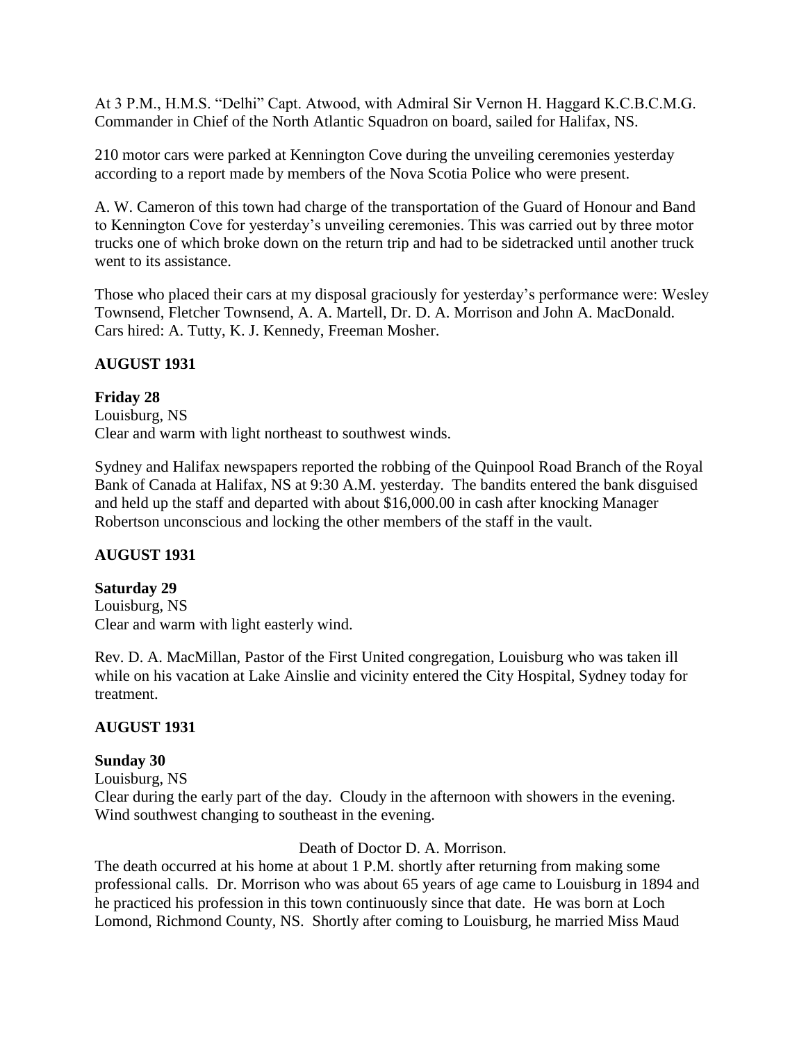At 3 P.M., H.M.S. "Delhi" Capt. Atwood, with Admiral Sir Vernon H. Haggard K.C.B.C.M.G. Commander in Chief of the North Atlantic Squadron on board, sailed for Halifax, NS.

210 motor cars were parked at Kennington Cove during the unveiling ceremonies yesterday according to a report made by members of the Nova Scotia Police who were present.

A. W. Cameron of this town had charge of the transportation of the Guard of Honour and Band to Kennington Cove for yesterday's unveiling ceremonies. This was carried out by three motor trucks one of which broke down on the return trip and had to be sidetracked until another truck went to its assistance.

Those who placed their cars at my disposal graciously for yesterday's performance were: Wesley Townsend, Fletcher Townsend, A. A. Martell, Dr. D. A. Morrison and John A. MacDonald. Cars hired: A. Tutty, K. J. Kennedy, Freeman Mosher.

**AUGUST 1931**

**Friday 28**
Louisburg, NS
Clear and warm with light northeast to southwest winds.

Sydney and Halifax newspapers reported the robbing of the Quinpool Road Branch of the Royal Bank of Canada at Halifax, NS at 9:30 A.M. yesterday. The bandits entered the bank disguised and held up the staff and departed with about $16,000.00 in cash after knocking Manager Robertson unconscious and locking the other members of the staff in the vault.

**AUGUST 1931**

**Saturday 29**
Louisburg, NS
Clear and warm with light easterly wind.

Rev. D. A. MacMillan, Pastor of the First United congregation, Louisburg who was taken ill while on his vacation at Lake Ainslie and vicinity entered the City Hospital, Sydney today for treatment.

**AUGUST 1931**

**Sunday 30**
Louisburg, NS
Clear during the early part of the day. Cloudy in the afternoon with showers in the evening. Wind southwest changing to southeast in the evening.

Death of Doctor D. A. Morrison.

The death occurred at his home at about 1 P.M. shortly after returning from making some professional calls. Dr. Morrison who was about 65 years of age came to Louisburg in 1894 and he practiced his profession in this town continuously since that date. He was born at Loch Lomond, Richmond County, NS. Shortly after coming to Louisburg, he married Miss Maud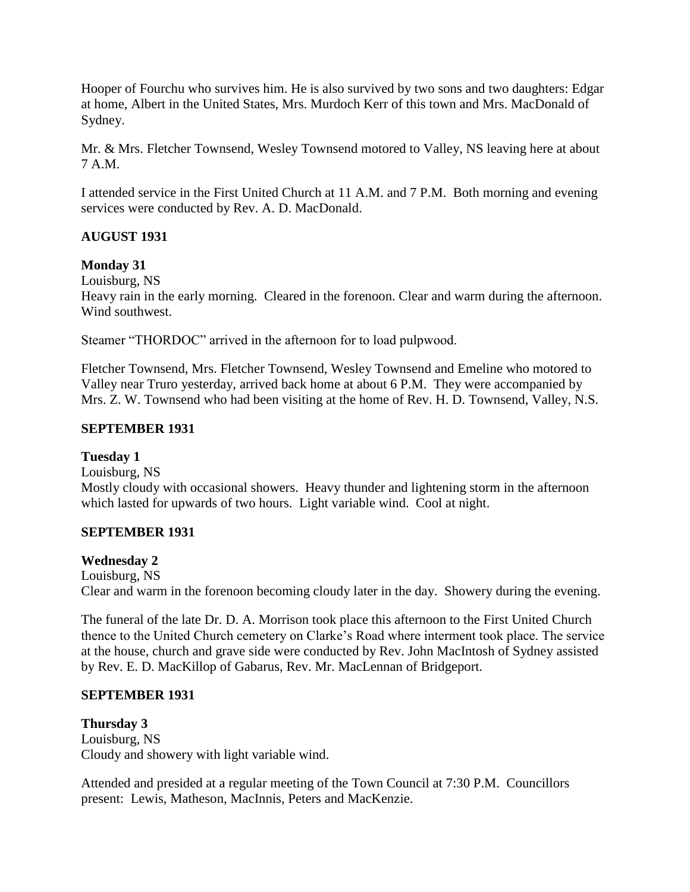Hooper of Fourchu who survives him. He is also survived by two sons and two daughters: Edgar at home, Albert in the United States, Mrs. Murdoch Kerr of this town and Mrs. MacDonald of Sydney.

Mr. & Mrs. Fletcher Townsend, Wesley Townsend motored to Valley, NS leaving here at about 7 A.M.

I attended service in the First United Church at 11 A.M. and 7 P.M. Both morning and evening services were conducted by Rev. A. D. MacDonald.

**AUGUST 1931**

**Monday 31**
Louisburg, NS
Heavy rain in the early morning. Cleared in the forenoon. Clear and warm during the afternoon. Wind southwest.

Steamer "THORDOC" arrived in the afternoon for to load pulpwood.

Fletcher Townsend, Mrs. Fletcher Townsend, Wesley Townsend and Emeline who motored to Valley near Truro yesterday, arrived back home at about 6 P.M. They were accompanied by Mrs. Z. W. Townsend who had been visiting at the home of Rev. H. D. Townsend, Valley, N.S.

**SEPTEMBER 1931**

**Tuesday 1**
Louisburg, NS
Mostly cloudy with occasional showers. Heavy thunder and lightening storm in the afternoon which lasted for upwards of two hours. Light variable wind. Cool at night.

**SEPTEMBER 1931**

**Wednesday 2**
Louisburg, NS
Clear and warm in the forenoon becoming cloudy later in the day. Showery during the evening.

The funeral of the late Dr. D. A. Morrison took place this afternoon to the First United Church thence to the United Church cemetery on Clarke's Road where interment took place. The service at the house, church and grave side were conducted by Rev. John MacIntosh of Sydney assisted by Rev. E. D. MacKillop of Gabarus, Rev. Mr. MacLennan of Bridgeport.

**SEPTEMBER 1931**

**Thursday 3**
Louisburg, NS
Cloudy and showery with light variable wind.

Attended and presided at a regular meeting of the Town Council at 7:30 P.M. Councillors present: Lewis, Matheson, MacInnis, Peters and MacKenzie.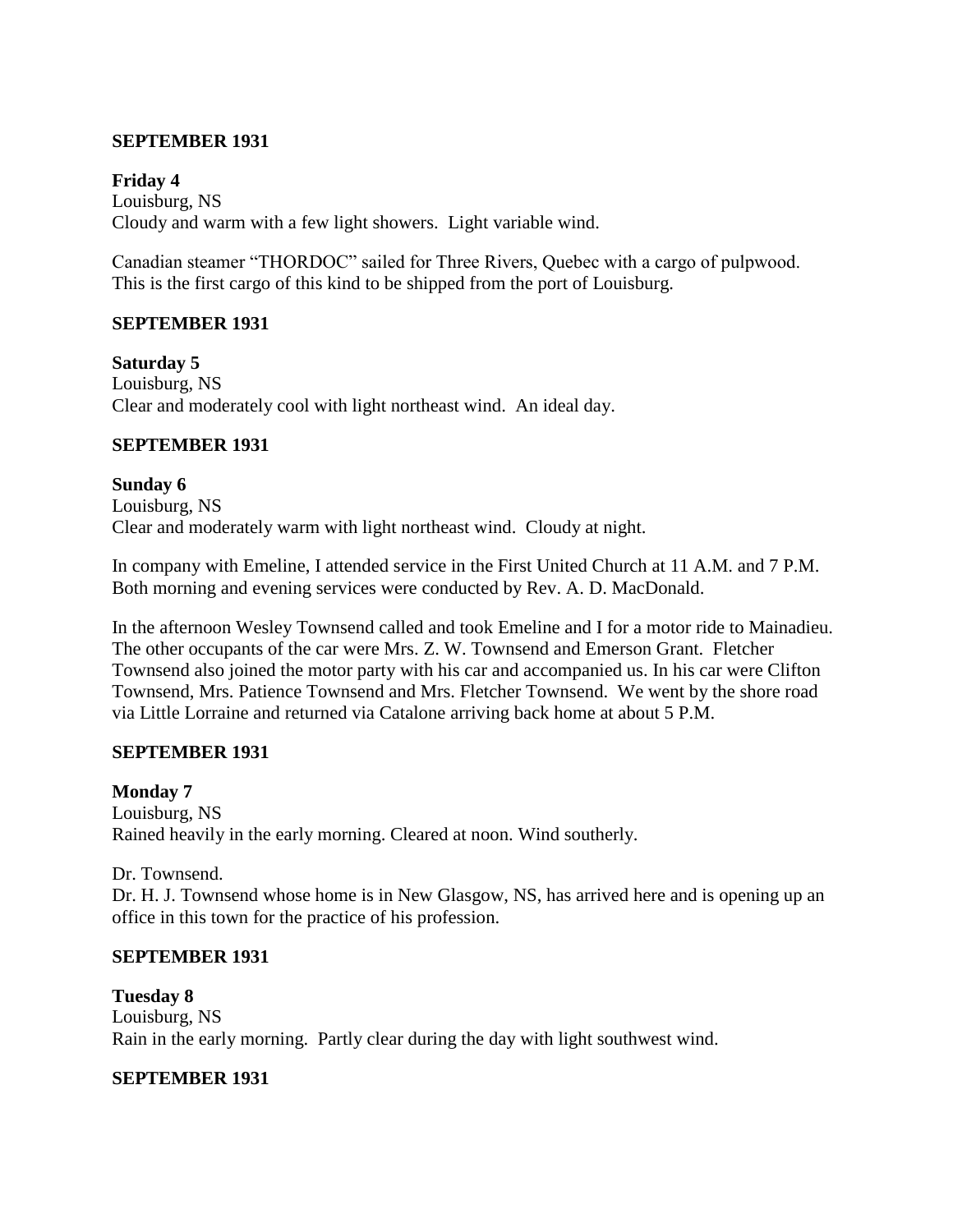**SEPTEMBER 1931**

**Friday 4**
Louisburg, NS
Cloudy and warm with a few light showers. Light variable wind.

Canadian steamer "THORDOC" sailed for Three Rivers, Quebec with a cargo of pulpwood. This is the first cargo of this kind to be shipped from the port of Louisburg.

**SEPTEMBER 1931**

**Saturday 5**
Louisburg, NS
Clear and moderately cool with light northeast wind. An ideal day.

**SEPTEMBER 1931**

**Sunday 6**
Louisburg, NS
Clear and moderately warm with light northeast wind. Cloudy at night.

In company with Emeline, I attended service in the First United Church at 11 A.M. and 7 P.M. Both morning and evening services were conducted by Rev. A. D. MacDonald.

In the afternoon Wesley Townsend called and took Emeline and I for a motor ride to Mainadieu. The other occupants of the car were Mrs. Z. W. Townsend and Emerson Grant. Fletcher Townsend also joined the motor party with his car and accompanied us. In his car were Clifton Townsend, Mrs. Patience Townsend and Mrs. Fletcher Townsend. We went by the shore road via Little Lorraine and returned via Catalone arriving back home at about 5 P.M.

**SEPTEMBER 1931**

**Monday 7**
Louisburg, NS
Rained heavily in the early morning. Cleared at noon. Wind southerly.

Dr. Townsend.
Dr. H. J. Townsend whose home is in New Glasgow, NS, has arrived here and is opening up an office in this town for the practice of his profession.

**SEPTEMBER 1931**

**Tuesday 8**
Louisburg, NS
Rain in the early morning. Partly clear during the day with light southwest wind.

**SEPTEMBER 1931**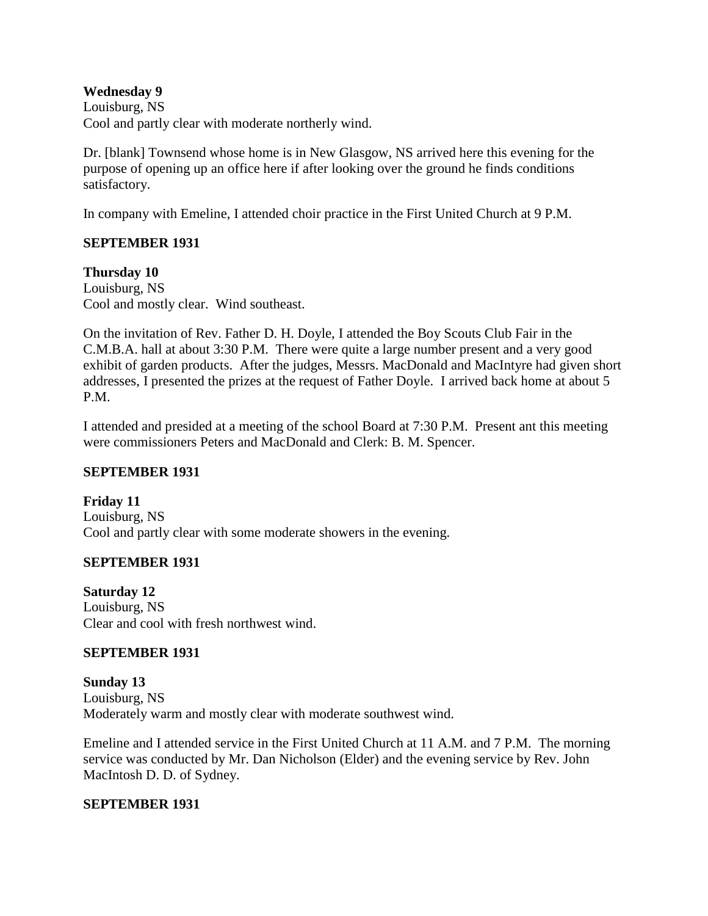**Wednesday 9**
Louisburg, NS
Cool and partly clear with moderate northerly wind.

Dr. [blank] Townsend whose home is in New Glasgow, NS arrived here this evening for the purpose of opening up an office here if after looking over the ground he finds conditions satisfactory.

In company with Emeline, I attended choir practice in the First United Church at 9 P.M.

**SEPTEMBER 1931**

**Thursday 10**
Louisburg, NS
Cool and mostly clear. Wind southeast.

On the invitation of Rev. Father D. H. Doyle, I attended the Boy Scouts Club Fair in the C.M.B.A. hall at about 3:30 P.M. There were quite a large number present and a very good exhibit of garden products. After the judges, Messrs. MacDonald and MacIntyre had given short addresses, I presented the prizes at the request of Father Doyle. I arrived back home at about 5 P.M.

I attended and presided at a meeting of the school Board at 7:30 P.M. Present ant this meeting were commissioners Peters and MacDonald and Clerk: B. M. Spencer.

**SEPTEMBER 1931**

**Friday 11**
Louisburg, NS
Cool and partly clear with some moderate showers in the evening.

**SEPTEMBER 1931**

**Saturday 12**
Louisburg, NS
Clear and cool with fresh northwest wind.

**SEPTEMBER 1931**

**Sunday 13**
Louisburg, NS
Moderately warm and mostly clear with moderate southwest wind.

Emeline and I attended service in the First United Church at 11 A.M. and 7 P.M. The morning service was conducted by Mr. Dan Nicholson (Elder) and the evening service by Rev. John MacIntosh D. D. of Sydney.

**SEPTEMBER 1931**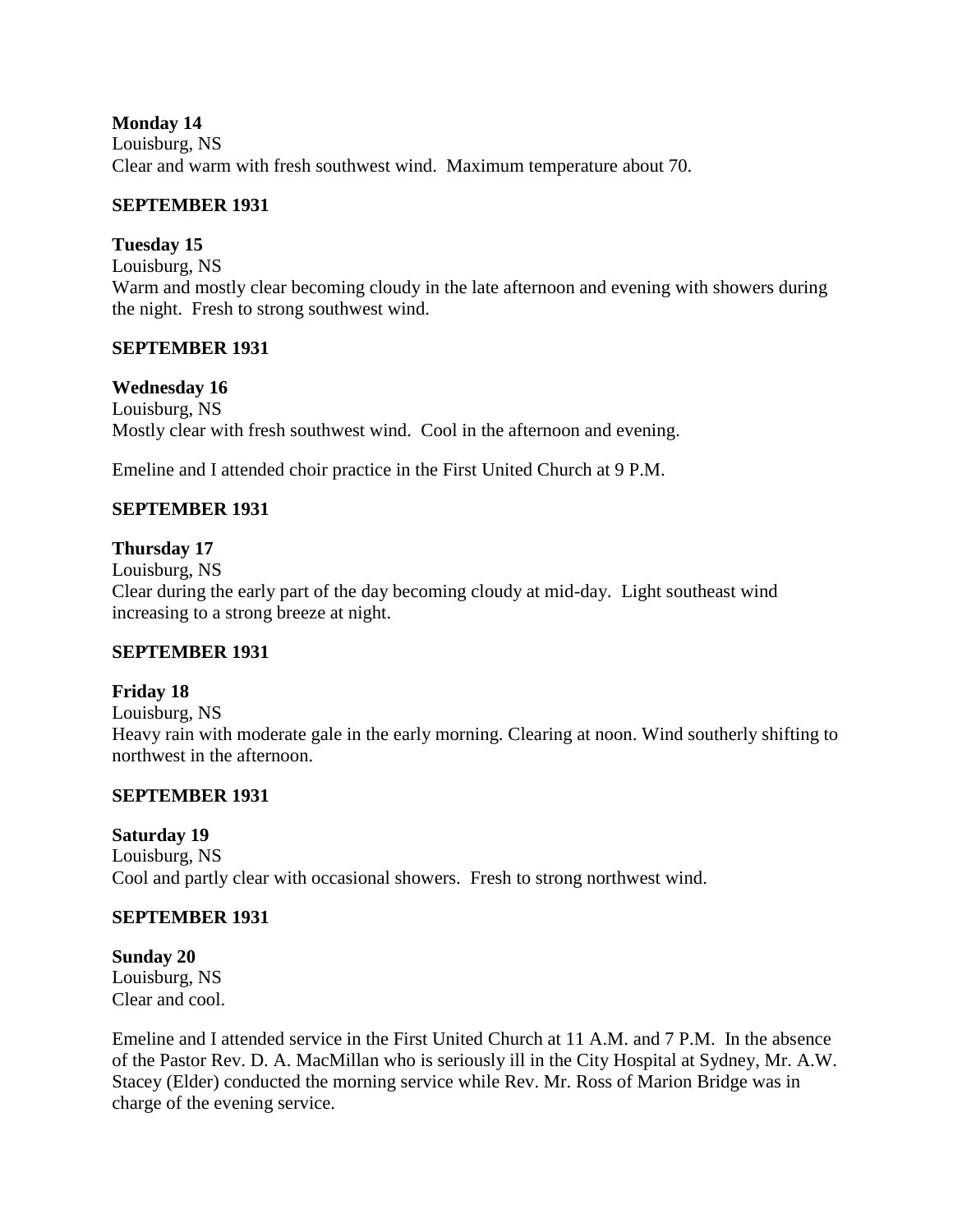**Monday 14**
Louisburg, NS
Clear and warm with fresh southwest wind. Maximum temperature about 70.

**SEPTEMBER 1931**

**Tuesday 15**
Louisburg, NS
Warm and mostly clear becoming cloudy in the late afternoon and evening with showers during the night. Fresh to strong southwest wind.

**SEPTEMBER 1931**

**Wednesday 16**
Louisburg, NS
Mostly clear with fresh southwest wind. Cool in the afternoon and evening.

Emeline and I attended choir practice in the First United Church at 9 P.M.

**SEPTEMBER 1931**

**Thursday 17**
Louisburg, NS
Clear during the early part of the day becoming cloudy at mid-day. Light southeast wind increasing to a strong breeze at night.

**SEPTEMBER 1931**

**Friday 18**
Louisburg, NS
Heavy rain with moderate gale in the early morning. Clearing at noon. Wind southerly shifting to northwest in the afternoon.

**SEPTEMBER 1931**

**Saturday 19**
Louisburg, NS
Cool and partly clear with occasional showers. Fresh to strong northwest wind.

**SEPTEMBER 1931**

**Sunday 20**
Louisburg, NS
Clear and cool.

Emeline and I attended service in the First United Church at 11 A.M. and 7 P.M. In the absence of the Pastor Rev. D. A. MacMillan who is seriously ill in the City Hospital at Sydney, Mr. A.W. Stacey (Elder) conducted the morning service while Rev. Mr. Ross of Marion Bridge was in charge of the evening service.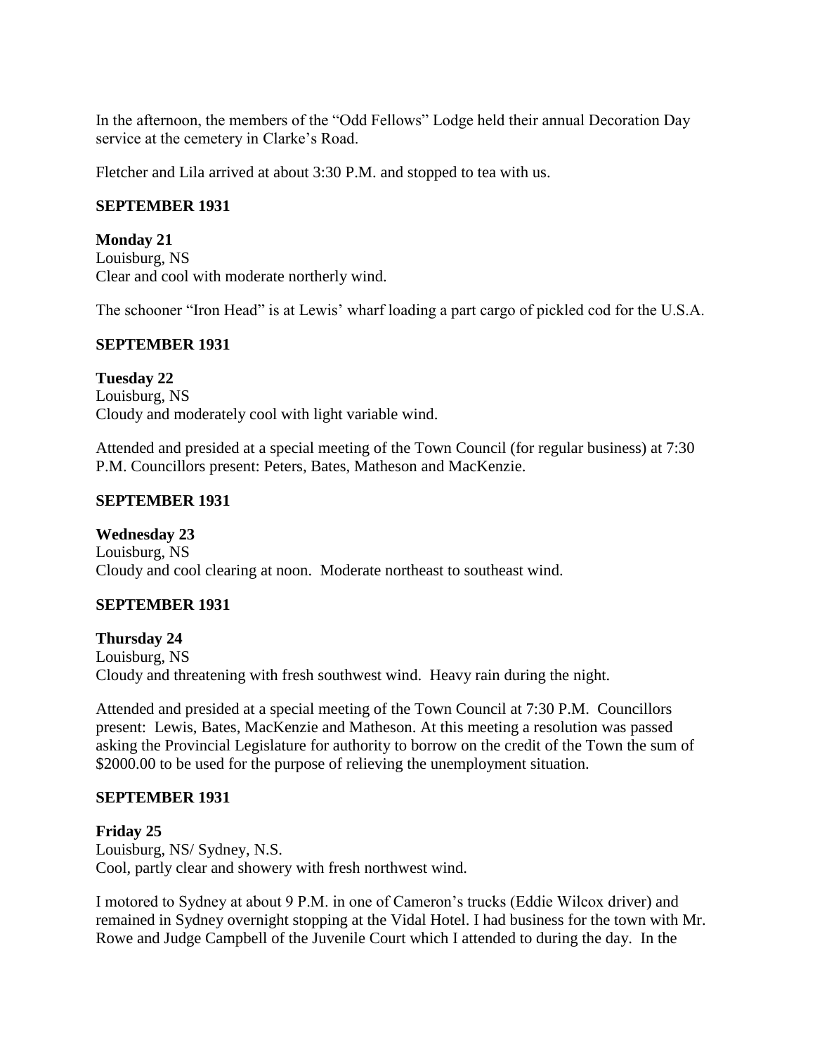In the afternoon, the members of the "Odd Fellows" Lodge held their annual Decoration Day service at the cemetery in Clarke's Road.

Fletcher and Lila arrived at about 3:30 P.M. and stopped to tea with us.

**SEPTEMBER 1931**

**Monday 21**
Louisburg, NS
Clear and cool with moderate northerly wind.

The schooner "Iron Head" is at Lewis' wharf loading a part cargo of pickled cod for the U.S.A.

**SEPTEMBER 1931**

**Tuesday 22**
Louisburg, NS
Cloudy and moderately cool with light variable wind.

Attended and presided at a special meeting of the Town Council (for regular business) at 7:30 P.M. Councillors present: Peters, Bates, Matheson and MacKenzie.

**SEPTEMBER 1931**

**Wednesday 23**
Louisburg, NS
Cloudy and cool clearing at noon. Moderate northeast to southeast wind.

**SEPTEMBER 1931**

**Thursday 24**
Louisburg, NS
Cloudy and threatening with fresh southwest wind. Heavy rain during the night.

Attended and presided at a special meeting of the Town Council at 7:30 P.M. Councillors present: Lewis, Bates, MacKenzie and Matheson. At this meeting a resolution was passed asking the Provincial Legislature for authority to borrow on the credit of the Town the sum of $2000.00 to be used for the purpose of relieving the unemployment situation.

**SEPTEMBER 1931**

**Friday 25**
Louisburg, NS/ Sydney, N.S.
Cool, partly clear and showery with fresh northwest wind.

I motored to Sydney at about 9 P.M. in one of Cameron's trucks (Eddie Wilcox driver) and remained in Sydney overnight stopping at the Vidal Hotel. I had business for the town with Mr. Rowe and Judge Campbell of the Juvenile Court which I attended to during the day. In the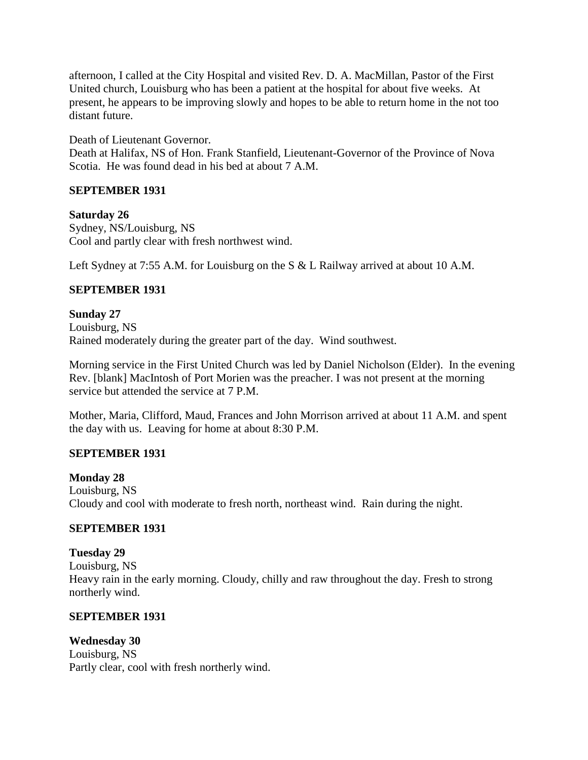afternoon, I called at the City Hospital and visited Rev. D. A. MacMillan, Pastor of the First United church, Louisburg who has been a patient at the hospital for about five weeks. At present, he appears to be improving slowly and hopes to be able to return home in the not too distant future.

Death of Lieutenant Governor.
Death at Halifax, NS of Hon. Frank Stanfield, Lieutenant-Governor of the Province of Nova Scotia. He was found dead in his bed at about 7 A.M.

**SEPTEMBER 1931**

**Saturday 26**
Sydney, NS/Louisburg, NS
Cool and partly clear with fresh northwest wind.

Left Sydney at 7:55 A.M. for Louisburg on the S & L Railway arrived at about 10 A.M.

**SEPTEMBER 1931**

**Sunday 27**
Louisburg, NS
Rained moderately during the greater part of the day. Wind southwest.

Morning service in the First United Church was led by Daniel Nicholson (Elder). In the evening Rev. [blank] MacIntosh of Port Morien was the preacher. I was not present at the morning service but attended the service at 7 P.M.

Mother, Maria, Clifford, Maud, Frances and John Morrison arrived at about 11 A.M. and spent the day with us. Leaving for home at about 8:30 P.M.

**SEPTEMBER 1931**

**Monday 28**
Louisburg, NS
Cloudy and cool with moderate to fresh north, northeast wind. Rain during the night.

**SEPTEMBER 1931**

**Tuesday 29**
Louisburg, NS
Heavy rain in the early morning. Cloudy, chilly and raw throughout the day. Fresh to strong northerly wind.

**SEPTEMBER 1931**

**Wednesday 30**
Louisburg, NS
Partly clear, cool with fresh northerly wind.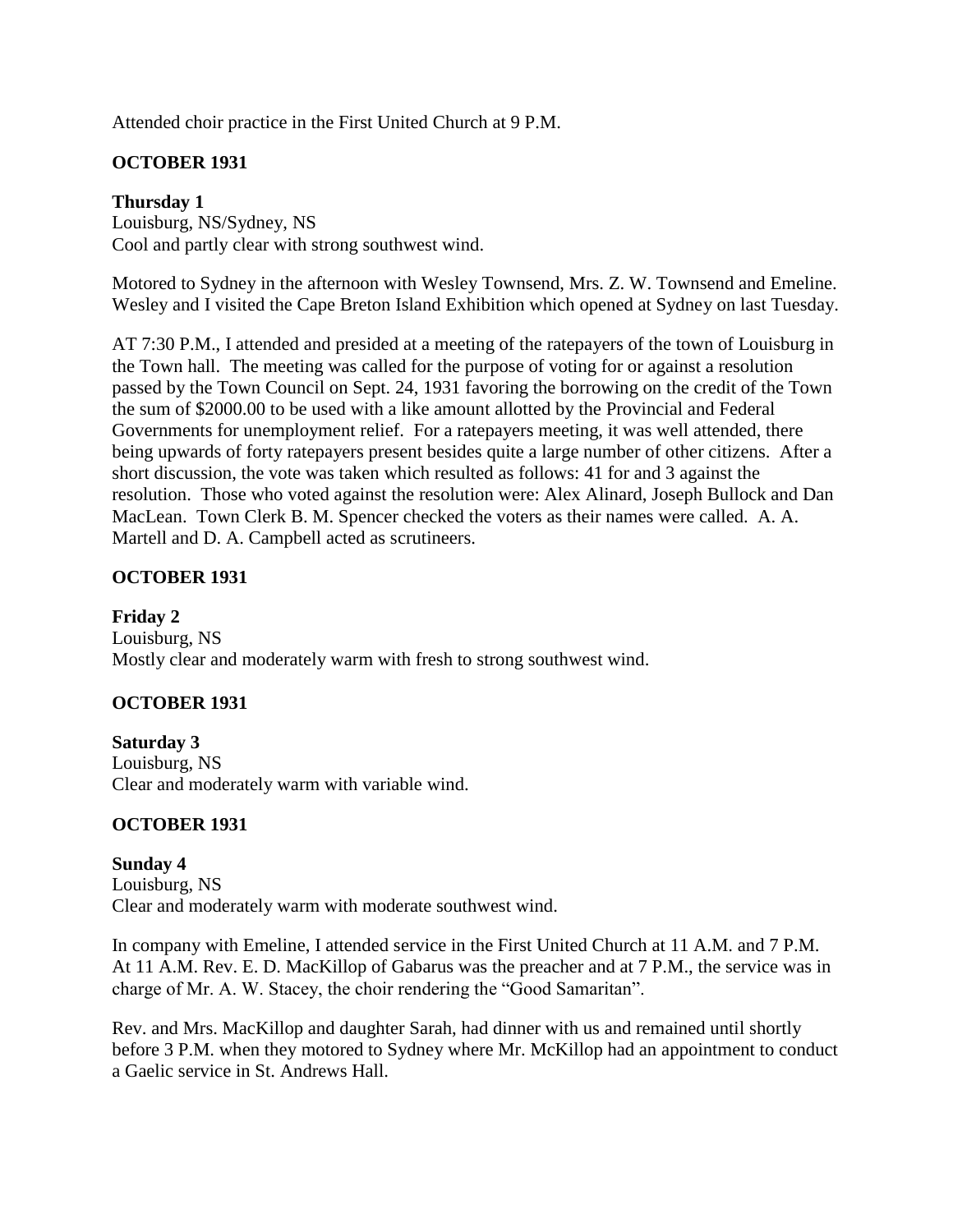Attended choir practice in the First United Church at 9 P.M.

## OCTOBER 1931

**Thursday 1**
Louisburg, NS/Sydney, NS
Cool and partly clear with strong southwest wind.

Motored to Sydney in the afternoon with Wesley Townsend, Mrs. Z. W. Townsend and Emeline. Wesley and I visited the Cape Breton Island Exhibition which opened at Sydney on last Tuesday.

AT 7:30 P.M., I attended and presided at a meeting of the ratepayers of the town of Louisburg in the Town hall. The meeting was called for the purpose of voting for or against a resolution passed by the Town Council on Sept. 24, 1931 favoring the borrowing on the credit of the Town the sum of $2000.00 to be used with a like amount allotted by the Provincial and Federal Governments for unemployment relief. For a ratepayers meeting, it was well attended, there being upwards of forty ratepayers present besides quite a large number of other citizens. After a short discussion, the vote was taken which resulted as follows: 41 for and 3 against the resolution. Those who voted against the resolution were: Alex Alinard, Joseph Bullock and Dan MacLean. Town Clerk B. M. Spencer checked the voters as their names were called. A. A. Martell and D. A. Campbell acted as scrutineers.

## OCTOBER 1931

**Friday 2**
Louisburg, NS
Mostly clear and moderately warm with fresh to strong southwest wind.

## OCTOBER 1931

**Saturday 3**
Louisburg, NS
Clear and moderately warm with variable wind.

## OCTOBER 1931

**Sunday 4**
Louisburg, NS
Clear and moderately warm with moderate southwest wind.

In company with Emeline, I attended service in the First United Church at 11 A.M. and 7 P.M. At 11 A.M. Rev. E. D. MacKillop of Gabarus was the preacher and at 7 P.M., the service was in charge of Mr. A. W. Stacey, the choir rendering the "Good Samaritan".

Rev. and Mrs. MacKillop and daughter Sarah, had dinner with us and remained until shortly before 3 P.M. when they motored to Sydney where Mr. McKillop had an appointment to conduct a Gaelic service in St. Andrews Hall.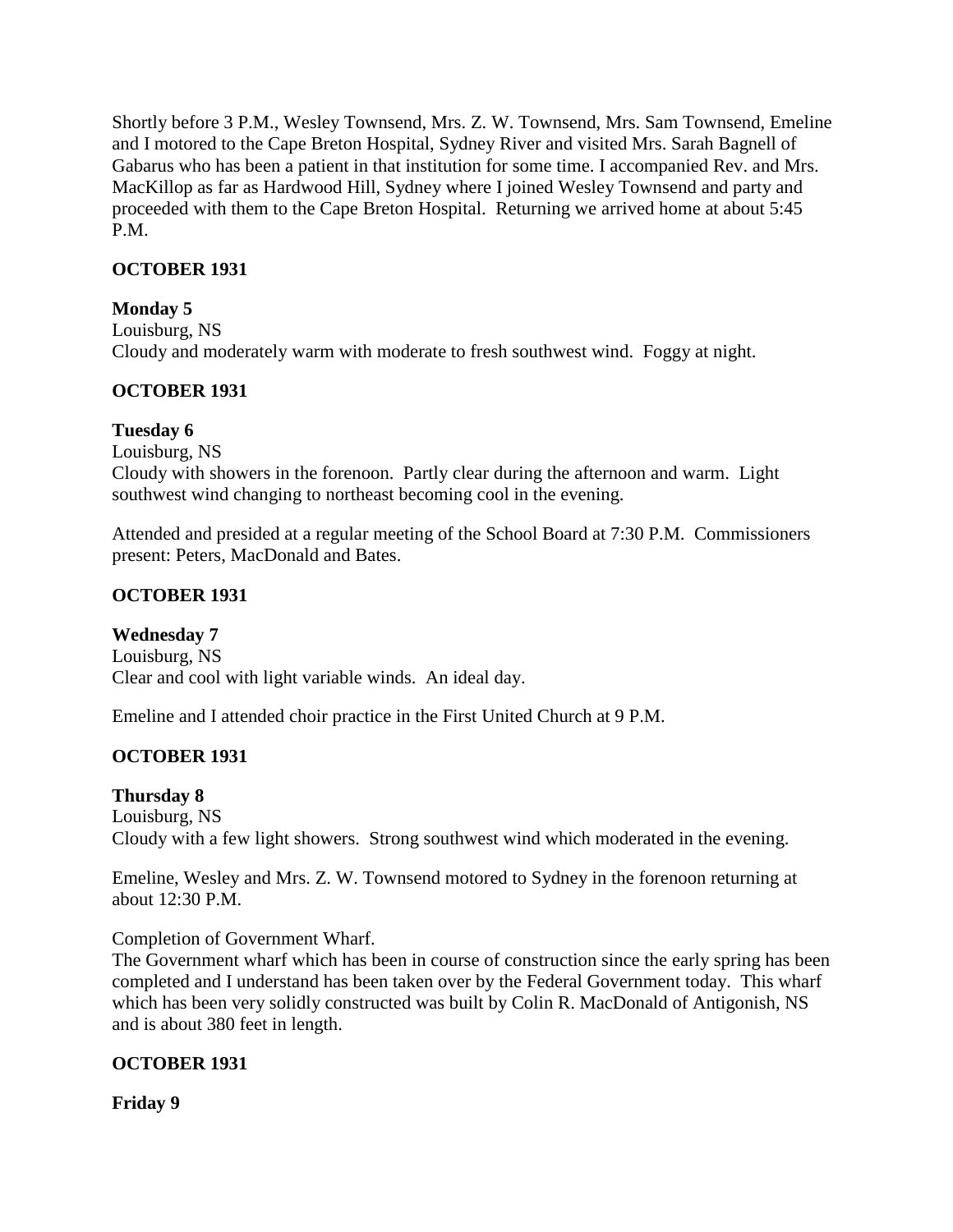Shortly before 3 P.M., Wesley Townsend, Mrs. Z. W. Townsend, Mrs. Sam Townsend, Emeline and I motored to the Cape Breton Hospital, Sydney River and visited Mrs. Sarah Bagnell of Gabarus who has been a patient in that institution for some time. I accompanied Rev. and Mrs. MacKillop as far as Hardwood Hill, Sydney where I joined Wesley Townsend and party and proceeded with them to the Cape Breton Hospital. Returning we arrived home at about 5:45 P.M.

**OCTOBER 1931**

**Monday 5**
Louisburg, NS
Cloudy and moderately warm with moderate to fresh southwest wind. Foggy at night.

**OCTOBER 1931**

**Tuesday 6**
Louisburg, NS
Cloudy with showers in the forenoon. Partly clear during the afternoon and warm. Light southwest wind changing to northeast becoming cool in the evening.

Attended and presided at a regular meeting of the School Board at 7:30 P.M. Commissioners present: Peters, MacDonald and Bates.

**OCTOBER 1931**

**Wednesday 7**
Louisburg, NS
Clear and cool with light variable winds. An ideal day.

Emeline and I attended choir practice in the First United Church at 9 P.M.

**OCTOBER 1931**

**Thursday 8**
Louisburg, NS
Cloudy with a few light showers. Strong southwest wind which moderated in the evening.

Emeline, Wesley and Mrs. Z. W. Townsend motored to Sydney in the forenoon returning at about 12:30 P.M.

Completion of Government Wharf.
The Government wharf which has been in course of construction since the early spring has been completed and I understand has been taken over by the Federal Government today. This wharf which has been very solidly constructed was built by Colin R. MacDonald of Antigonish, NS and is about 380 feet in length.

**OCTOBER 1931**

**Friday 9**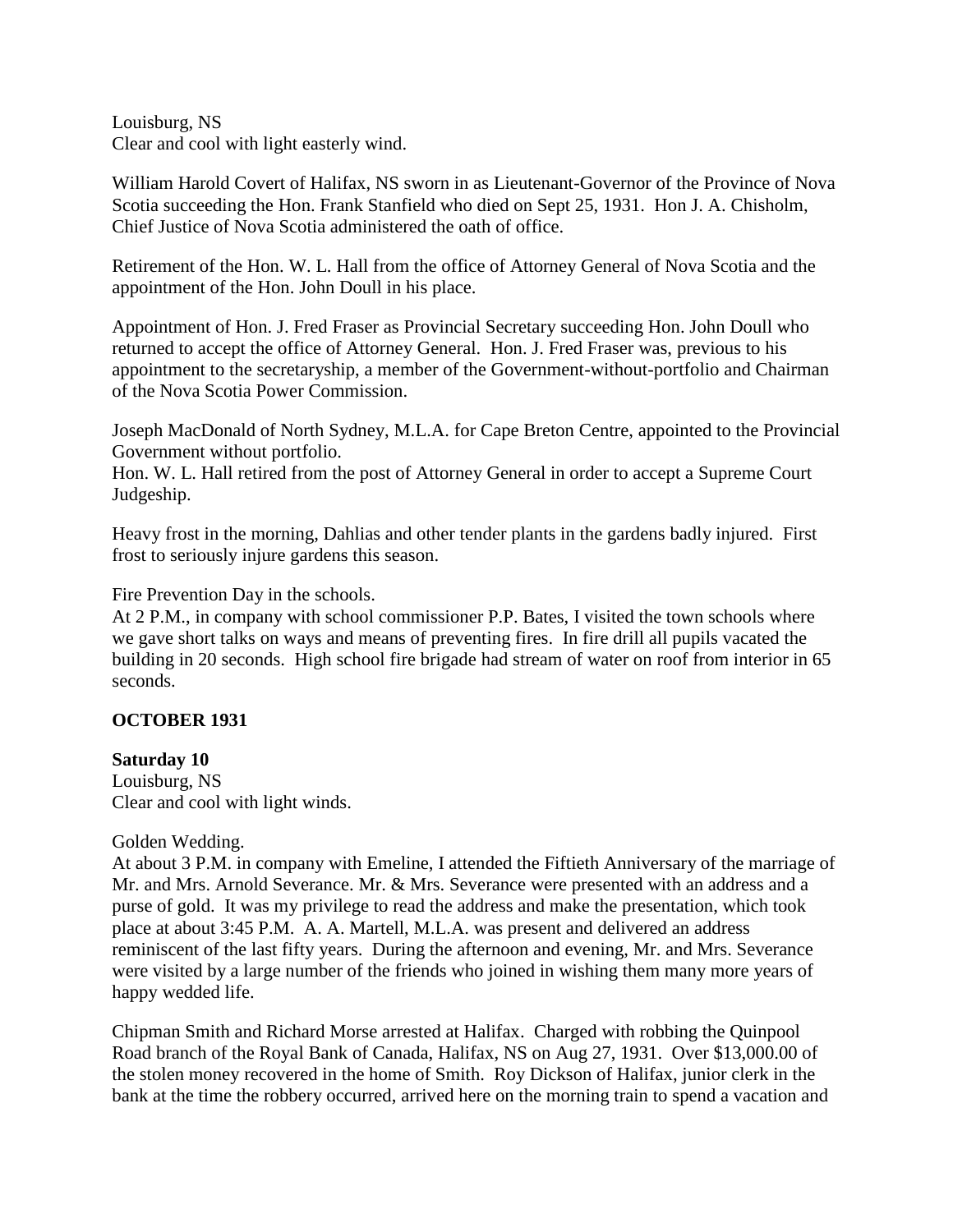Louisburg, NS
Clear and cool with light easterly wind.

William Harold Covert of Halifax, NS sworn in as Lieutenant-Governor of the Province of Nova Scotia succeeding the Hon. Frank Stanfield who died on Sept 25, 1931. Hon J. A. Chisholm, Chief Justice of Nova Scotia administered the oath of office.

Retirement of the Hon. W. L. Hall from the office of Attorney General of Nova Scotia and the appointment of the Hon. John Doull in his place.

Appointment of Hon. J. Fred Fraser as Provincial Secretary succeeding Hon. John Doull who returned to accept the office of Attorney General. Hon. J. Fred Fraser was, previous to his appointment to the secretaryship, a member of the Government-without-portfolio and Chairman of the Nova Scotia Power Commission.

Joseph MacDonald of North Sydney, M.L.A. for Cape Breton Centre, appointed to the Provincial Government without portfolio.
Hon. W. L. Hall retired from the post of Attorney General in order to accept a Supreme Court Judgeship.

Heavy frost in the morning, Dahlias and other tender plants in the gardens badly injured. First frost to seriously injure gardens this season.

Fire Prevention Day in the schools.
At 2 P.M., in company with school commissioner P.P. Bates, I visited the town schools where we gave short talks on ways and means of preventing fires. In fire drill all pupils vacated the building in 20 seconds. High school fire brigade had stream of water on roof from interior in 65 seconds.

## OCTOBER 1931

**Saturday 10**
Louisburg, NS
Clear and cool with light winds.

Golden Wedding.
At about 3 P.M. in company with Emeline, I attended the Fiftieth Anniversary of the marriage of Mr. and Mrs. Arnold Severance. Mr. & Mrs. Severance were presented with an address and a purse of gold. It was my privilege to read the address and make the presentation, which took place at about 3:45 P.M. A. A. Martell, M.L.A. was present and delivered an address reminiscent of the last fifty years. During the afternoon and evening, Mr. and Mrs. Severance were visited by a large number of the friends who joined in wishing them many more years of happy wedded life.

Chipman Smith and Richard Morse arrested at Halifax. Charged with robbing the Quinpool Road branch of the Royal Bank of Canada, Halifax, NS on Aug 27, 1931. Over $13,000.00 of the stolen money recovered in the home of Smith. Roy Dickson of Halifax, junior clerk in the bank at the time the robbery occurred, arrived here on the morning train to spend a vacation and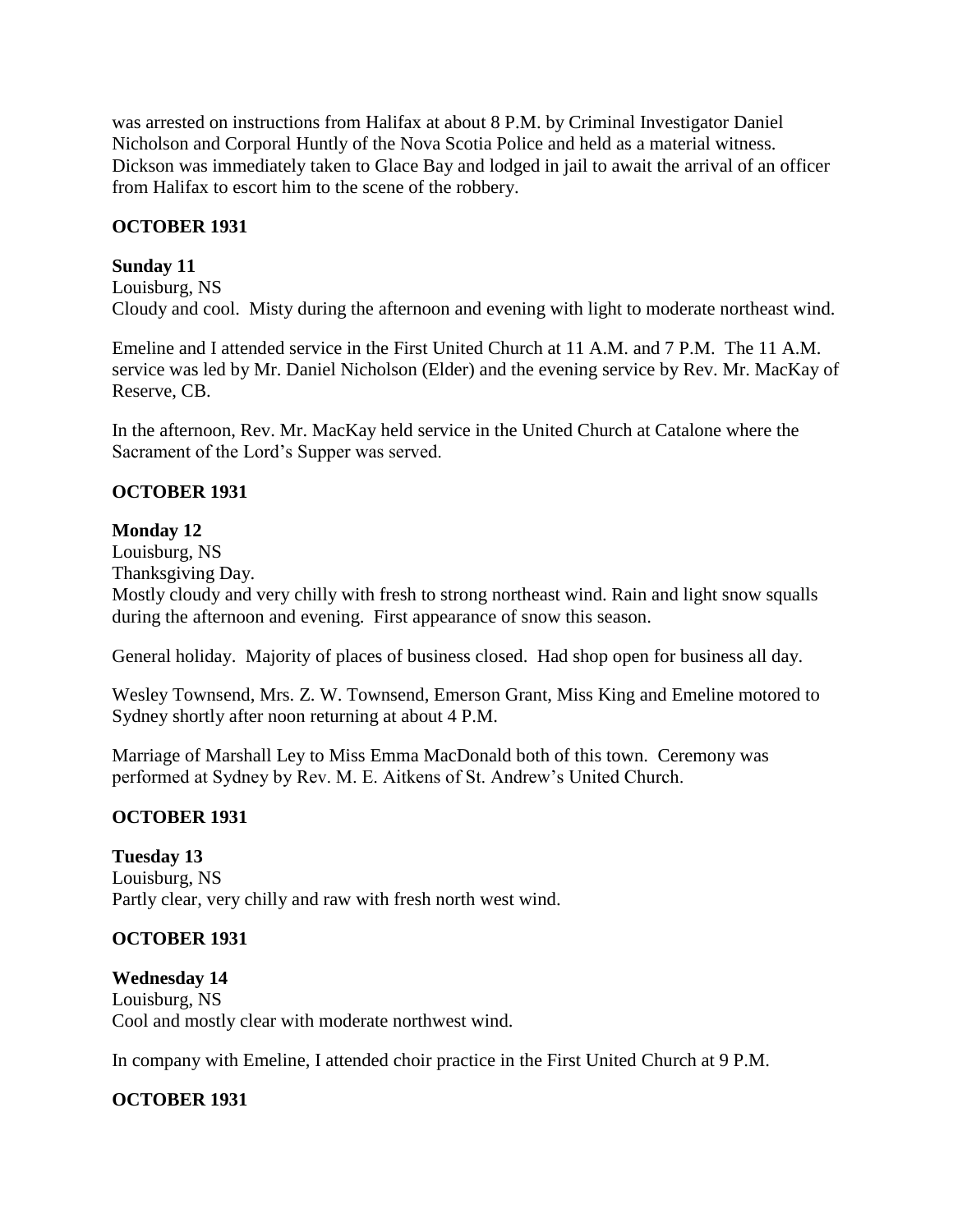was arrested on instructions from Halifax at about 8 P.M. by Criminal Investigator Daniel Nicholson and Corporal Huntly of the Nova Scotia Police and held as a material witness. Dickson was immediately taken to Glace Bay and lodged in jail to await the arrival of an officer from Halifax to escort him to the scene of the robbery.

**OCTOBER 1931**

**Sunday 11**
Louisburg, NS
Cloudy and cool. Misty during the afternoon and evening with light to moderate northeast wind.

Emeline and I attended service in the First United Church at 11 A.M. and 7 P.M. The 11 A.M. service was led by Mr. Daniel Nicholson (Elder) and the evening service by Rev. Mr. MacKay of Reserve, CB.

In the afternoon, Rev. Mr. MacKay held service in the United Church at Catalone where the Sacrament of the Lord's Supper was served.

**OCTOBER 1931**

**Monday 12**
Louisburg, NS
Thanksgiving Day.
Mostly cloudy and very chilly with fresh to strong northeast wind. Rain and light snow squalls during the afternoon and evening. First appearance of snow this season.

General holiday. Majority of places of business closed. Had shop open for business all day.

Wesley Townsend, Mrs. Z. W. Townsend, Emerson Grant, Miss King and Emeline motored to Sydney shortly after noon returning at about 4 P.M.

Marriage of Marshall Ley to Miss Emma MacDonald both of this town. Ceremony was performed at Sydney by Rev. M. E. Aitkens of St. Andrew's United Church.

**OCTOBER 1931**

**Tuesday 13**
Louisburg, NS
Partly clear, very chilly and raw with fresh north west wind.

**OCTOBER 1931**

**Wednesday 14**
Louisburg, NS
Cool and mostly clear with moderate northwest wind.

In company with Emeline, I attended choir practice in the First United Church at 9 P.M.

**OCTOBER 1931**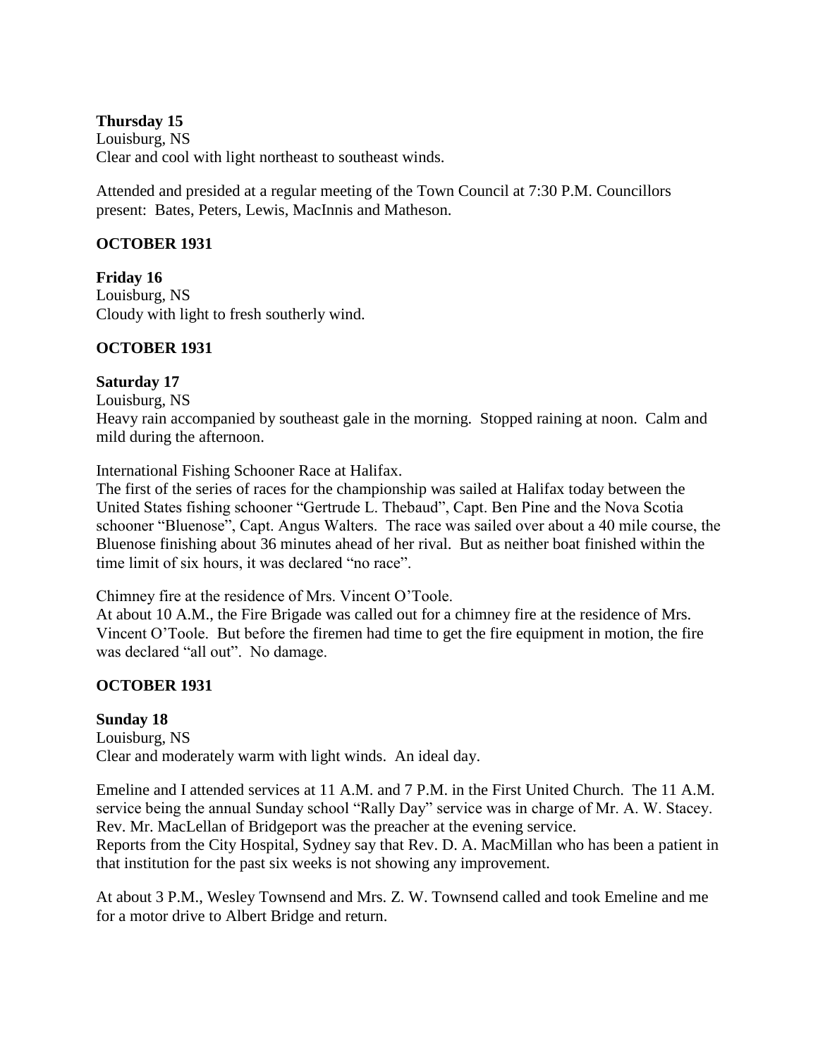**Thursday 15**
Louisburg, NS
Clear and cool with light northeast to southeast winds.

Attended and presided at a regular meeting of the Town Council at 7:30 P.M. Councillors present: Bates, Peters, Lewis, MacInnis and Matheson.

**OCTOBER 1931**

**Friday 16**
Louisburg, NS
Cloudy with light to fresh southerly wind.

**OCTOBER 1931**

**Saturday 17**
Louisburg, NS
Heavy rain accompanied by southeast gale in the morning. Stopped raining at noon. Calm and mild during the afternoon.

International Fishing Schooner Race at Halifax.
The first of the series of races for the championship was sailed at Halifax today between the United States fishing schooner "Gertrude L. Thebaud", Capt. Ben Pine and the Nova Scotia schooner "Bluenose", Capt. Angus Walters. The race was sailed over about a 40 mile course, the Bluenose finishing about 36 minutes ahead of her rival. But as neither boat finished within the time limit of six hours, it was declared "no race".

Chimney fire at the residence of Mrs. Vincent O'Toole.
At about 10 A.M., the Fire Brigade was called out for a chimney fire at the residence of Mrs. Vincent O'Toole. But before the firemen had time to get the fire equipment in motion, the fire was declared "all out". No damage.

**OCTOBER 1931**

**Sunday 18**
Louisburg, NS
Clear and moderately warm with light winds. An ideal day.

Emeline and I attended services at 11 A.M. and 7 P.M. in the First United Church. The 11 A.M. service being the annual Sunday school "Rally Day" service was in charge of Mr. A. W. Stacey. Rev. Mr. MacLellan of Bridgeport was the preacher at the evening service.
Reports from the City Hospital, Sydney say that Rev. D. A. MacMillan who has been a patient in that institution for the past six weeks is not showing any improvement.

At about 3 P.M., Wesley Townsend and Mrs. Z. W. Townsend called and took Emeline and me for a motor drive to Albert Bridge and return.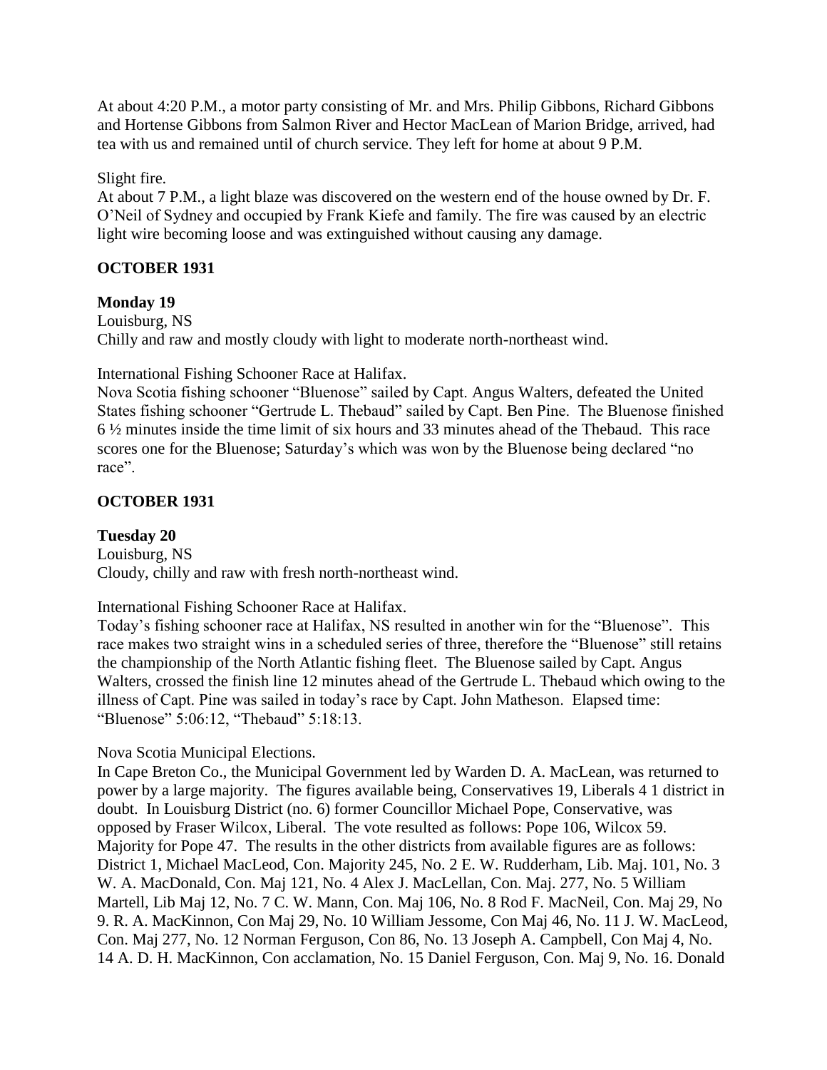At about 4:20 P.M., a motor party consisting of Mr. and Mrs. Philip Gibbons, Richard Gibbons and Hortense Gibbons from Salmon River and Hector MacLean of Marion Bridge, arrived, had tea with us and remained until of church service. They left for home at about 9 P.M.

Slight fire.
At about 7 P.M., a light blaze was discovered on the western end of the house owned by Dr. F. O'Neil of Sydney and occupied by Frank Kiefe and family. The fire was caused by an electric light wire becoming loose and was extinguished without causing any damage.

**OCTOBER 1931**

**Monday 19**
Louisburg, NS
Chilly and raw and mostly cloudy with light to moderate north-northeast wind.

International Fishing Schooner Race at Halifax.
Nova Scotia fishing schooner "Bluenose" sailed by Capt. Angus Walters, defeated the United States fishing schooner "Gertrude L. Thebaud" sailed by Capt. Ben Pine. The Bluenose finished 6 ½ minutes inside the time limit of six hours and 33 minutes ahead of the Thebaud. This race scores one for the Bluenose; Saturday's which was won by the Bluenose being declared "no race".

**OCTOBER 1931**

**Tuesday 20**
Louisburg, NS
Cloudy, chilly and raw with fresh north-northeast wind.

International Fishing Schooner Race at Halifax.
Today's fishing schooner race at Halifax, NS resulted in another win for the "Bluenose". This race makes two straight wins in a scheduled series of three, therefore the "Bluenose" still retains the championship of the North Atlantic fishing fleet. The Bluenose sailed by Capt. Angus Walters, crossed the finish line 12 minutes ahead of the Gertrude L. Thebaud which owing to the illness of Capt. Pine was sailed in today's race by Capt. John Matheson. Elapsed time: "Bluenose" 5:06:12, "Thebaud" 5:18:13.

Nova Scotia Municipal Elections.
In Cape Breton Co., the Municipal Government led by Warden D. A. MacLean, was returned to power by a large majority. The figures available being, Conservatives 19, Liberals 4 1 district in doubt. In Louisburg District (no. 6) former Councillor Michael Pope, Conservative, was opposed by Fraser Wilcox, Liberal. The vote resulted as follows: Pope 106, Wilcox 59. Majority for Pope 47. The results in the other districts from available figures are as follows: District 1, Michael MacLeod, Con. Majority 245, No. 2 E. W. Rudderham, Lib. Maj. 101, No. 3 W. A. MacDonald, Con. Maj 121, No. 4 Alex J. MacLellan, Con. Maj. 277, No. 5 William Martell, Lib Maj 12, No. 7 C. W. Mann, Con. Maj 106, No. 8 Rod F. MacNeil, Con. Maj 29, No 9. R. A. MacKinnon, Con Maj 29, No. 10 William Jessome, Con Maj 46, No. 11 J. W. MacLeod, Con. Maj 277, No. 12 Norman Ferguson, Con 86, No. 13 Joseph A. Campbell, Con Maj 4, No. 14 A. D. H. MacKinnon, Con acclamation, No. 15 Daniel Ferguson, Con. Maj 9, No. 16. Donald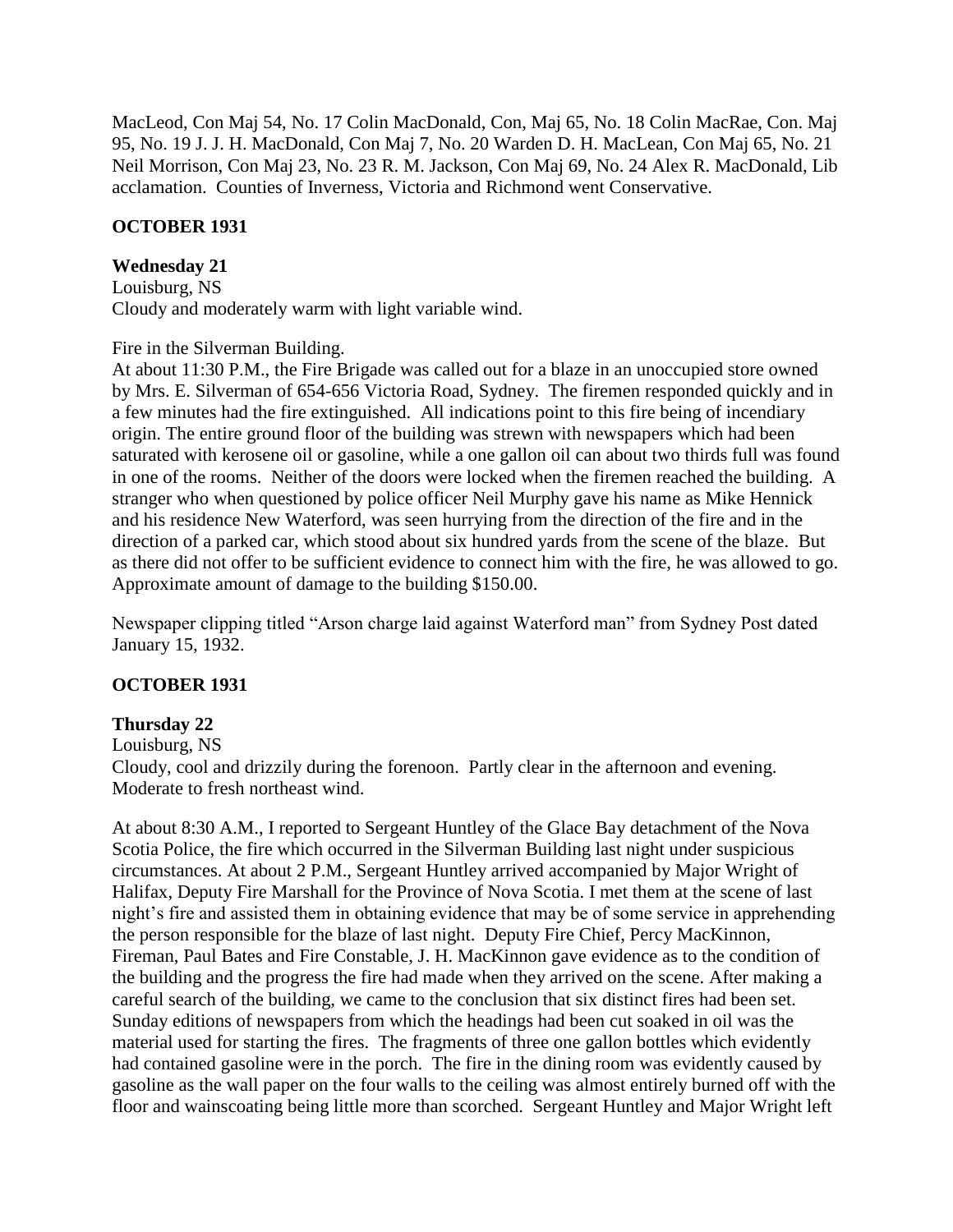MacLeod, Con Maj 54, No. 17 Colin MacDonald, Con, Maj 65, No. 18 Colin MacRae, Con. Maj 95, No. 19 J. J. H. MacDonald, Con Maj 7, No. 20 Warden D. H. MacLean, Con Maj 65, No. 21 Neil Morrison, Con Maj 23, No. 23 R. M. Jackson, Con Maj 69, No. 24 Alex R. MacDonald, Lib acclamation. Counties of Inverness, Victoria and Richmond went Conservative.

**OCTOBER 1931**

**Wednesday 21**

Louisburg, NS

Cloudy and moderately warm with light variable wind.

Fire in the Silverman Building.

At about 11:30 P.M., the Fire Brigade was called out for a blaze in an unoccupied store owned by Mrs. E. Silverman of 654-656 Victoria Road, Sydney. The firemen responded quickly and in a few minutes had the fire extinguished. All indications point to this fire being of incendiary origin. The entire ground floor of the building was strewn with newspapers which had been saturated with kerosene oil or gasoline, while a one gallon oil can about two thirds full was found in one of the rooms. Neither of the doors were locked when the firemen reached the building. A stranger who when questioned by police officer Neil Murphy gave his name as Mike Hennick and his residence New Waterford, was seen hurrying from the direction of the fire and in the direction of a parked car, which stood about six hundred yards from the scene of the blaze. But as there did not offer to be sufficient evidence to connect him with the fire, he was allowed to go. Approximate amount of damage to the building $150.00.

Newspaper clipping titled "Arson charge laid against Waterford man" from Sydney Post dated January 15, 1932.

**OCTOBER 1931**

**Thursday 22**

Louisburg, NS

Cloudy, cool and drizzily during the forenoon. Partly clear in the afternoon and evening. Moderate to fresh northeast wind.

At about 8:30 A.M., I reported to Sergeant Huntley of the Glace Bay detachment of the Nova Scotia Police, the fire which occurred in the Silverman Building last night under suspicious circumstances. At about 2 P.M., Sergeant Huntley arrived accompanied by Major Wright of Halifax, Deputy Fire Marshall for the Province of Nova Scotia. I met them at the scene of last night's fire and assisted them in obtaining evidence that may be of some service in apprehending the person responsible for the blaze of last night. Deputy Fire Chief, Percy MacKinnon, Fireman, Paul Bates and Fire Constable, J. H. MacKinnon gave evidence as to the condition of the building and the progress the fire had made when they arrived on the scene. After making a careful search of the building, we came to the conclusion that six distinct fires had been set. Sunday editions of newspapers from which the headings had been cut soaked in oil was the material used for starting the fires. The fragments of three one gallon bottles which evidently had contained gasoline were in the porch. The fire in the dining room was evidently caused by gasoline as the wall paper on the four walls to the ceiling was almost entirely burned off with the floor and wainscoating being little more than scorched. Sergeant Huntley and Major Wright left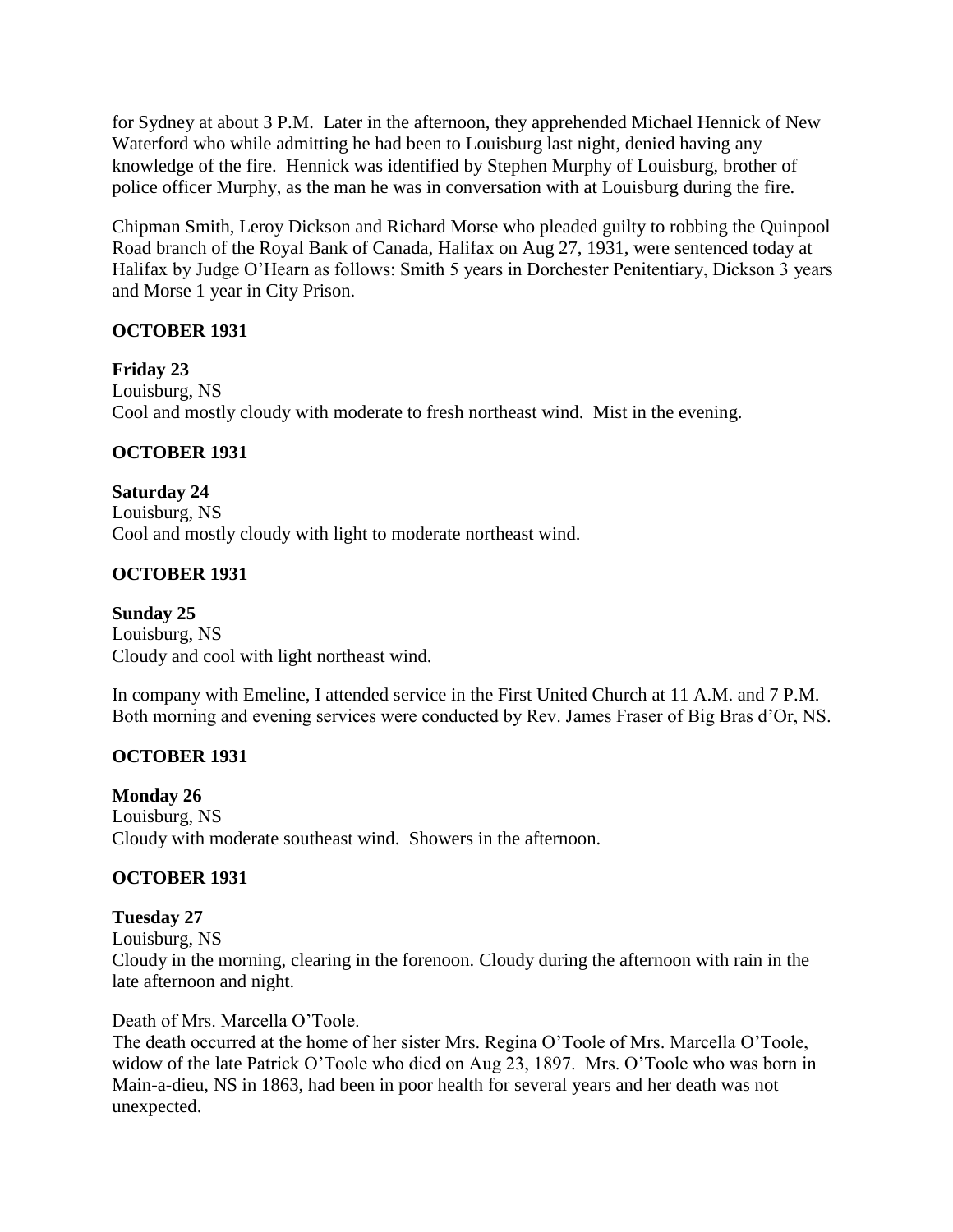for Sydney at about 3 P.M. Later in the afternoon, they apprehended Michael Hennick of New Waterford who while admitting he had been to Louisburg last night, denied having any knowledge of the fire. Hennick was identified by Stephen Murphy of Louisburg, brother of police officer Murphy, as the man he was in conversation with at Louisburg during the fire.

Chipman Smith, Leroy Dickson and Richard Morse who pleaded guilty to robbing the Quinpool Road branch of the Royal Bank of Canada, Halifax on Aug 27, 1931, were sentenced today at Halifax by Judge O'Hearn as follows: Smith 5 years in Dorchester Penitentiary, Dickson 3 years and Morse 1 year in City Prison.

**OCTOBER 1931**

**Friday 23**
Louisburg, NS
Cool and mostly cloudy with moderate to fresh northeast wind. Mist in the evening.

**OCTOBER 1931**

**Saturday 24**
Louisburg, NS
Cool and mostly cloudy with light to moderate northeast wind.

**OCTOBER 1931**

**Sunday 25**
Louisburg, NS
Cloudy and cool with light northeast wind.

In company with Emeline, I attended service in the First United Church at 11 A.M. and 7 P.M. Both morning and evening services were conducted by Rev. James Fraser of Big Bras d'Or, NS.

**OCTOBER 1931**

**Monday 26**
Louisburg, NS
Cloudy with moderate southeast wind. Showers in the afternoon.

**OCTOBER 1931**

**Tuesday 27**
Louisburg, NS
Cloudy in the morning, clearing in the forenoon. Cloudy during the afternoon with rain in the late afternoon and night.

Death of Mrs. Marcella O'Toole.
The death occurred at the home of her sister Mrs. Regina O'Toole of Mrs. Marcella O'Toole, widow of the late Patrick O'Toole who died on Aug 23, 1897. Mrs. O'Toole who was born in Main-a-dieu, NS in 1863, had been in poor health for several years and her death was not unexpected.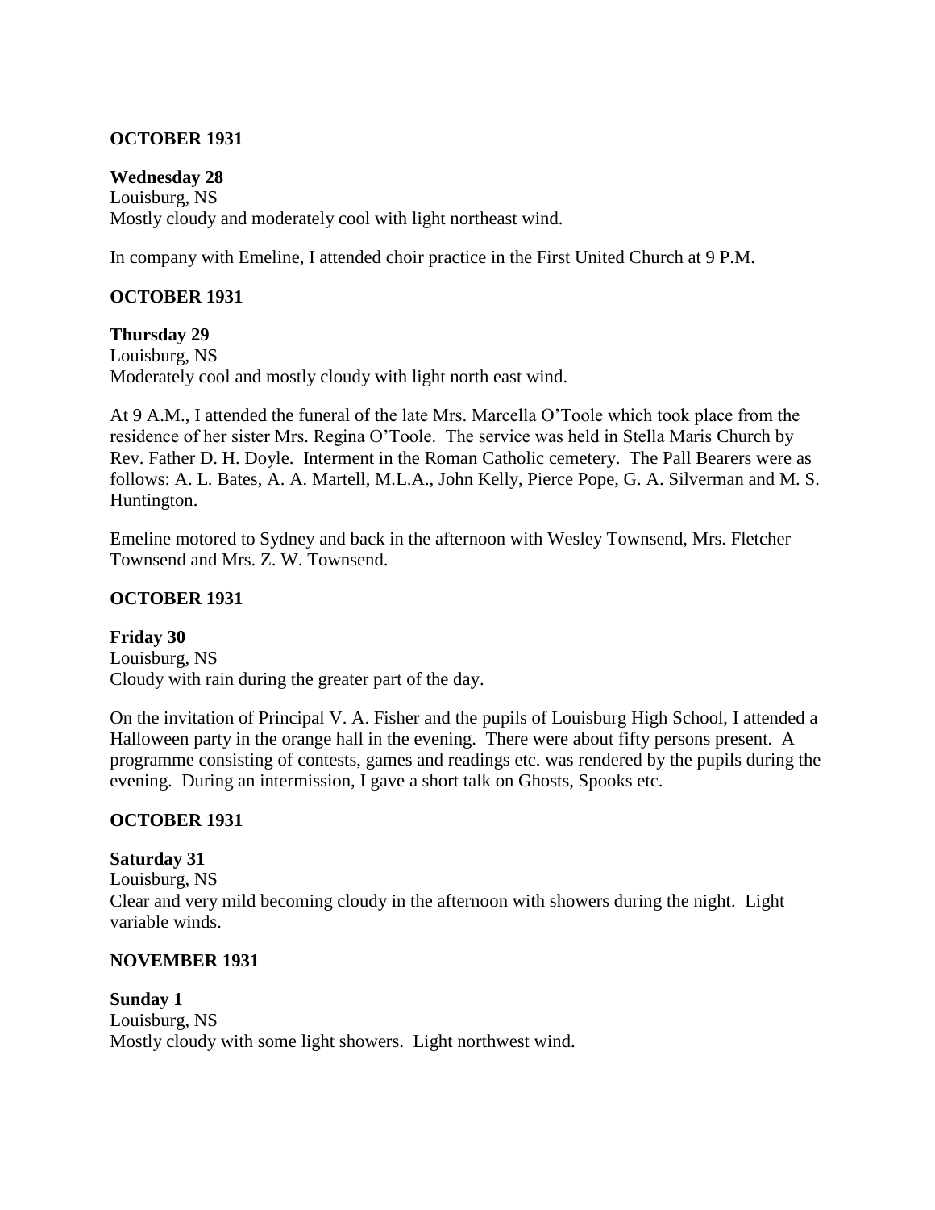**OCTOBER 1931**

**Wednesday 28**
Louisburg, NS
Mostly cloudy and moderately cool with light northeast wind.

In company with Emeline, I attended choir practice in the First United Church at 9 P.M.

**OCTOBER 1931**

**Thursday 29**
Louisburg, NS
Moderately cool and mostly cloudy with light north east wind.

At 9 A.M., I attended the funeral of the late Mrs. Marcella O'Toole which took place from the residence of her sister Mrs. Regina O'Toole. The service was held in Stella Maris Church by Rev. Father D. H. Doyle. Interment in the Roman Catholic cemetery. The Pall Bearers were as follows: A. L. Bates, A. A. Martell, M.L.A., John Kelly, Pierce Pope, G. A. Silverman and M. S. Huntington.

Emeline motored to Sydney and back in the afternoon with Wesley Townsend, Mrs. Fletcher Townsend and Mrs. Z. W. Townsend.

**OCTOBER 1931**

**Friday 30**
Louisburg, NS
Cloudy with rain during the greater part of the day.

On the invitation of Principal V. A. Fisher and the pupils of Louisburg High School, I attended a Halloween party in the orange hall in the evening. There were about fifty persons present. A programme consisting of contests, games and readings etc. was rendered by the pupils during the evening. During an intermission, I gave a short talk on Ghosts, Spooks etc.

**OCTOBER 1931**

**Saturday 31**
Louisburg, NS
Clear and very mild becoming cloudy in the afternoon with showers during the night. Light variable winds.

**NOVEMBER 1931**

**Sunday 1**
Louisburg, NS
Mostly cloudy with some light showers. Light northwest wind.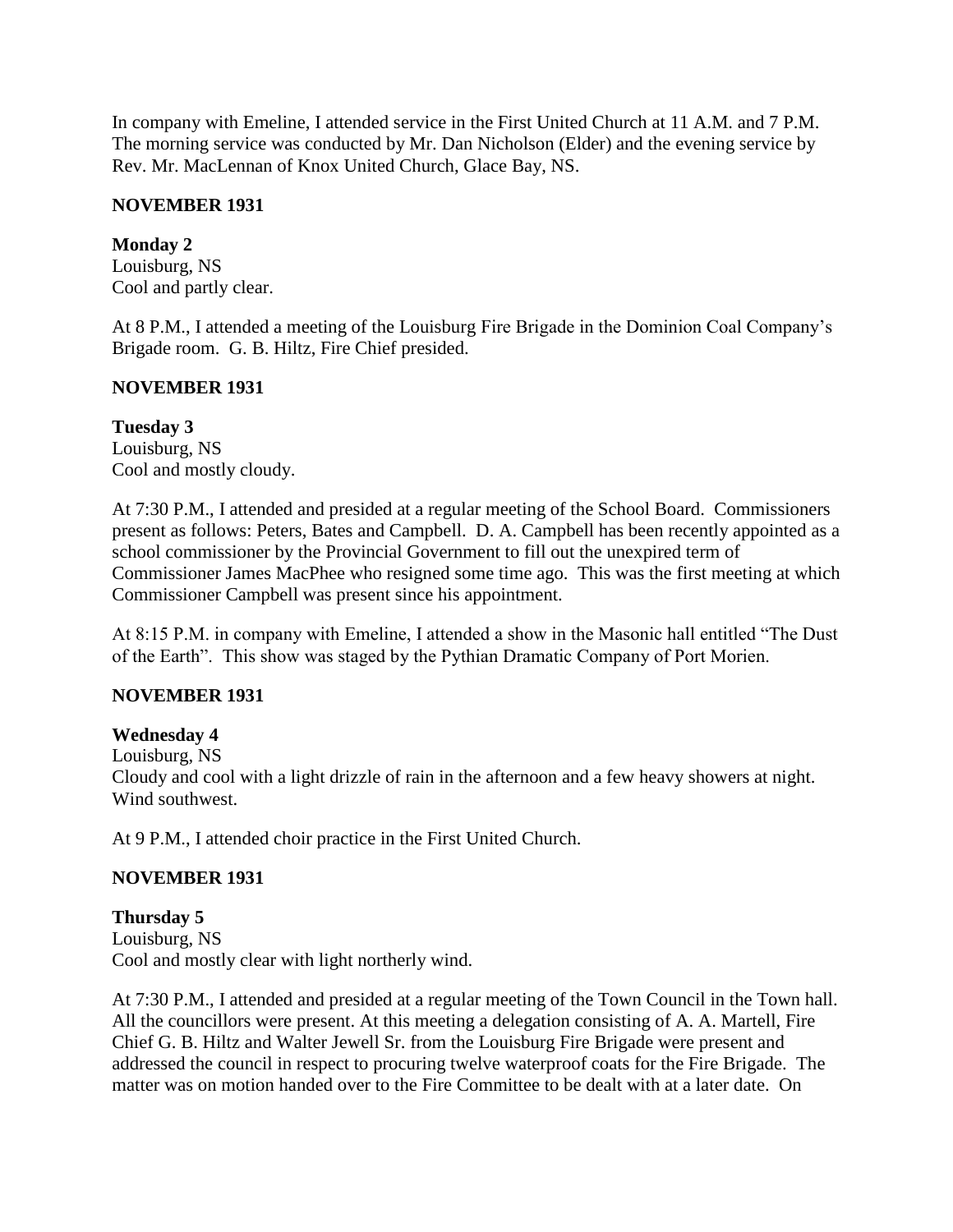In company with Emeline, I attended service in the First United Church at 11 A.M. and 7 P.M. The morning service was conducted by Mr. Dan Nicholson (Elder) and the evening service by Rev. Mr. MacLennan of Knox United Church, Glace Bay, NS.

**NOVEMBER 1931**

**Monday 2**
Louisburg, NS
Cool and partly clear.

At 8 P.M., I attended a meeting of the Louisburg Fire Brigade in the Dominion Coal Company's Brigade room. G. B. Hiltz, Fire Chief presided.

**NOVEMBER 1931**

**Tuesday 3**
Louisburg, NS
Cool and mostly cloudy.

At 7:30 P.M., I attended and presided at a regular meeting of the School Board. Commissioners present as follows: Peters, Bates and Campbell. D. A. Campbell has been recently appointed as a school commissioner by the Provincial Government to fill out the unexpired term of Commissioner James MacPhee who resigned some time ago. This was the first meeting at which Commissioner Campbell was present since his appointment.

At 8:15 P.M. in company with Emeline, I attended a show in the Masonic hall entitled "The Dust of the Earth". This show was staged by the Pythian Dramatic Company of Port Morien.

**NOVEMBER 1931**

**Wednesday 4**
Louisburg, NS
Cloudy and cool with a light drizzle of rain in the afternoon and a few heavy showers at night. Wind southwest.

At 9 P.M., I attended choir practice in the First United Church.

**NOVEMBER 1931**

**Thursday 5**
Louisburg, NS
Cool and mostly clear with light northerly wind.

At 7:30 P.M., I attended and presided at a regular meeting of the Town Council in the Town hall. All the councillors were present. At this meeting a delegation consisting of A. A. Martell, Fire Chief G. B. Hiltz and Walter Jewell Sr. from the Louisburg Fire Brigade were present and addressed the council in respect to procuring twelve waterproof coats for the Fire Brigade. The matter was on motion handed over to the Fire Committee to be dealt with at a later date. On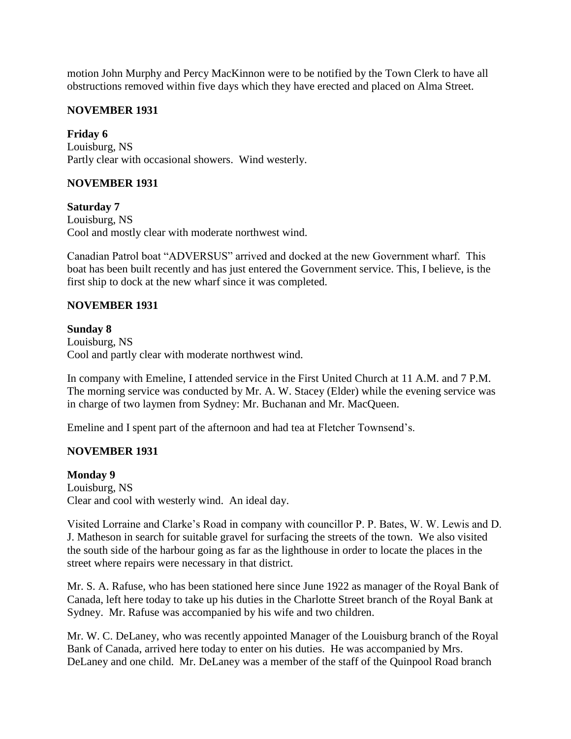motion John Murphy and Percy MacKinnon were to be notified by the Town Clerk to have all obstructions removed within five days which they have erected and placed on Alma Street.

**NOVEMBER 1931**

**Friday 6**
Louisburg, NS
Partly clear with occasional showers. Wind westerly.

**NOVEMBER 1931**

**Saturday 7**
Louisburg, NS
Cool and mostly clear with moderate northwest wind.

Canadian Patrol boat "ADVERSUS" arrived and docked at the new Government wharf. This boat has been built recently and has just entered the Government service. This, I believe, is the first ship to dock at the new wharf since it was completed.

**NOVEMBER 1931**

**Sunday 8**
Louisburg, NS
Cool and partly clear with moderate northwest wind.

In company with Emeline, I attended service in the First United Church at 11 A.M. and 7 P.M. The morning service was conducted by Mr. A. W. Stacey (Elder) while the evening service was in charge of two laymen from Sydney: Mr. Buchanan and Mr. MacQueen.

Emeline and I spent part of the afternoon and had tea at Fletcher Townsend's.

**NOVEMBER 1931**

**Monday 9**
Louisburg, NS
Clear and cool with westerly wind. An ideal day.

Visited Lorraine and Clarke's Road in company with councillor P. P. Bates, W. W. Lewis and D. J. Matheson in search for suitable gravel for surfacing the streets of the town. We also visited the south side of the harbour going as far as the lighthouse in order to locate the places in the street where repairs were necessary in that district.

Mr. S. A. Rafuse, who has been stationed here since June 1922 as manager of the Royal Bank of Canada, left here today to take up his duties in the Charlotte Street branch of the Royal Bank at Sydney. Mr. Rafuse was accompanied by his wife and two children.

Mr. W. C. DeLaney, who was recently appointed Manager of the Louisburg branch of the Royal Bank of Canada, arrived here today to enter on his duties. He was accompanied by Mrs. DeLaney and one child. Mr. DeLaney was a member of the staff of the Quinpool Road branch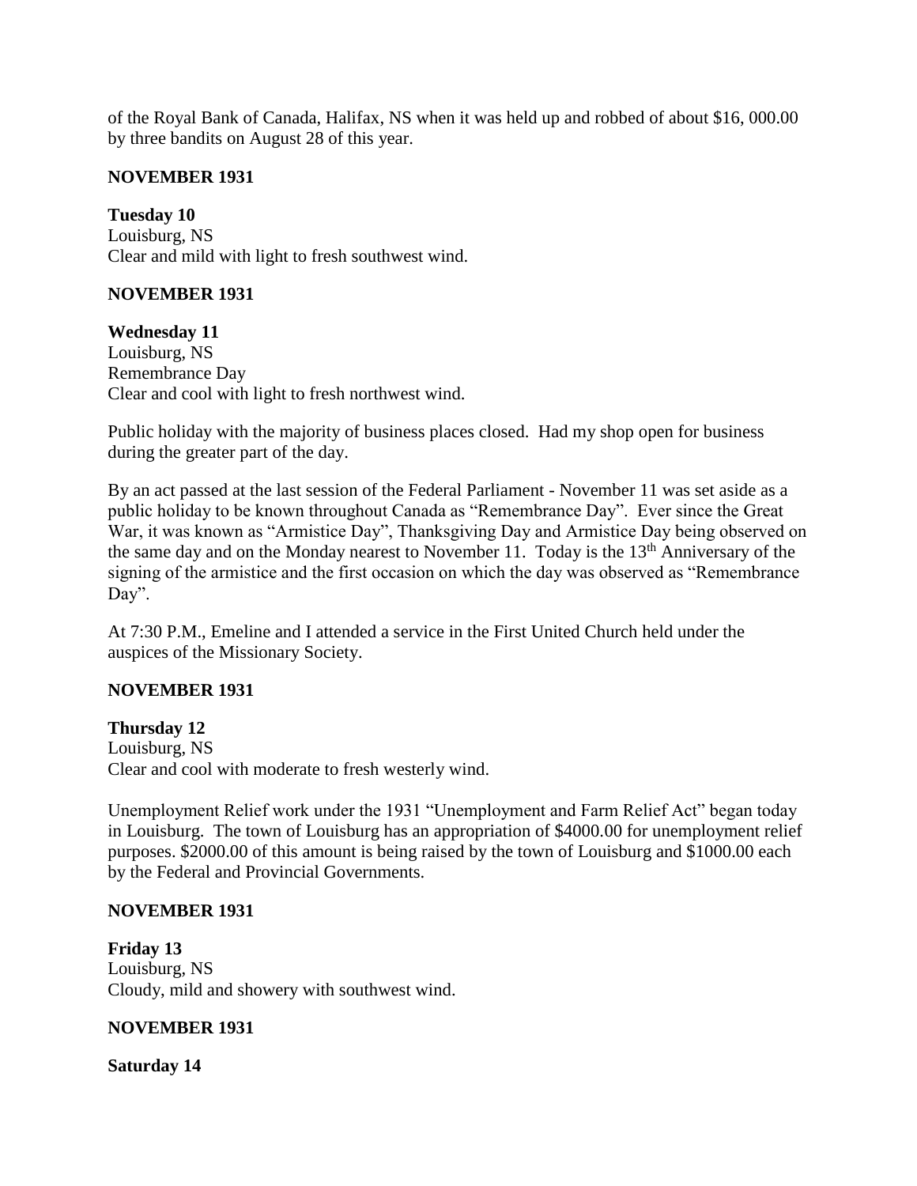of the Royal Bank of Canada, Halifax, NS when it was held up and robbed of about $16, 000.00 by three bandits on August 28 of this year.

**NOVEMBER 1931**

**Tuesday 10**
Louisburg, NS
Clear and mild with light to fresh southwest wind.

**NOVEMBER 1931**

**Wednesday 11**
Louisburg, NS
Remembrance Day
Clear and cool with light to fresh northwest wind.

Public holiday with the majority of business places closed. Had my shop open for business during the greater part of the day.

By an act passed at the last session of the Federal Parliament - November 11 was set aside as a public holiday to be known throughout Canada as "Remembrance Day". Ever since the Great War, it was known as "Armistice Day", Thanksgiving Day and Armistice Day being observed on the same day and on the Monday nearest to November 11. Today is the 13th Anniversary of the signing of the armistice and the first occasion on which the day was observed as "Remembrance Day".

At 7:30 P.M., Emeline and I attended a service in the First United Church held under the auspices of the Missionary Society.

**NOVEMBER 1931**

**Thursday 12**
Louisburg, NS
Clear and cool with moderate to fresh westerly wind.

Unemployment Relief work under the 1931 "Unemployment and Farm Relief Act" began today in Louisburg. The town of Louisburg has an appropriation of $4000.00 for unemployment relief purposes. $2000.00 of this amount is being raised by the town of Louisburg and $1000.00 each by the Federal and Provincial Governments.

**NOVEMBER 1931**

**Friday 13**
Louisburg, NS
Cloudy, mild and showery with southwest wind.

**NOVEMBER 1931**

**Saturday 14**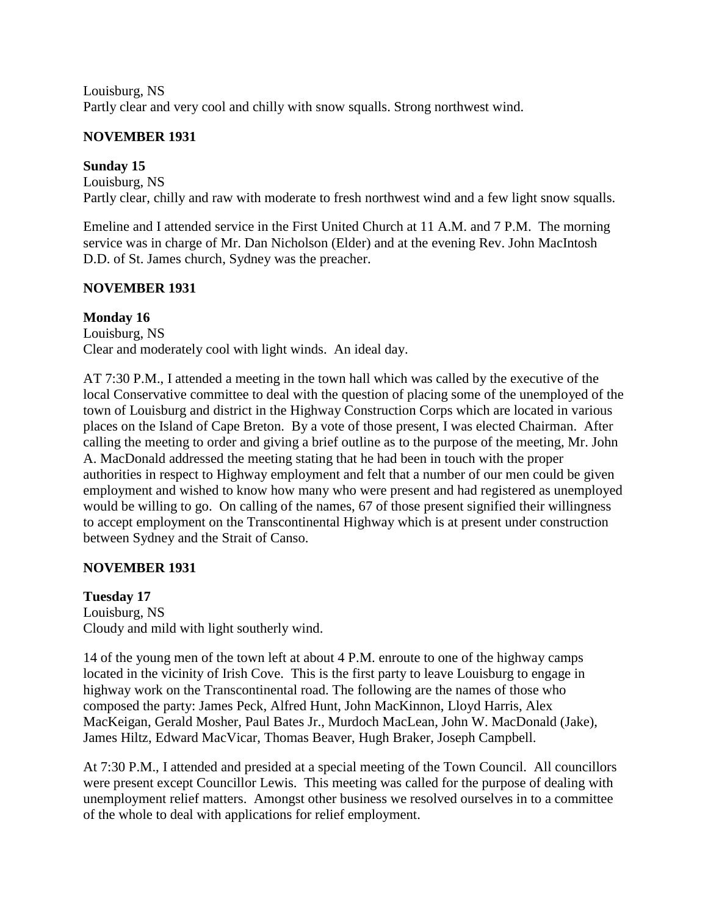Louisburg, NS
Partly clear and very cool and chilly with snow squalls. Strong northwest wind.

**NOVEMBER 1931**

**Sunday 15**
Louisburg, NS
Partly clear, chilly and raw with moderate to fresh northwest wind and a few light snow squalls.

Emeline and I attended service in the First United Church at 11 A.M. and 7 P.M. The morning service was in charge of Mr. Dan Nicholson (Elder) and at the evening Rev. John MacIntosh D.D. of St. James church, Sydney was the preacher.

**NOVEMBER 1931**

**Monday 16**
Louisburg, NS
Clear and moderately cool with light winds. An ideal day.

AT 7:30 P.M., I attended a meeting in the town hall which was called by the executive of the local Conservative committee to deal with the question of placing some of the unemployed of the town of Louisburg and district in the Highway Construction Corps which are located in various places on the Island of Cape Breton. By a vote of those present, I was elected Chairman. After calling the meeting to order and giving a brief outline as to the purpose of the meeting, Mr. John A. MacDonald addressed the meeting stating that he had been in touch with the proper authorities in respect to Highway employment and felt that a number of our men could be given employment and wished to know how many who were present and had registered as unemployed would be willing to go. On calling of the names, 67 of those present signified their willingness to accept employment on the Transcontinental Highway which is at present under construction between Sydney and the Strait of Canso.

**NOVEMBER 1931**

**Tuesday 17**
Louisburg, NS
Cloudy and mild with light southerly wind.

14 of the young men of the town left at about 4 P.M. enroute to one of the highway camps located in the vicinity of Irish Cove. This is the first party to leave Louisburg to engage in highway work on the Transcontinental road. The following are the names of those who composed the party: James Peck, Alfred Hunt, John MacKinnon, Lloyd Harris, Alex MacKeigan, Gerald Mosher, Paul Bates Jr., Murdoch MacLean, John W. MacDonald (Jake), James Hiltz, Edward MacVicar, Thomas Beaver, Hugh Braker, Joseph Campbell.

At 7:30 P.M., I attended and presided at a special meeting of the Town Council. All councillors were present except Councillor Lewis. This meeting was called for the purpose of dealing with unemployment relief matters. Amongst other business we resolved ourselves in to a committee of the whole to deal with applications for relief employment.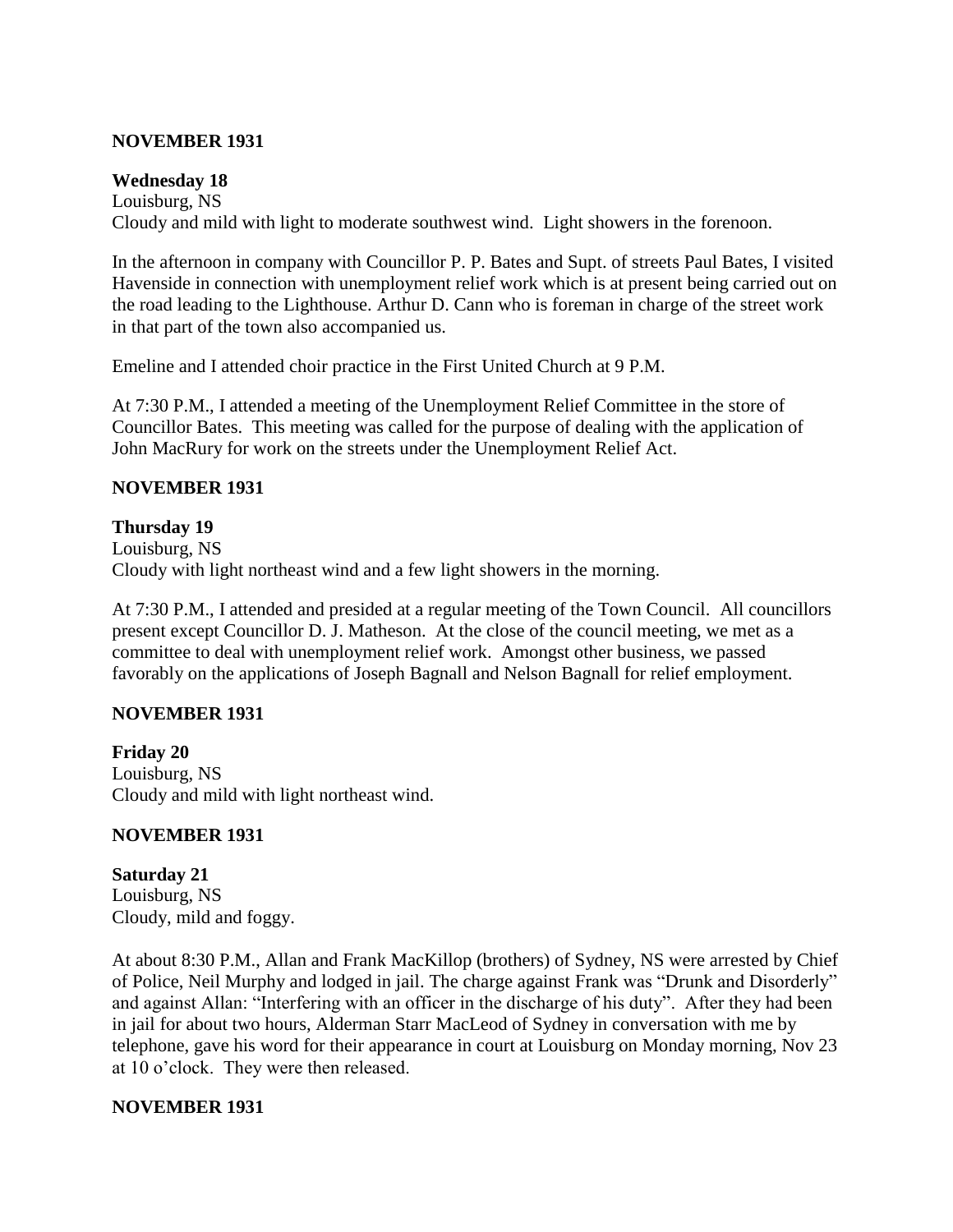**NOVEMBER 1931**

**Wednesday 18**
Louisburg, NS
Cloudy and mild with light to moderate southwest wind. Light showers in the forenoon.

In the afternoon in company with Councillor P. P. Bates and Supt. of streets Paul Bates, I visited Havenside in connection with unemployment relief work which is at present being carried out on the road leading to the Lighthouse. Arthur D. Cann who is foreman in charge of the street work in that part of the town also accompanied us.

Emeline and I attended choir practice in the First United Church at 9 P.M.

At 7:30 P.M., I attended a meeting of the Unemployment Relief Committee in the store of Councillor Bates. This meeting was called for the purpose of dealing with the application of John MacRury for work on the streets under the Unemployment Relief Act.

**NOVEMBER 1931**

**Thursday 19**
Louisburg, NS
Cloudy with light northeast wind and a few light showers in the morning.

At 7:30 P.M., I attended and presided at a regular meeting of the Town Council. All councillors present except Councillor D. J. Matheson. At the close of the council meeting, we met as a committee to deal with unemployment relief work. Amongst other business, we passed favorably on the applications of Joseph Bagnall and Nelson Bagnall for relief employment.

**NOVEMBER 1931**

**Friday 20**
Louisburg, NS
Cloudy and mild with light northeast wind.

**NOVEMBER 1931**

**Saturday 21**
Louisburg, NS
Cloudy, mild and foggy.

At about 8:30 P.M., Allan and Frank MacKillop (brothers) of Sydney, NS were arrested by Chief of Police, Neil Murphy and lodged in jail. The charge against Frank was "Drunk and Disorderly" and against Allan: "Interfering with an officer in the discharge of his duty". After they had been in jail for about two hours, Alderman Starr MacLeod of Sydney in conversation with me by telephone, gave his word for their appearance in court at Louisburg on Monday morning, Nov 23 at 10 o'clock. They were then released.

**NOVEMBER 1931**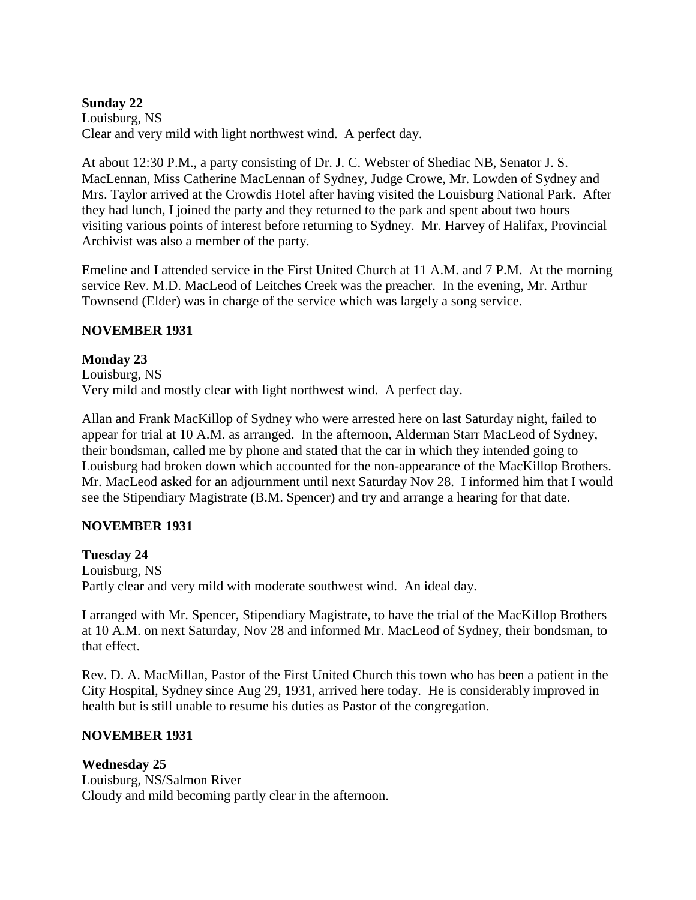**Sunday 22**
Louisburg, NS
Clear and very mild with light northwest wind. A perfect day.

At about 12:30 P.M., a party consisting of Dr. J. C. Webster of Shediac NB, Senator J. S. MacLennan, Miss Catherine MacLennan of Sydney, Judge Crowe, Mr. Lowden of Sydney and Mrs. Taylor arrived at the Crowdis Hotel after having visited the Louisburg National Park. After they had lunch, I joined the party and they returned to the park and spent about two hours visiting various points of interest before returning to Sydney. Mr. Harvey of Halifax, Provincial Archivist was also a member of the party.

Emeline and I attended service in the First United Church at 11 A.M. and 7 P.M. At the morning service Rev. M.D. MacLeod of Leitches Creek was the preacher. In the evening, Mr. Arthur Townsend (Elder) was in charge of the service which was largely a song service.

**NOVEMBER 1931**

**Monday 23**
Louisburg, NS
Very mild and mostly clear with light northwest wind. A perfect day.

Allan and Frank MacKillop of Sydney who were arrested here on last Saturday night, failed to appear for trial at 10 A.M. as arranged. In the afternoon, Alderman Starr MacLeod of Sydney, their bondsman, called me by phone and stated that the car in which they intended going to Louisburg had broken down which accounted for the non-appearance of the MacKillop Brothers. Mr. MacLeod asked for an adjournment until next Saturday Nov 28. I informed him that I would see the Stipendiary Magistrate (B.M. Spencer) and try and arrange a hearing for that date.

**NOVEMBER 1931**

**Tuesday 24**
Louisburg, NS
Partly clear and very mild with moderate southwest wind. An ideal day.

I arranged with Mr. Spencer, Stipendiary Magistrate, to have the trial of the MacKillop Brothers at 10 A.M. on next Saturday, Nov 28 and informed Mr. MacLeod of Sydney, their bondsman, to that effect.

Rev. D. A. MacMillan, Pastor of the First United Church this town who has been a patient in the City Hospital, Sydney since Aug 29, 1931, arrived here today. He is considerably improved in health but is still unable to resume his duties as Pastor of the congregation.

**NOVEMBER 1931**

**Wednesday 25**
Louisburg, NS/Salmon River
Cloudy and mild becoming partly clear in the afternoon.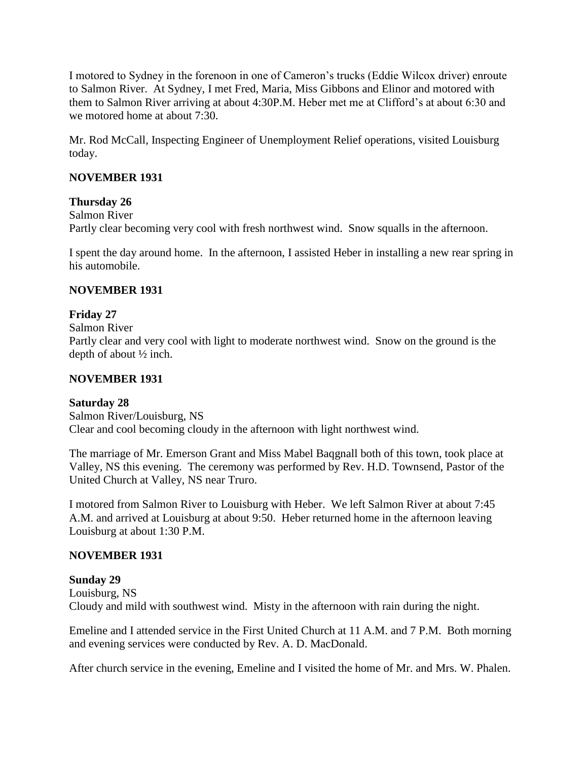I motored to Sydney in the forenoon in one of Cameron's trucks (Eddie Wilcox driver) enroute to Salmon River. At Sydney, I met Fred, Maria, Miss Gibbons and Elinor and motored with them to Salmon River arriving at about 4:30P.M. Heber met me at Clifford's at about 6:30 and we motored home at about 7:30.

Mr. Rod McCall, Inspecting Engineer of Unemployment Relief operations, visited Louisburg today.

**NOVEMBER 1931**

**Thursday 26**
Salmon River
Partly clear becoming very cool with fresh northwest wind. Snow squalls in the afternoon.

I spent the day around home. In the afternoon, I assisted Heber in installing a new rear spring in his automobile.

**NOVEMBER 1931**

**Friday 27**
Salmon River
Partly clear and very cool with light to moderate northwest wind. Snow on the ground is the depth of about ½ inch.

**NOVEMBER 1931**

**Saturday 28**
Salmon River/Louisburg, NS
Clear and cool becoming cloudy in the afternoon with light northwest wind.

The marriage of Mr. Emerson Grant and Miss Mabel Baqgnall both of this town, took place at Valley, NS this evening. The ceremony was performed by Rev. H.D. Townsend, Pastor of the United Church at Valley, NS near Truro.

I motored from Salmon River to Louisburg with Heber. We left Salmon River at about 7:45 A.M. and arrived at Louisburg at about 9:50. Heber returned home in the afternoon leaving Louisburg at about 1:30 P.M.

**NOVEMBER 1931**

**Sunday 29**
Louisburg, NS
Cloudy and mild with southwest wind. Misty in the afternoon with rain during the night.

Emeline and I attended service in the First United Church at 11 A.M. and 7 P.M. Both morning and evening services were conducted by Rev. A. D. MacDonald.

After church service in the evening, Emeline and I visited the home of Mr. and Mrs. W. Phalen.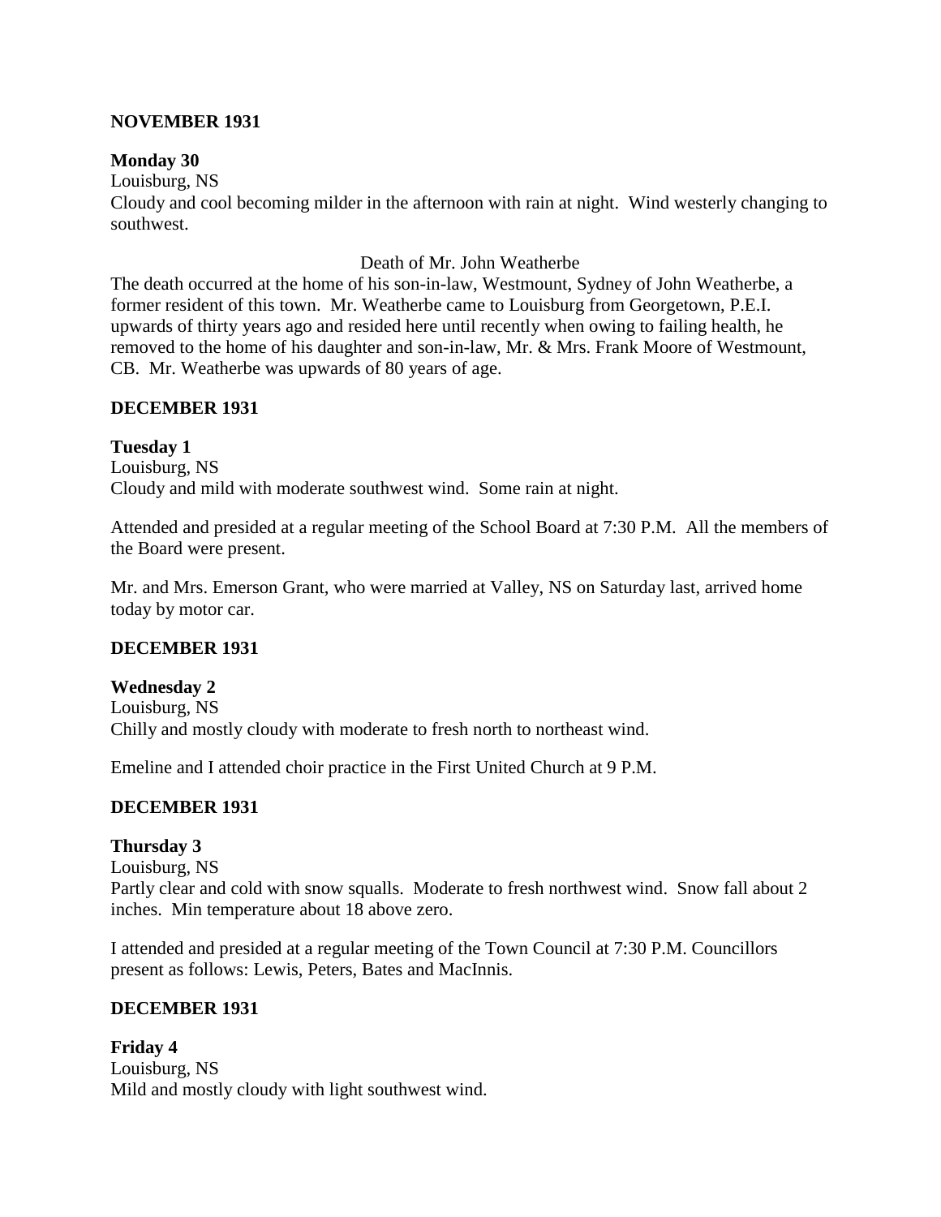## NOVEMBER 1931

**Monday 30**

Louisburg, NS

Cloudy and cool becoming milder in the afternoon with rain at night. Wind westerly changing to southwest.

Death of Mr. John Weatherbe

The death occurred at the home of his son-in-law, Westmount, Sydney of John Weatherbe, a former resident of this town. Mr. Weatherbe came to Louisburg from Georgetown, P.E.I. upwards of thirty years ago and resided here until recently when owing to failing health, he removed to the home of his daughter and son-in-law, Mr. & Mrs. Frank Moore of Westmount, CB. Mr. Weatherbe was upwards of 80 years of age.

## DECEMBER 1931

**Tuesday 1**

Louisburg, NS

Cloudy and mild with moderate southwest wind. Some rain at night.

Attended and presided at a regular meeting of the School Board at 7:30 P.M. All the members of the Board were present.

Mr. and Mrs. Emerson Grant, who were married at Valley, NS on Saturday last, arrived home today by motor car.

## DECEMBER 1931

**Wednesday 2**

Louisburg, NS

Chilly and mostly cloudy with moderate to fresh north to northeast wind.

Emeline and I attended choir practice in the First United Church at 9 P.M.

## DECEMBER 1931

**Thursday 3**

Louisburg, NS

Partly clear and cold with snow squalls. Moderate to fresh northwest wind. Snow fall about 2 inches. Min temperature about 18 above zero.

I attended and presided at a regular meeting of the Town Council at 7:30 P.M. Councillors present as follows: Lewis, Peters, Bates and MacInnis.

## DECEMBER 1931

**Friday 4**

Louisburg, NS

Mild and mostly cloudy with light southwest wind.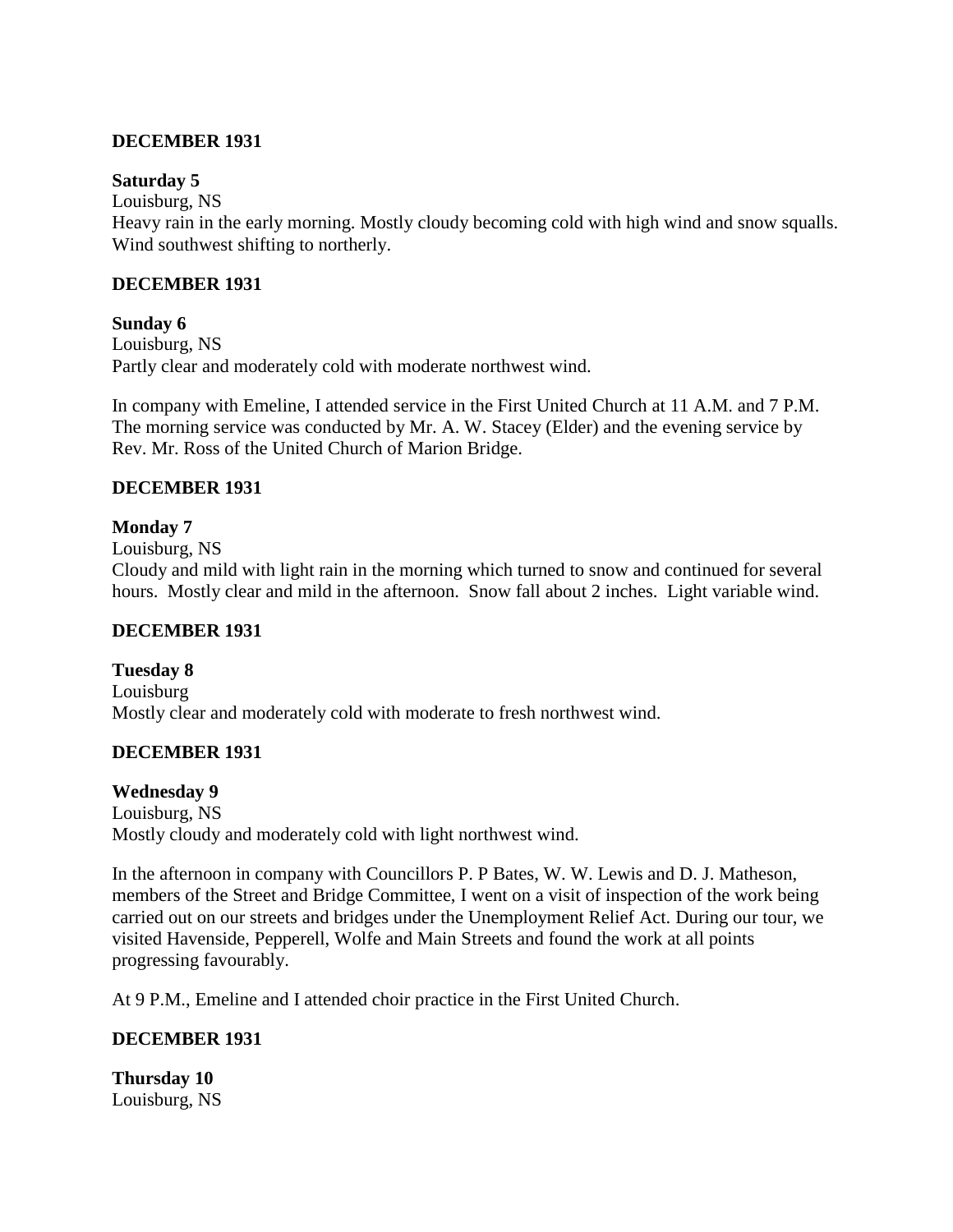**DECEMBER 1931**

**Saturday 5**
Louisburg, NS
Heavy rain in the early morning. Mostly cloudy becoming cold with high wind and snow squalls. Wind southwest shifting to northerly.

**DECEMBER 1931**

**Sunday 6**
Louisburg, NS
Partly clear and moderately cold with moderate northwest wind.

In company with Emeline, I attended service in the First United Church at 11 A.M. and 7 P.M. The morning service was conducted by Mr. A. W. Stacey (Elder) and the evening service by Rev. Mr. Ross of the United Church of Marion Bridge.

**DECEMBER 1931**

**Monday 7**
Louisburg, NS
Cloudy and mild with light rain in the morning which turned to snow and continued for several hours. Mostly clear and mild in the afternoon. Snow fall about 2 inches. Light variable wind.

**DECEMBER 1931**

**Tuesday 8**
Louisburg
Mostly clear and moderately cold with moderate to fresh northwest wind.

**DECEMBER 1931**

**Wednesday 9**
Louisburg, NS
Mostly cloudy and moderately cold with light northwest wind.

In the afternoon in company with Councillors P. P Bates, W. W. Lewis and D. J. Matheson, members of the Street and Bridge Committee, I went on a visit of inspection of the work being carried out on our streets and bridges under the Unemployment Relief Act. During our tour, we visited Havenside, Pepperell, Wolfe and Main Streets and found the work at all points progressing favourably.

At 9 P.M., Emeline and I attended choir practice in the First United Church.

**DECEMBER 1931**

**Thursday 10**
Louisburg, NS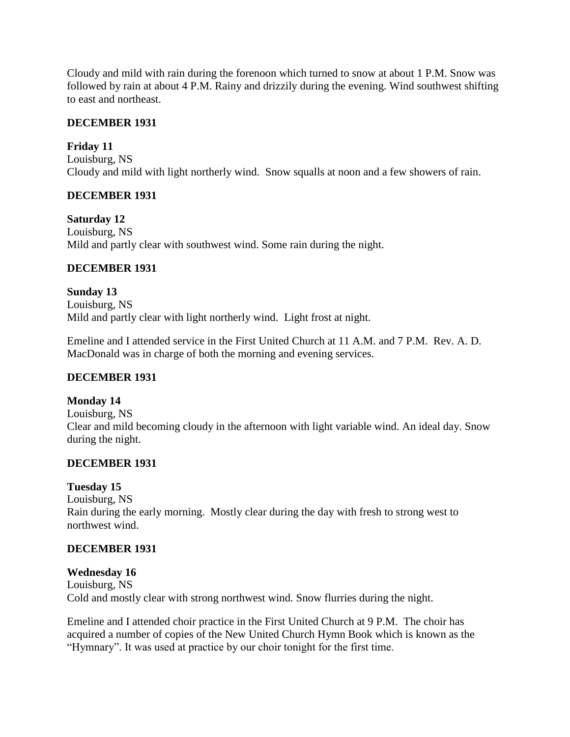Cloudy and mild with rain during the forenoon which turned to snow at about 1 P.M. Snow was followed by rain at about 4 P.M. Rainy and drizzily during the evening. Wind southwest shifting to east and northeast.

**DECEMBER 1931**

**Friday 11**
Louisburg, NS
Cloudy and mild with light northerly wind. Snow squalls at noon and a few showers of rain.

**DECEMBER 1931**

**Saturday 12**
Louisburg, NS
Mild and partly clear with southwest wind. Some rain during the night.

**DECEMBER 1931**

**Sunday 13**
Louisburg, NS
Mild and partly clear with light northerly wind. Light frost at night.

Emeline and I attended service in the First United Church at 11 A.M. and 7 P.M. Rev. A. D. MacDonald was in charge of both the morning and evening services.

**DECEMBER 1931**

**Monday 14**
Louisburg, NS
Clear and mild becoming cloudy in the afternoon with light variable wind. An ideal day. Snow during the night.

**DECEMBER 1931**

**Tuesday 15**
Louisburg, NS
Rain during the early morning. Mostly clear during the day with fresh to strong west to northwest wind.

**DECEMBER 1931**

**Wednesday 16**
Louisburg, NS
Cold and mostly clear with strong northwest wind. Snow flurries during the night.

Emeline and I attended choir practice in the First United Church at 9 P.M. The choir has acquired a number of copies of the New United Church Hymn Book which is known as the "Hymnary". It was used at practice by our choir tonight for the first time.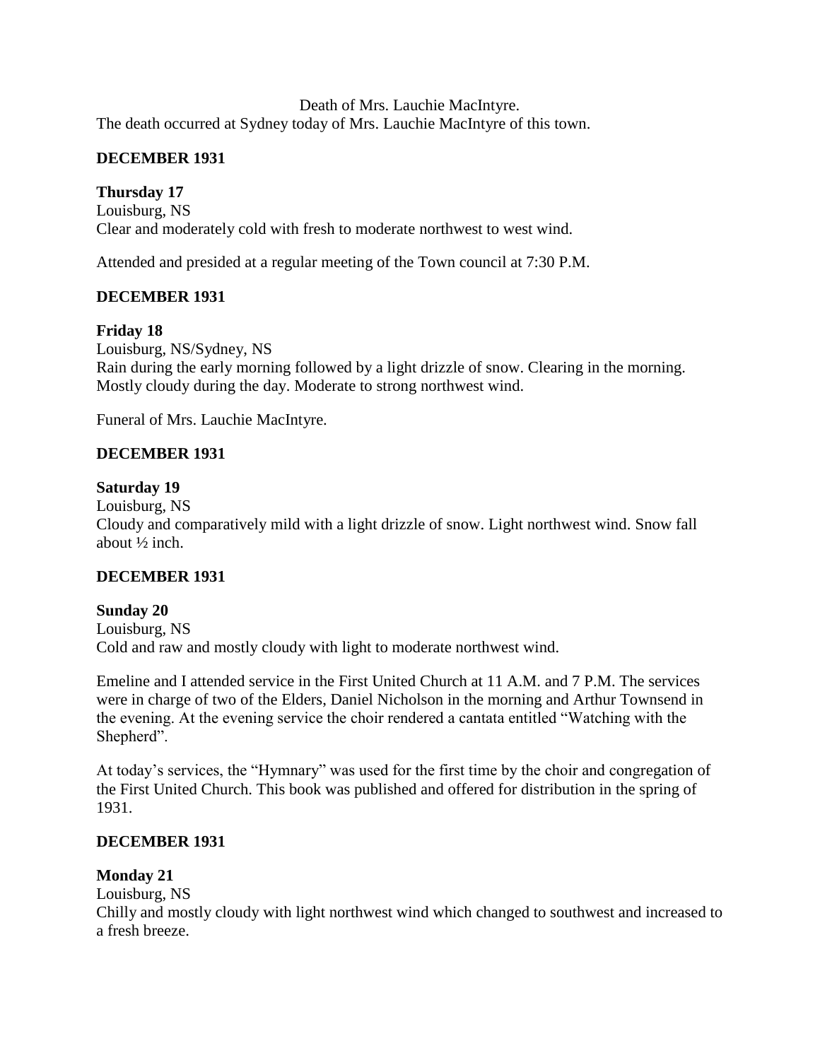Death of Mrs. Lauchie MacIntyre.

The death occurred at Sydney today of Mrs. Lauchie MacIntyre of this town.

**DECEMBER 1931**

**Thursday 17**

Louisburg, NS

Clear and moderately cold with fresh to moderate northwest to west wind.

Attended and presided at a regular meeting of the Town council at 7:30 P.M.

**DECEMBER 1931**

**Friday 18**

Louisburg, NS/Sydney, NS

Rain during the early morning followed by a light drizzle of snow. Clearing in the morning. Mostly cloudy during the day. Moderate to strong northwest wind.

Funeral of Mrs. Lauchie MacIntyre.

**DECEMBER 1931**

**Saturday 19**

Louisburg, NS

Cloudy and comparatively mild with a light drizzle of snow. Light northwest wind. Snow fall about ½ inch.

**DECEMBER 1931**

**Sunday 20**

Louisburg, NS

Cold and raw and mostly cloudy with light to moderate northwest wind.

Emeline and I attended service in the First United Church at 11 A.M. and 7 P.M. The services were in charge of two of the Elders, Daniel Nicholson in the morning and Arthur Townsend in the evening. At the evening service the choir rendered a cantata entitled "Watching with the Shepherd".

At today's services, the "Hymnary" was used for the first time by the choir and congregation of the First United Church. This book was published and offered for distribution in the spring of 1931.

**DECEMBER 1931**

**Monday 21**

Louisburg, NS

Chilly and mostly cloudy with light northwest wind which changed to southwest and increased to a fresh breeze.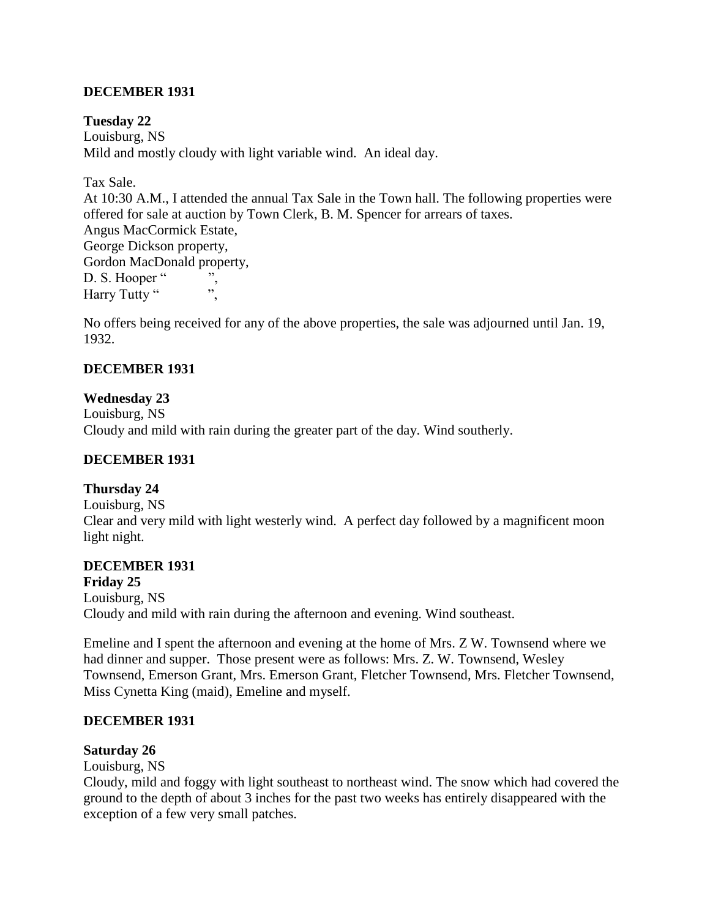## DECEMBER 1931

**Tuesday 22**
Louisburg, NS
Mild and mostly cloudy with light variable wind. An ideal day.

Tax Sale.
At 10:30 A.M., I attended the annual Tax Sale in the Town hall. The following properties were offered for sale at auction by Town Clerk, B. M. Spencer for arrears of taxes.
Angus MacCormick Estate,
George Dickson property,
Gordon MacDonald property,
D. S. Hooper " ",
Harry Tutty " ",

No offers being received for any of the above properties, the sale was adjourned until Jan. 19, 1932.

## DECEMBER 1931

**Wednesday 23**
Louisburg, NS
Cloudy and mild with rain during the greater part of the day. Wind southerly.

## DECEMBER 1931

**Thursday 24**
Louisburg, NS
Clear and very mild with light westerly wind. A perfect day followed by a magnificent moon light night.

## DECEMBER 1931

**Friday 25**
Louisburg, NS
Cloudy and mild with rain during the afternoon and evening. Wind southeast.

Emeline and I spent the afternoon and evening at the home of Mrs. Z W. Townsend where we had dinner and supper. Those present were as follows: Mrs. Z. W. Townsend, Wesley Townsend, Emerson Grant, Mrs. Emerson Grant, Fletcher Townsend, Mrs. Fletcher Townsend, Miss Cynetta King (maid), Emeline and myself.

## DECEMBER 1931

**Saturday 26**
Louisburg, NS
Cloudy, mild and foggy with light southeast to northeast wind. The snow which had covered the ground to the depth of about 3 inches for the past two weeks has entirely disappeared with the exception of a few very small patches.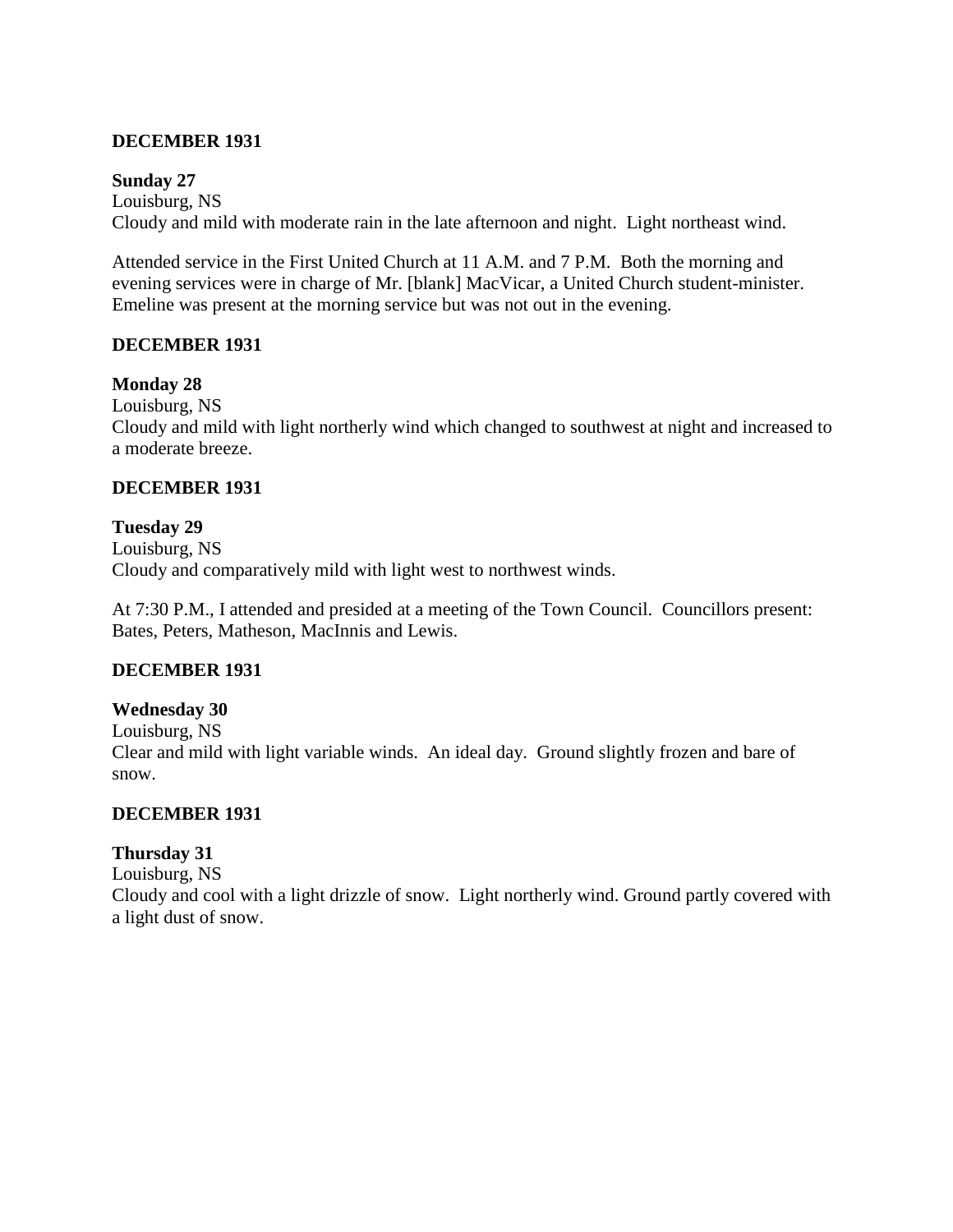**DECEMBER 1931**

**Sunday 27**
Louisburg, NS
Cloudy and mild with moderate rain in the late afternoon and night. Light northeast wind.

Attended service in the First United Church at 11 A.M. and 7 P.M. Both the morning and evening services were in charge of Mr. [blank] MacVicar, a United Church student-minister. Emeline was present at the morning service but was not out in the evening.

**DECEMBER 1931**

**Monday 28**
Louisburg, NS
Cloudy and mild with light northerly wind which changed to southwest at night and increased to a moderate breeze.

**DECEMBER 1931**

**Tuesday 29**
Louisburg, NS
Cloudy and comparatively mild with light west to northwest winds.

At 7:30 P.M., I attended and presided at a meeting of the Town Council. Councillors present: Bates, Peters, Matheson, MacInnis and Lewis.

**DECEMBER 1931**

**Wednesday 30**
Louisburg, NS
Clear and mild with light variable winds. An ideal day. Ground slightly frozen and bare of snow.

**DECEMBER 1931**

**Thursday 31**
Louisburg, NS
Cloudy and cool with a light drizzle of snow. Light northerly wind. Ground partly covered with a light dust of snow.